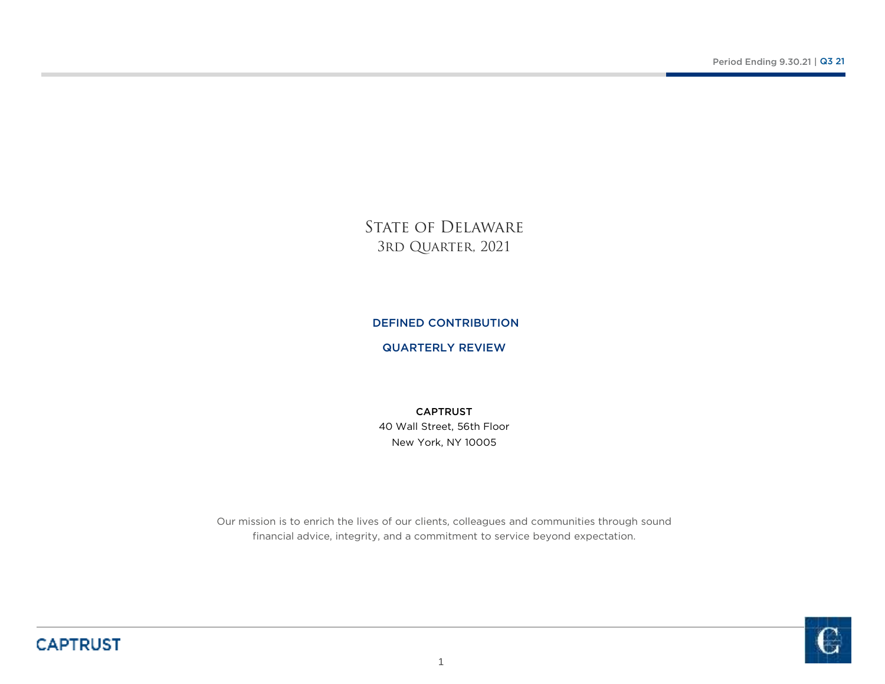# State of Delaware
## 3rd Quarter, 2021

**DEFINED CONTRIBUTION**

**QUARTERLY REVIEW**

**CAPTRUST**
40 Wall Street, 56th Floor
New York, NY 10005

Our mission is to enrich the lives of our clients, colleagues and communities through sound financial advice, integrity, and a commitment to service beyond expectation.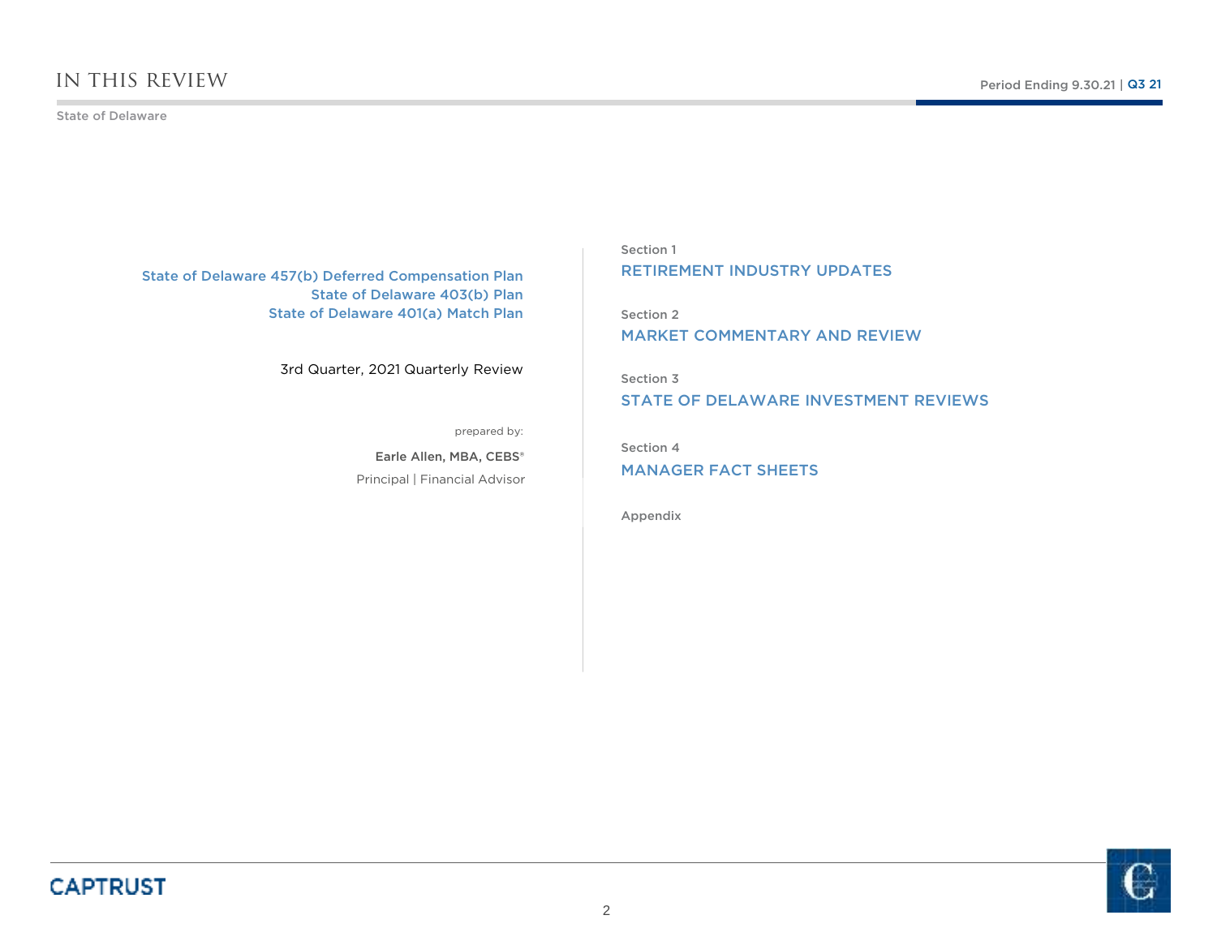# IN THIS REVIEW

State of Delaware

Period Ending 9.30.21 | Q3 21

**State of Delaware 457(b) Deferred Compensation Plan**
**State of Delaware 403(b) Plan**
**State of Delaware 401(a) Match Plan**

3rd Quarter, 2021 Quarterly Review

prepared by:

**Earle Allen, MBA, CEBS®**
Principal | Financial Advisor

Section 1
## RETIREMENT INDUSTRY UPDATES

Section 2
## MARKET COMMENTARY AND REVIEW

Section 3
## STATE OF DELAWARE INVESTMENT REVIEWS

Section 4
## MANAGER FACT SHEETS

Appendix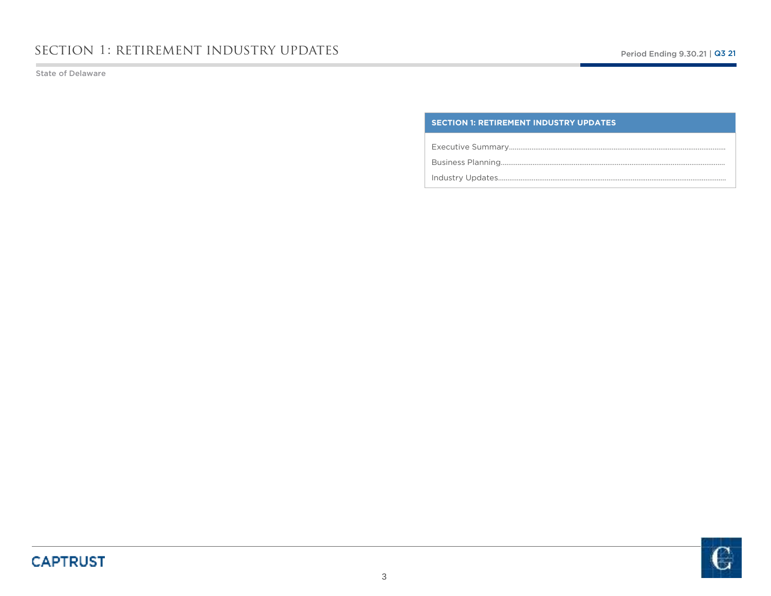# SECTION 1: RETIREMENT INDUSTRY UPDATES

State of Delaware

| SECTION 1: RETIREMENT INDUSTRY UPDATES |
| --- |
| Executive Summary |
| Business Planning |
| Industry Updates |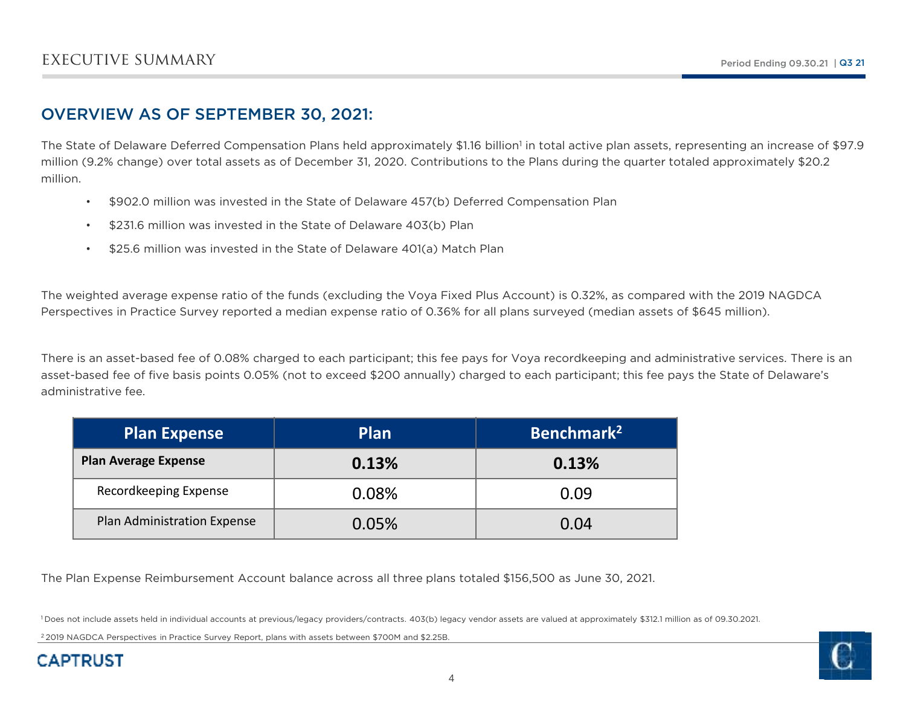## OVERVIEW AS OF SEPTEMBER 30, 2021:

The State of Delaware Deferred Compensation Plans held approximately $1.16 billion[1] in total active plan assets, representing an increase of $97.9 million (9.2% change) over total assets as of December 31, 2020. Contributions to the Plans during the quarter totaled approximately $20.2 million.

- $902.0 million was invested in the State of Delaware 457(b) Deferred Compensation Plan
- $231.6 million was invested in the State of Delaware 403(b) Plan
- $25.6 million was invested in the State of Delaware 401(a) Match Plan

The weighted average expense ratio of the funds (excluding the Voya Fixed Plus Account) is 0.32%, as compared with the 2019 NAGDCA Perspectives in Practice Survey reported a median expense ratio of 0.36% for all plans surveyed (median assets of $645 million).

There is an asset-based fee of 0.08% charged to each participant; this fee pays for Voya recordkeeping and administrative services. There is an asset-based fee of five basis points 0.05% (not to exceed $200 annually) charged to each participant; this fee pays the State of Delaware's administrative fee.

| Plan Expense | Plan | Benchmark[2] |
|---|---|---|
| **Plan Average Expense** | **0.13%** | **0.13%** |
| Recordkeeping Expense | 0.08% | 0.09 |
| Plan Administration Expense | 0.05% | 0.04 |

The Plan Expense Reimbursement Account balance across all three plans totaled $156,500 as June 30, 2021.

[1] Does not include assets held in individual accounts at previous/legacy providers/contracts. 403(b) legacy vendor assets are valued at approximately $312.1 million as of 09.30.2021.

[2] 2019 NAGDCA Perspectives in Practice Survey Report, plans with assets between $700M and $2.25B.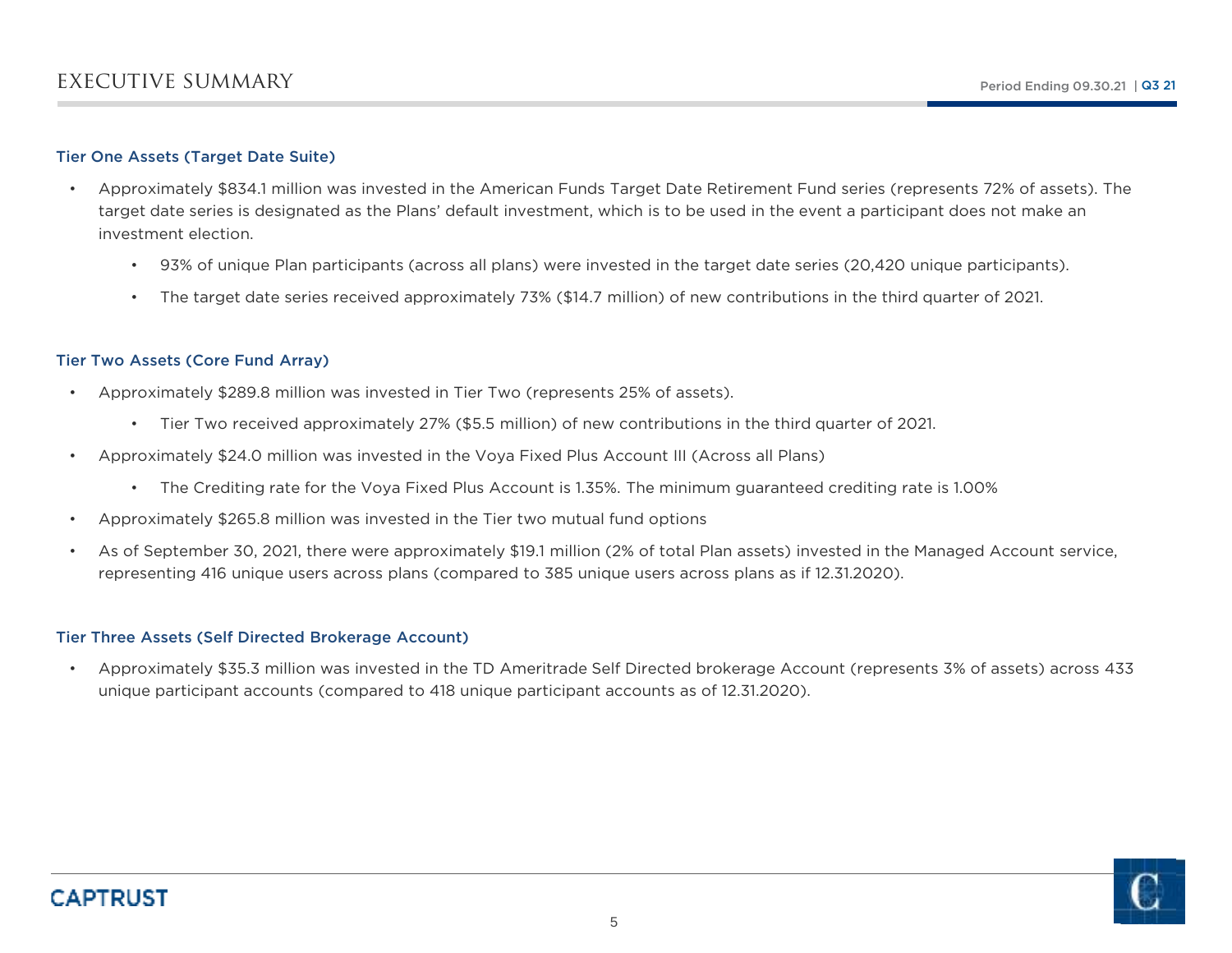# EXECUTIVE SUMMARY

### Tier One Assets (Target Date Suite)

- Approximately $834.1 million was invested in the American Funds Target Date Retirement Fund series (represents 72% of assets). The target date series is designated as the Plans' default investment, which is to be used in the event a participant does not make an investment election.
    - 93% of unique Plan participants (across all plans) were invested in the target date series (20,420 unique participants).
    - The target date series received approximately 73% ($14.7 million) of new contributions in the third quarter of 2021.

### Tier Two Assets (Core Fund Array)

- Approximately $289.8 million was invested in Tier Two (represents 25% of assets).
    - Tier Two received approximately 27% ($5.5 million) of new contributions in the third quarter of 2021.
- Approximately $24.0 million was invested in the Voya Fixed Plus Account III (Across all Plans)
    - The Crediting rate for the Voya Fixed Plus Account is 1.35%. The minimum guaranteed crediting rate is 1.00%
- Approximately $265.8 million was invested in the Tier two mutual fund options
- As of September 30, 2021, there were approximately $19.1 million (2% of total Plan assets) invested in the Managed Account service, representing 416 unique users across plans (compared to 385 unique users across plans as if 12.31.2020).

### Tier Three Assets (Self Directed Brokerage Account)

- Approximately $35.3 million was invested in the TD Ameritrade Self Directed brokerage Account (represents 3% of assets) across 433 unique participant accounts (compared to 418 unique participant accounts as of 12.31.2020).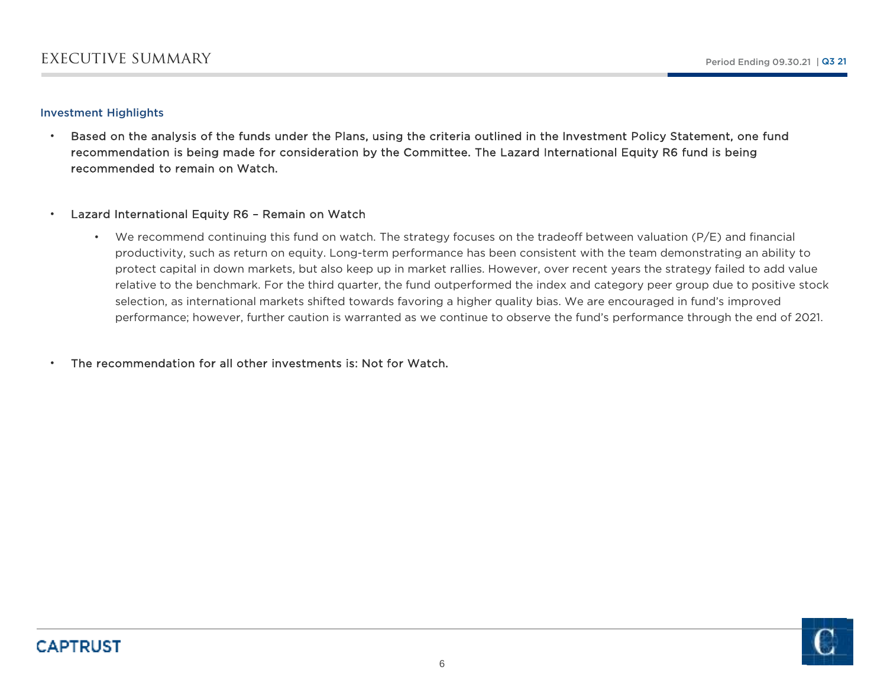# EXECUTIVE SUMMARY

## Investment Highlights

- **Based on the analysis of the funds under the Plans, using the criteria outlined in the Investment Policy Statement, one fund recommendation is being made for consideration by the Committee. The Lazard International Equity R6 fund is being recommended to remain on Watch.**

- **Lazard International Equity R6 – Remain on Watch**
    - We recommend continuing this fund on watch. The strategy focuses on the tradeoff between valuation (P/E) and financial productivity, such as return on equity. Long-term performance has been consistent with the team demonstrating an ability to protect capital in down markets, but also keep up in market rallies. However, over recent years the strategy failed to add value relative to the benchmark. For the third quarter, the fund outperformed the index and category peer group due to positive stock selection, as international markets shifted towards favoring a higher quality bias. We are encouraged in fund's improved performance; however, further caution is warranted as we continue to observe the fund's performance through the end of 2021.

- **The recommendation for all other investments is: Not for Watch.**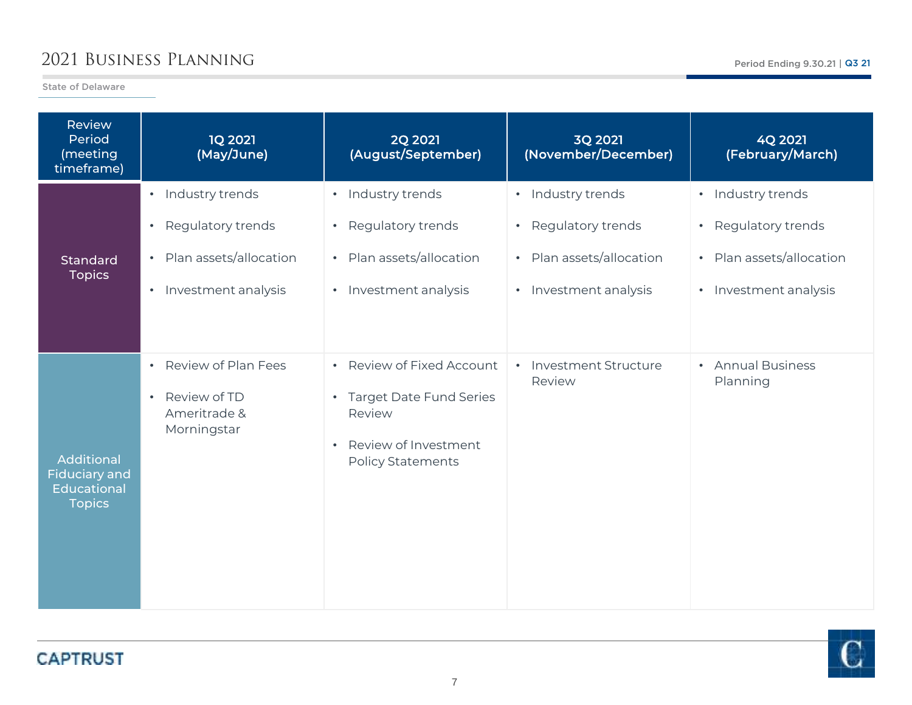# 2021 Business Planning

State of Delaware

| Review Period (meeting timeframe) | 1Q 2021 (May/June) | 2Q 2021 (August/September) | 3Q 2021 (November/December) | 4Q 2021 (February/March) |
|---|---|---|---|---|
| Standard Topics | • Industry trends<br>• Regulatory trends<br>• Plan assets/allocation<br>• Investment analysis | • Industry trends<br>• Regulatory trends<br>• Plan assets/allocation<br>• Investment analysis | • Industry trends<br>• Regulatory trends<br>• Plan assets/allocation<br>• Investment analysis | • Industry trends<br>• Regulatory trends<br>• Plan assets/allocation<br>• Investment analysis |
| Additional Fiduciary and Educational Topics | • Review of Plan Fees<br>• Review of TD Ameritrade & Morningstar | • Review of Fixed Account<br>• Target Date Fund Series Review<br>• Review of Investment Policy Statements | • Investment Structure Review | • Annual Business Planning |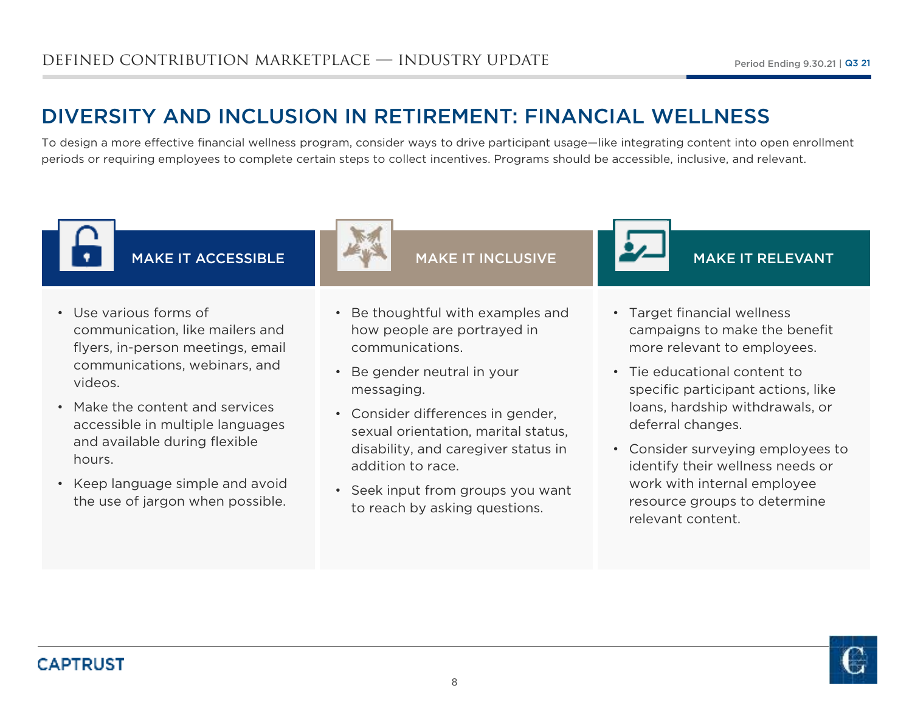# DIVERSITY AND INCLUSION IN RETIREMENT: FINANCIAL WELLNESS

To design a more effective financial wellness program, consider ways to drive participant usage—like integrating content into open enrollment periods or requiring employees to complete certain steps to collect incentives. Programs should be accessible, inclusive, and relevant.

## MAKE IT ACCESSIBLE

- Use various forms of communication, like mailers and flyers, in-person meetings, email communications, webinars, and videos.
- Make the content and services accessible in multiple languages and available during flexible hours.
- Keep language simple and avoid the use of jargon when possible.

## MAKE IT INCLUSIVE

- Be thoughtful with examples and how people are portrayed in communications.
- Be gender neutral in your messaging.
- Consider differences in gender, sexual orientation, marital status, disability, and caregiver status in addition to race.
- Seek input from groups you want to reach by asking questions.

## MAKE IT RELEVANT

- Target financial wellness campaigns to make the benefit more relevant to employees.
- Tie educational content to specific participant actions, like loans, hardship withdrawals, or deferral changes.
- Consider surveying employees to identify their wellness needs or work with internal employee resource groups to determine relevant content.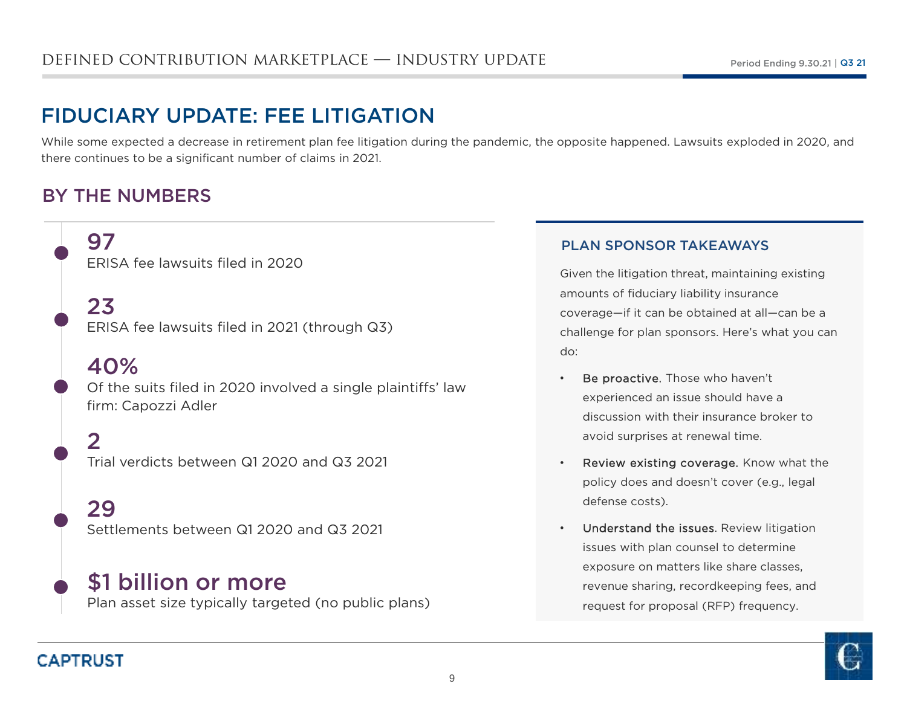# FIDUCIARY UPDATE: FEE LITIGATION

While some expected a decrease in retirement plan fee litigation during the pandemic, the opposite happened. Lawsuits exploded in 2020, and there continues to be a significant number of claims in 2021.

## BY THE NUMBERS

**97**
ERISA fee lawsuits filed in 2020

**23**
ERISA fee lawsuits filed in 2021 (through Q3)

**40%**
Of the suits filed in 2020 involved a single plaintiffs' law firm: Capozzi Adler

**2**
Trial verdicts between Q1 2020 and Q3 2021

**29**
Settlements between Q1 2020 and Q3 2021

**$1 billion or more**
Plan asset size typically targeted (no public plans)

### PLAN SPONSOR TAKEAWAYS

Given the litigation threat, maintaining existing amounts of fiduciary liability insurance coverage—if it can be obtained at all—can be a challenge for plan sponsors. Here's what you can do:

- **Be proactive.** Those who haven't experienced an issue should have a discussion with their insurance broker to avoid surprises at renewal time.
- **Review existing coverage.** Know what the policy does and doesn't cover (e.g., legal defense costs).
- **Understand the issues**. Review litigation issues with plan counsel to determine exposure on matters like share classes, revenue sharing, recordkeeping fees, and request for proposal (RFP) frequency.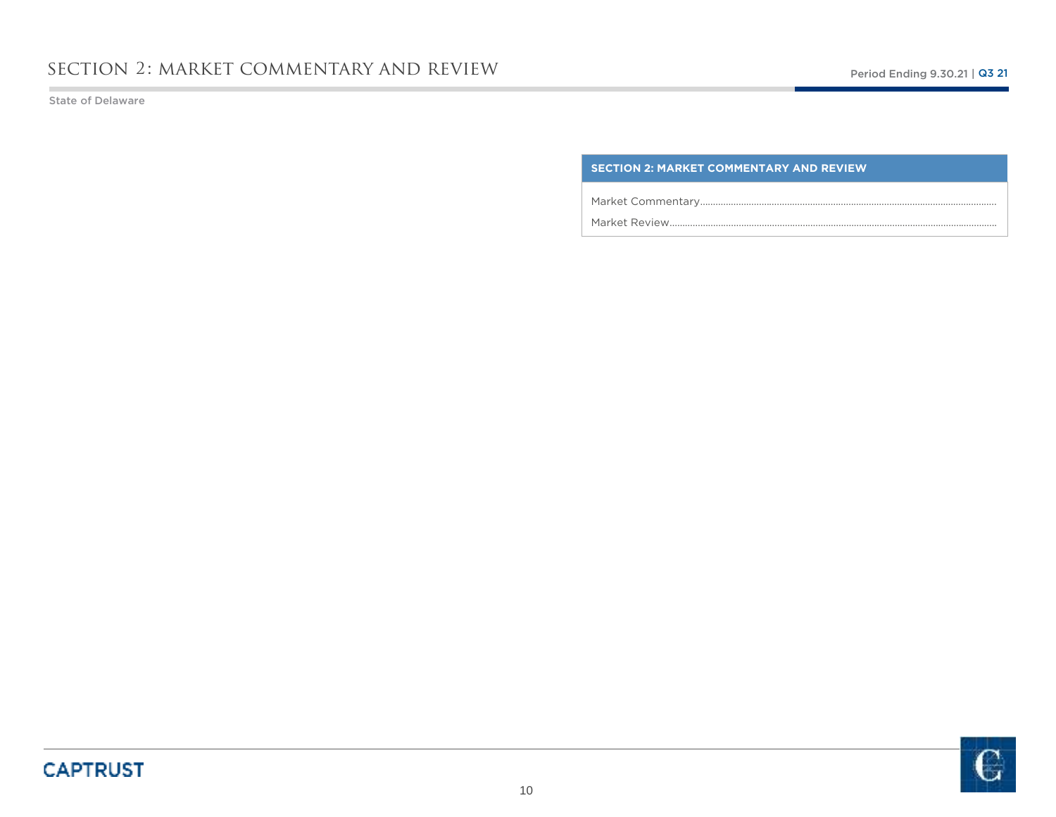# SECTION 2: MARKET COMMENTARY AND REVIEW

State of Delaware

| SECTION 2: MARKET COMMENTARY AND REVIEW |
| --- |
| Market Commentary................................................................................................................ |
| Market Review....................................................................................................................... |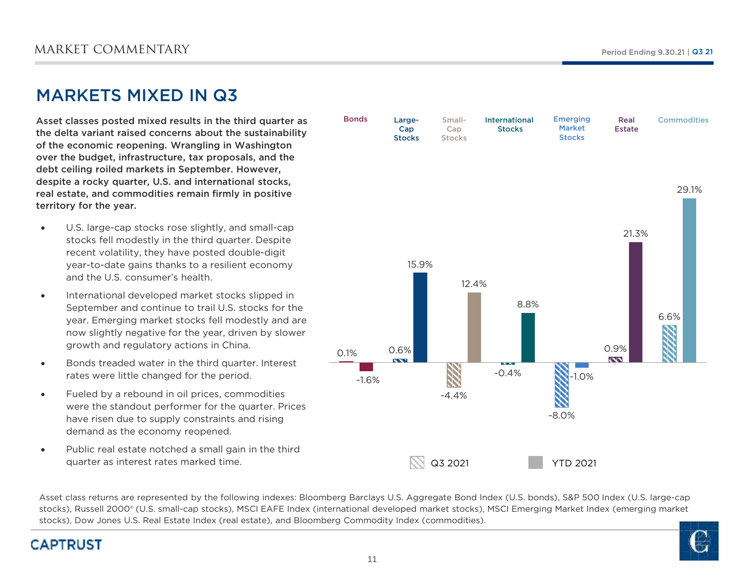# MARKETS MIXED IN Q3

**Asset classes posted mixed results in the third quarter as the delta variant raised concerns about the sustainability of the economic reopening. Wrangling in Washington over the budget, infrastructure, tax proposals, and the debt ceiling roiled markets in September. However, despite a rocky quarter, U.S. and international stocks, real estate, and commodities remain firmly in positive territory for the year.**

- U.S. large-cap stocks rose slightly, and small-cap stocks fell modestly in the third quarter. Despite recent volatility, they have posted double-digit year-to-date gains thanks to a resilient economy and the U.S. consumer's health.
- International developed market stocks slipped in September and continue to trail U.S. stocks for the year. Emerging market stocks fell modestly and are now slightly negative for the year, driven by slower growth and regulatory actions in China.
- Bonds treaded water in the third quarter. Interest rates were little changed for the period.
- Fueled by a rebound in oil prices, commodities were the standout performer for the quarter. Prices have risen due to supply constraints and rising demand as the economy reopened.
- Public real estate notched a small gain in the third quarter as interest rates marked time.

| | Bonds | Large-Cap Stocks | Small-Cap Stocks | International Stocks | Emerging Market Stocks | Real Estate | Commodities |
|---|---|---|---|---|---|---|---|
| Q3 2021 | 0.1% | 0.6% | -4.4% | -0.4% | -8.0% | 0.9% | 6.6% |
| YTD 2021 | -1.6% | 15.9% | 12.4% | 8.8% | -1.0% | 21.3% | 29.1% |

Asset class returns are represented by the following indexes: Bloomberg Barclays U.S. Aggregate Bond Index (U.S. bonds), S&P 500 Index (U.S. large-cap stocks), Russell 2000® (U.S. small-cap stocks), MSCI EAFE Index (international developed market stocks), MSCI Emerging Market Index (emerging market stocks), Dow Jones U.S. Real Estate Index (real estate), and Bloomberg Commodity Index (commodities).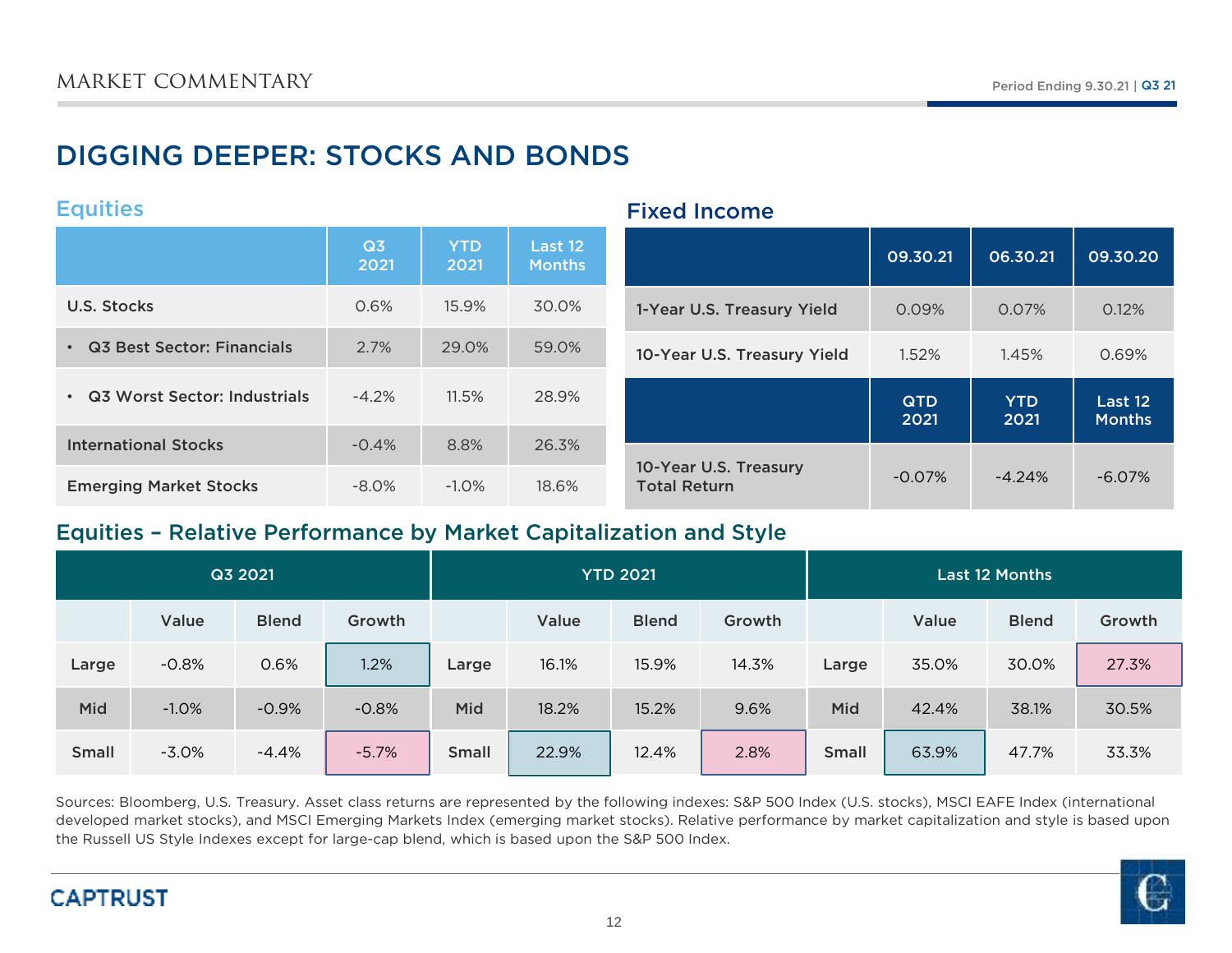# DIGGING DEEPER: STOCKS AND BONDS

## Equities

| | Q3 2021 | YTD 2021 | Last 12 Months |
|---|---|---|---|
| U.S. Stocks | 0.6% | 15.9% | 30.0% |
| • Q3 Best Sector: Financials | 2.7% | 29.0% | 59.0% |
| • Q3 Worst Sector: Industrials | -4.2% | 11.5% | 28.9% |
| International Stocks | -0.4% | 8.8% | 26.3% |
| Emerging Market Stocks | -8.0% | -1.0% | 18.6% |

## Fixed Income

| | 09.30.21 | 06.30.21 | 09.30.20 |
|---|---|---|---|
| 1-Year U.S. Treasury Yield | 0.09% | 0.07% | 0.12% |
| 10-Year U.S. Treasury Yield | 1.52% | 1.45% | 0.69% |
| | **QTD 2021** | **YTD 2021** | **Last 12 Months** |
| 10-Year U.S. Treasury Total Return | -0.07% | -4.24% | -6.07% |

## Equities – Relative Performance by Market Capitalization and Style

| Q3 2021 | | | | YTD 2021 | | | | Last 12 Months | | | |
|---|---|---|---|---|---|---|---|---|---|---|---|
| | Value | Blend | Growth | | Value | Blend | Growth | | Value | Blend | Growth |
| Large | -0.8% | 0.6% | 1.2% | Large | 16.1% | 15.9% | 14.3% | Large | 35.0% | 30.0% | 27.3% |
| Mid | -1.0% | -0.9% | -0.8% | Mid | 18.2% | 15.2% | 9.6% | Mid | 42.4% | 38.1% | 30.5% |
| Small | -3.0% | -4.4% | -5.7% | Small | 22.9% | 12.4% | 2.8% | Small | 63.9% | 47.7% | 33.3% |

Sources: Bloomberg, U.S. Treasury. Asset class returns are represented by the following indexes: S&P 500 Index (U.S. stocks), MSCI EAFE Index (international developed market stocks), and MSCI Emerging Markets Index (emerging market stocks). Relative performance by market capitalization and style is based upon the Russell US Style Indexes except for large-cap blend, which is based upon the S&P 500 Index.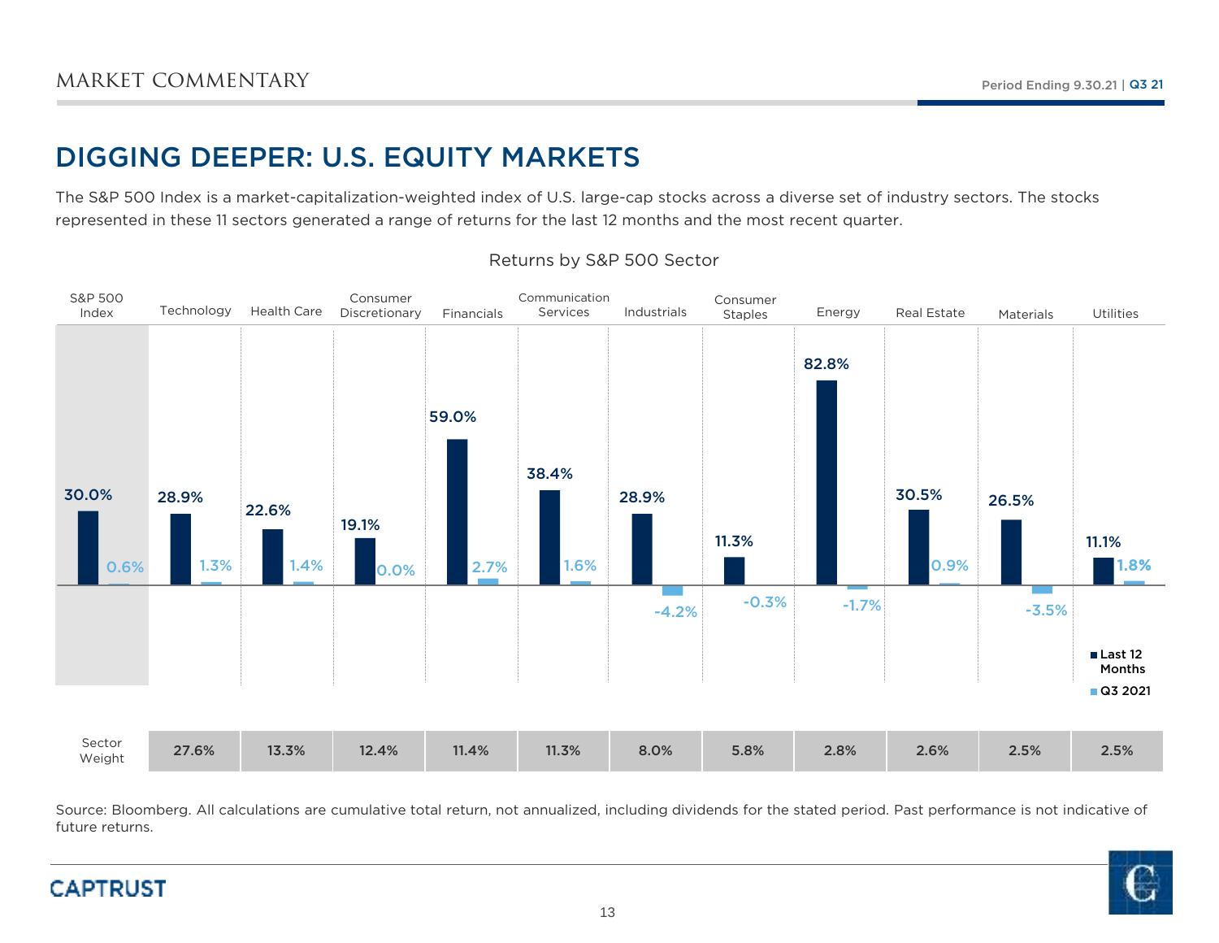MARKET COMMENTARY

Period Ending 9.30.21 | Q3 21

# DIGGING DEEPER: U.S. EQUITY MARKETS

The S&P 500 Index is a market-capitalization-weighted index of U.S. large-cap stocks across a diverse set of industry sectors. The stocks represented in these 11 sectors generated a range of returns for the last 12 months and the most recent quarter.

## Returns by S&P 500 Sector

| | Last 12 Months | Q3 2021 | Sector Weight |
|---|---|---|---|
| S&P 500 Index | 30.0% | 0.6% | |
| Technology | 28.9% | 1.3% | 27.6% |
| Health Care | 22.6% | 1.4% | 13.3% |
| Consumer Discretionary | 19.1% | 0.0% | 12.4% |
| Financials | 59.0% | 2.7% | 11.4% |
| Communication Services | 38.4% | 1.6% | 11.3% |
| Industrials | 28.9% | -4.2% | 8.0% |
| Consumer Staples | 11.3% | -0.3% | 5.8% |
| Energy | 82.8% | -1.7% | 2.8% |
| Real Estate | 30.5% | 0.9% | 2.6% |
| Materials | 26.5% | -3.5% | 2.5% |
| Utilities | 11.1% | 1.8% | 2.5% |

Source: Bloomberg. All calculations are cumulative total return, not annualized, including dividends for the stated period. Past performance is not indicative of future returns.

CAPTRUST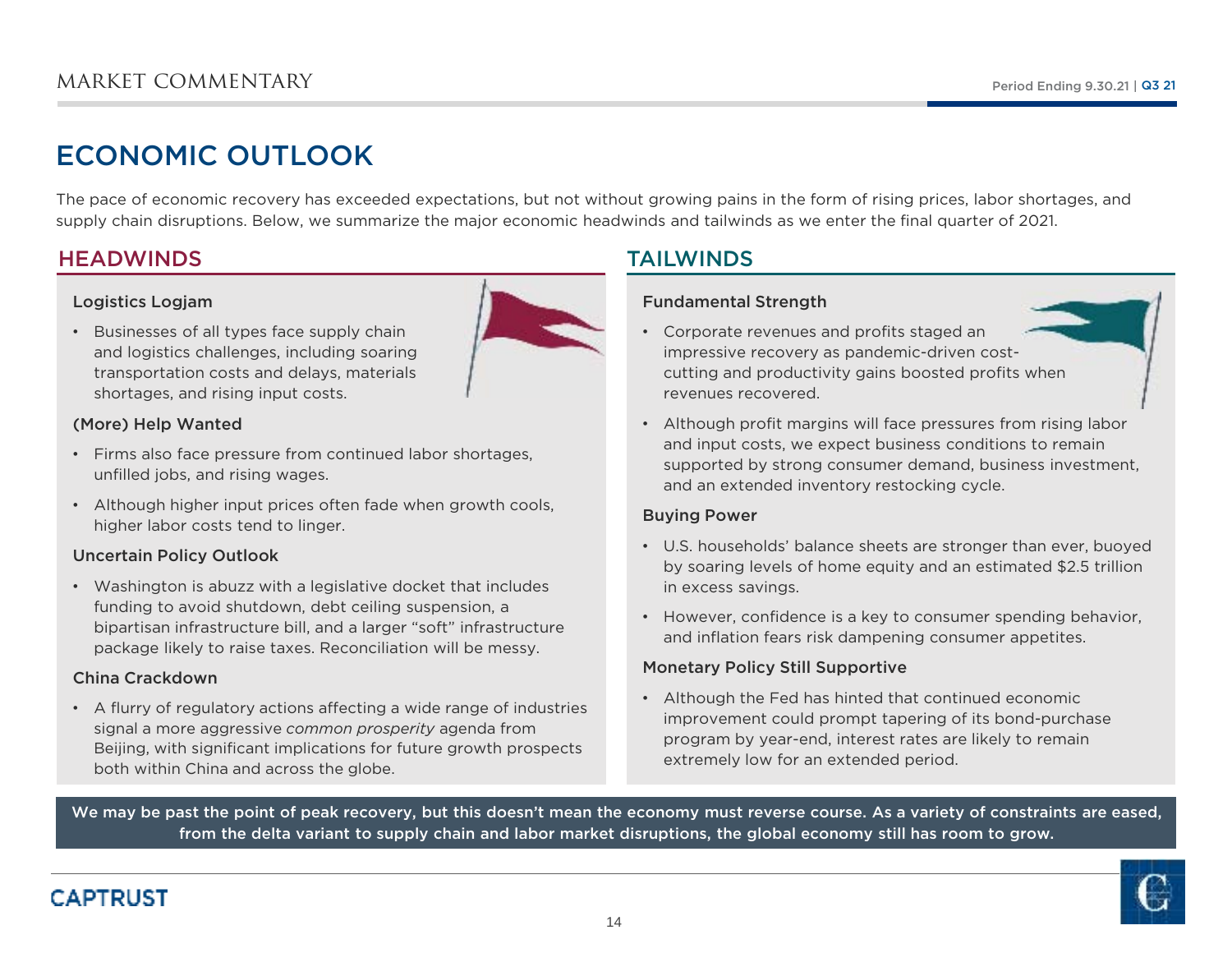# ECONOMIC OUTLOOK

The pace of economic recovery has exceeded expectations, but not without growing pains in the form of rising prices, labor shortages, and supply chain disruptions. Below, we summarize the major economic headwinds and tailwinds as we enter the final quarter of 2021.

## HEADWINDS

### Logistics Logjam

- Businesses of all types face supply chain and logistics challenges, including soaring transportation costs and delays, materials shortages, and rising input costs.

### (More) Help Wanted

- Firms also face pressure from continued labor shortages, unfilled jobs, and rising wages.
- Although higher input prices often fade when growth cools, higher labor costs tend to linger.

### Uncertain Policy Outlook

- Washington is abuzz with a legislative docket that includes funding to avoid shutdown, debt ceiling suspension, a bipartisan infrastructure bill, and a larger "soft" infrastructure package likely to raise taxes. Reconciliation will be messy.

### China Crackdown

- A flurry of regulatory actions affecting a wide range of industries signal a more aggressive *common prosperity* agenda from Beijing, with significant implications for future growth prospects both within China and across the globe.

## TAILWINDS

### Fundamental Strength

- Corporate revenues and profits staged an impressive recovery as pandemic-driven cost-cutting and productivity gains boosted profits when revenues recovered.
- Although profit margins will face pressures from rising labor and input costs, we expect business conditions to remain supported by strong consumer demand, business investment, and an extended inventory restocking cycle.

### Buying Power

- U.S. households' balance sheets are stronger than ever, buoyed by soaring levels of home equity and an estimated $2.5 trillion in excess savings.
- However, confidence is a key to consumer spending behavior, and inflation fears risk dampening consumer appetites.

### Monetary Policy Still Supportive

- Although the Fed has hinted that continued economic improvement could prompt tapering of its bond-purchase program by year-end, interest rates are likely to remain extremely low for an extended period.

**We may be past the point of peak recovery, but this doesn't mean the economy must reverse course. As a variety of constraints are eased, from the delta variant to supply chain and labor market disruptions, the global economy still has room to grow.**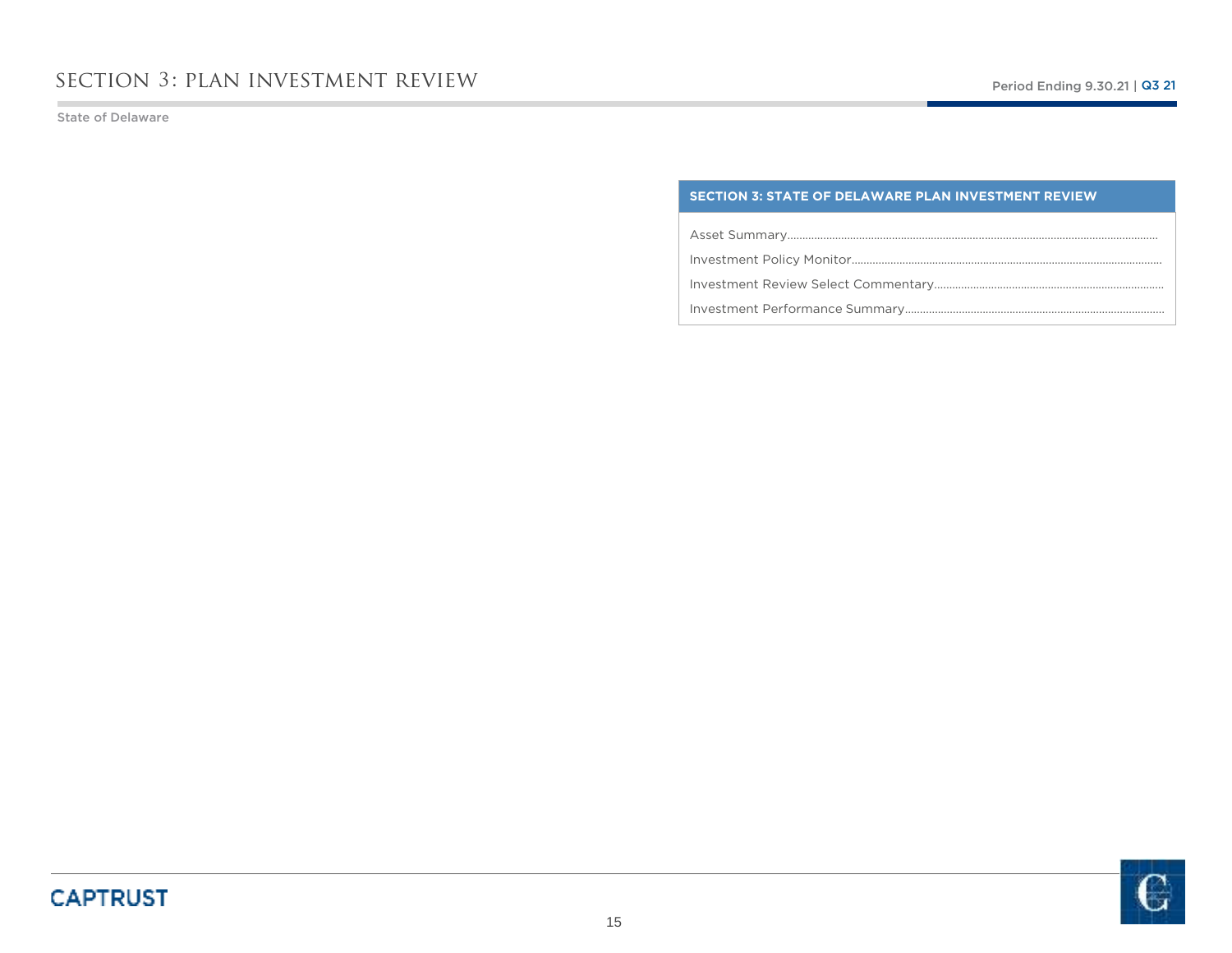# SECTION 3: PLAN INVESTMENT REVIEW

State of Delaware

| SECTION 3: STATE OF DELAWARE PLAN INVESTMENT REVIEW |
|---|
| Asset Summary |
| Investment Policy Monitor |
| Investment Review Select Commentary |
| Investment Performance Summary |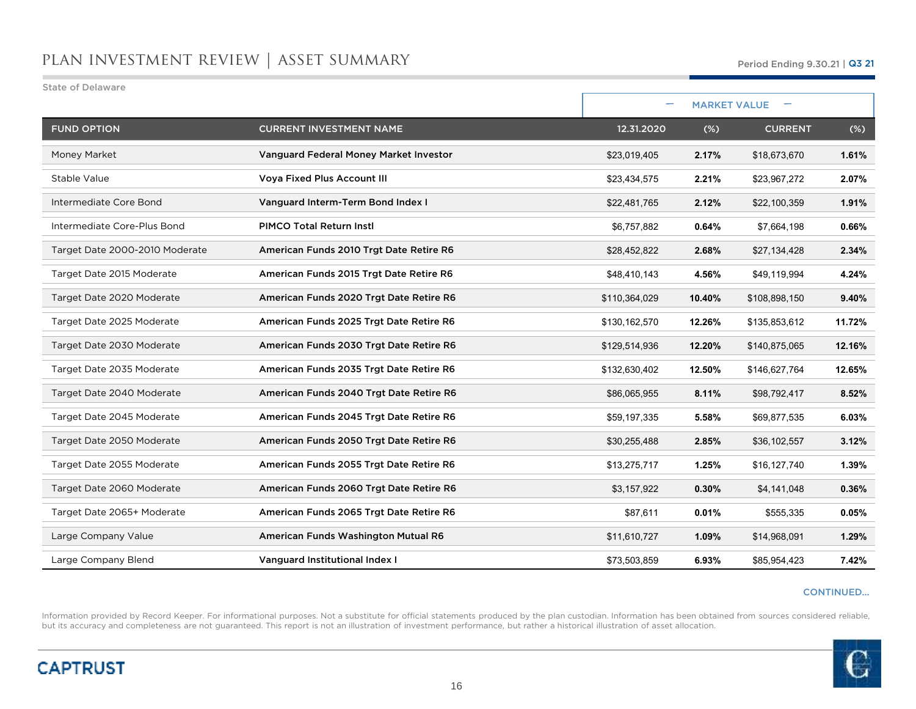# PLAN INVESTMENT REVIEW | ASSET SUMMARY

Period Ending 9.30.21 | Q3 21

State of Delaware

| FUND OPTION | CURRENT INVESTMENT NAME | MARKET VALUE 12.31.2020 | (%) | CURRENT | (%) |
|---|---|---|---|---|---|
| Money Market | Vanguard Federal Money Market Investor | $23,019,405 | 2.17% | $18,673,670 | 1.61% |
| Stable Value | Voya Fixed Plus Account III | $23,434,575 | 2.21% | $23,967,272 | 2.07% |
| Intermediate Core Bond | Vanguard Interm-Term Bond Index I | $22,481,765 | 2.12% | $22,100,359 | 1.91% |
| Intermediate Core-Plus Bond | PIMCO Total Return Instl | $6,757,882 | 0.64% | $7,664,198 | 0.66% |
| Target Date 2000-2010 Moderate | American Funds 2010 Trgt Date Retire R6 | $28,452,822 | 2.68% | $27,134,428 | 2.34% |
| Target Date 2015 Moderate | American Funds 2015 Trgt Date Retire R6 | $48,410,143 | 4.56% | $49,119,994 | 4.24% |
| Target Date 2020 Moderate | American Funds 2020 Trgt Date Retire R6 | $110,364,029 | 10.40% | $108,898,150 | 9.40% |
| Target Date 2025 Moderate | American Funds 2025 Trgt Date Retire R6 | $130,162,570 | 12.26% | $135,853,612 | 11.72% |
| Target Date 2030 Moderate | American Funds 2030 Trgt Date Retire R6 | $129,514,936 | 12.20% | $140,875,065 | 12.16% |
| Target Date 2035 Moderate | American Funds 2035 Trgt Date Retire R6 | $132,630,402 | 12.50% | $146,627,764 | 12.65% |
| Target Date 2040 Moderate | American Funds 2040 Trgt Date Retire R6 | $86,065,955 | 8.11% | $98,792,417 | 8.52% |
| Target Date 2045 Moderate | American Funds 2045 Trgt Date Retire R6 | $59,197,335 | 5.58% | $69,877,535 | 6.03% |
| Target Date 2050 Moderate | American Funds 2050 Trgt Date Retire R6 | $30,255,488 | 2.85% | $36,102,557 | 3.12% |
| Target Date 2055 Moderate | American Funds 2055 Trgt Date Retire R6 | $13,275,717 | 1.25% | $16,127,740 | 1.39% |
| Target Date 2060 Moderate | American Funds 2060 Trgt Date Retire R6 | $3,157,922 | 0.30% | $4,141,048 | 0.36% |
| Target Date 2065+ Moderate | American Funds 2065 Trgt Date Retire R6 | $87,611 | 0.01% | $555,335 | 0.05% |
| Large Company Value | American Funds Washington Mutual R6 | $11,610,727 | 1.09% | $14,968,091 | 1.29% |
| Large Company Blend | Vanguard Institutional Index I | $73,503,859 | 6.93% | $85,954,423 | 7.42% |

CONTINUED...

Information provided by Record Keeper. For informational purposes. Not a substitute for official statements produced by the plan custodian. Information has been obtained from sources considered reliable, but its accuracy and completeness are not guaranteed. This report is not an illustration of investment performance, but rather a historical illustration of asset allocation.

CAPTRUST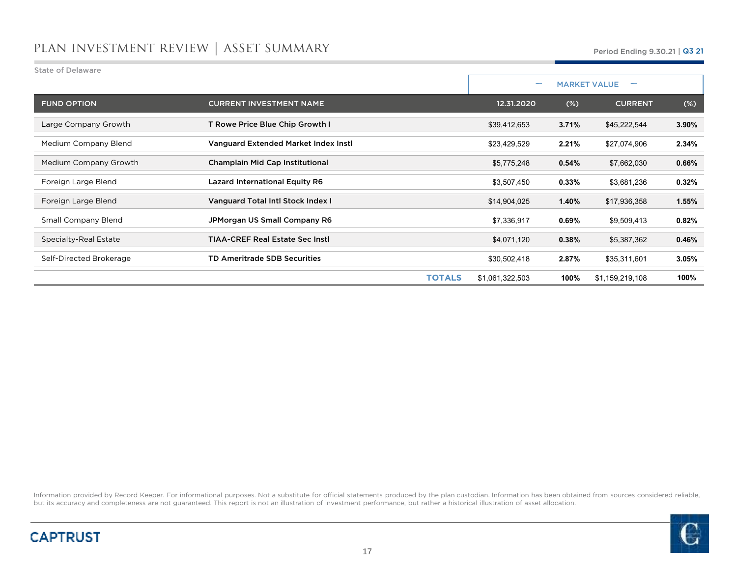## PLAN INVESTMENT REVIEW | ASSET SUMMARY

Period Ending 9.30.21 | Q3 21

State of Delaware

| | | MARKET VALUE | | | |
|---|---|---|---|---|---|
| FUND OPTION | CURRENT INVESTMENT NAME | 12.31.2020 | (%) | CURRENT | (%) |
| Large Company Growth | **T Rowe Price Blue Chip Growth I** | $39,412,653 | **3.71%** | $45,222,544 | **3.90%** |
| Medium Company Blend | **Vanguard Extended Market Index Instl** | $23,429,529 | **2.21%** | $27,074,906 | **2.34%** |
| Medium Company Growth | **Champlain Mid Cap Institutional** | $5,775,248 | **0.54%** | $7,662,030 | **0.66%** |
| Foreign Large Blend | **Lazard International Equity R6** | $3,507,450 | **0.33%** | $3,681,236 | **0.32%** |
| Foreign Large Blend | **Vanguard Total Intl Stock Index I** | $14,904,025 | **1.40%** | $17,936,358 | **1.55%** |
| Small Company Blend | **JPMorgan US Small Company R6** | $7,336,917 | **0.69%** | $9,509,413 | **0.82%** |
| Specialty-Real Estate | **TIAA-CREF Real Estate Sec Instl** | $4,071,120 | **0.38%** | $5,387,362 | **0.46%** |
| Self-Directed Brokerage | **TD Ameritrade SDB Securities** | $30,502,418 | **2.87%** | $35,311,601 | **3.05%** |
| | **TOTALS** | $1,061,322,503 | **100%** | $1,159,219,108 | **100%** |

Information provided by Record Keeper. For informational purposes. Not a substitute for official statements produced by the plan custodian. Information has been obtained from sources considered reliable, but its accuracy and completeness are not guaranteed. This report is not an illustration of investment performance, but rather a historical illustration of asset allocation.

CAPTRUST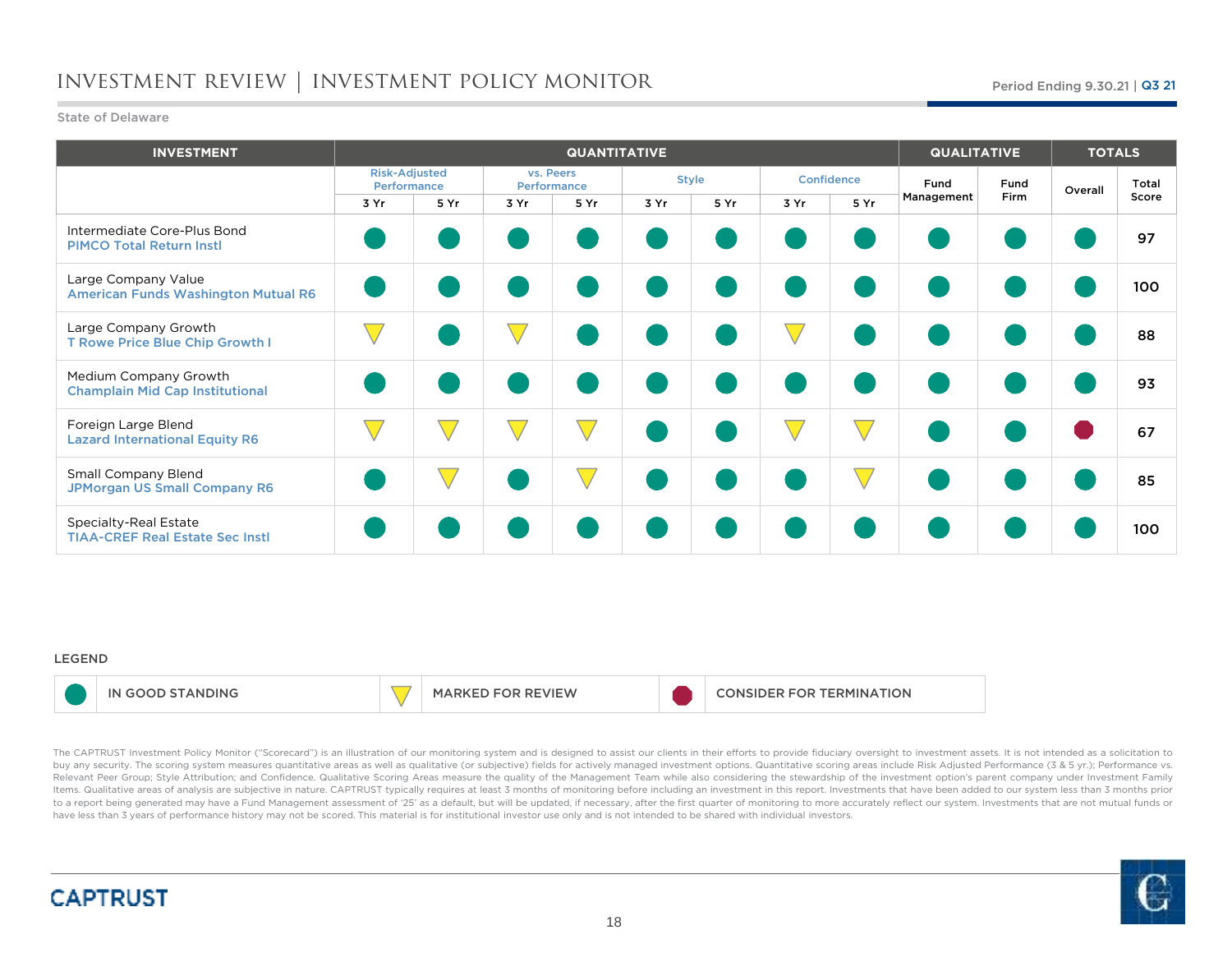# INVESTMENT REVIEW | INVESTMENT POLICY MONITOR

Period Ending 9.30.21 | Q3 21

State of Delaware

| INVESTMENT | QUANTITATIVE | | | | | | | | QUALITATIVE | | TOTALS | |
|---|---|---|---|---|---|---|---|---|---|---|---|---|
| | Risk-Adjusted Performance | | vs. Peers Performance | | Style | | Confidence | | Fund Management | Fund Firm | Overall | Total Score |
| | 3 Yr | 5 Yr | 3 Yr | 5 Yr | 3 Yr | 5 Yr | 3 Yr | 5 Yr | | | | |
| Intermediate Core-Plus Bond<br>PIMCO Total Return Instl | ● | ● | ● | ● | ● | ● | ● | ● | ● | ● | ● | 97 |
| Large Company Value<br>American Funds Washington Mutual R6 | ● | ● | ● | ● | ● | ● | ● | ● | ● | ● | ● | 100 |
| Large Company Growth<br>T Rowe Price Blue Chip Growth I | ▼ | ● | ▼ | ● | ● | ● | ▼ | ● | ● | ● | ● | 88 |
| Medium Company Growth<br>Champlain Mid Cap Institutional | ● | ● | ● | ● | ● | ● | ● | ● | ● | ● | ● | 93 |
| Foreign Large Blend<br>Lazard International Equity R6 | ▼ | ▼ | ▼ | ▼ | ● | ● | ▼ | ▼ | ● | ● | ⬣ | 67 |
| Small Company Blend<br>JPMorgan US Small Company R6 | ● | ▼ | ● | ▼ | ● | ● | ● | ▼ | ● | ● | ● | 85 |
| Specialty-Real Estate<br>TIAA-CREF Real Estate Sec Instl | ● | ● | ● | ● | ● | ● | ● | ● | ● | ● | ● | 100 |

**LEGEND**

| | | | | | |
|---|---|---|---|---|---|
| ● | IN GOOD STANDING | ▼ | MARKED FOR REVIEW | ⬣ | CONSIDER FOR TERMINATION |

The CAPTRUST Investment Policy Monitor ("Scorecard") is an illustration of our monitoring system and is designed to assist our clients in their efforts to provide fiduciary oversight to investment assets. It is not intended as a solicitation to buy any security. The scoring system measures quantitative areas as well as qualitative (or subjective) fields for actively managed investment options. Quantitative scoring areas include Risk Adjusted Performance (3 & 5 yr.); Performance vs. Relevant Peer Group; Style Attribution; and Confidence. Qualitative Scoring Areas measure the quality of the Management Team while also considering the stewardship of the investment option's parent company under Investment Family Items. Qualitative areas of analysis are subjective in nature. CAPTRUST typically requires at least 3 months of monitoring before including an investment in this report. Investments that have been added to our system less than 3 months prior to a report being generated may have a Fund Management assessment of '25' as a default, but will be updated, if necessary, after the first quarter of monitoring to more accurately reflect our system. Investments that are not mutual funds or have less than 3 years of performance history may not be scored. This material is for institutional investor use only and is not intended to be shared with individual investors.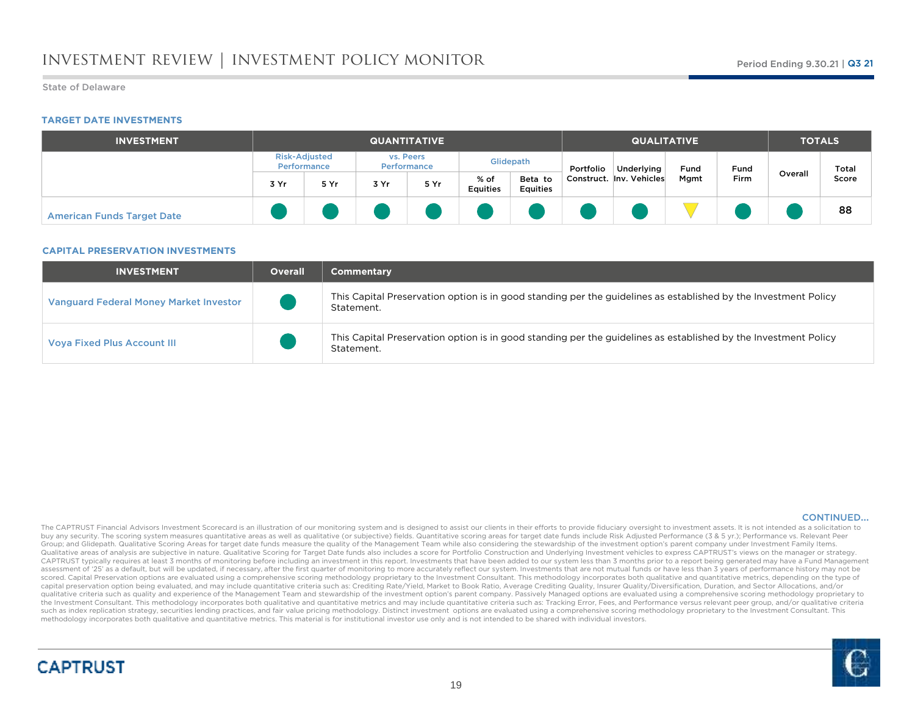# INVESTMENT REVIEW | INVESTMENT POLICY MONITOR

Period Ending 9.30.21 | Q3 21

State of Delaware

### TARGET DATE INVESTMENTS

| INVESTMENT | QUANTITATIVE | | | | | | QUALITATIVE | | | | TOTALS | |
|---|---|---|---|---|---|---|---|---|---|---|---|---|
| | Risk-Adjusted Performance | | vs. Peers Performance | | Glidepath | | Portfolio Construct. | Underlying Inv. Vehicles | Fund Mgmt | Fund Firm | Overall | Total Score |
| | 3 Yr | 5 Yr | 3 Yr | 5 Yr | % of Equities | Beta to Equities | | | | | | |
| American Funds Target Date | ● | ● | ● | ● | ● | ● | ● | ● | ▼ | ● | ● | 88 |

### CAPITAL PRESERVATION INVESTMENTS

| INVESTMENT | Overall | Commentary |
|---|---|---|
| Vanguard Federal Money Market Investor | ● | This Capital Preservation option is in good standing per the guidelines as established by the Investment Policy Statement. |
| Voya Fixed Plus Account III | ● | This Capital Preservation option is in good standing per the guidelines as established by the Investment Policy Statement. |

CONTINUED...

The CAPTRUST Financial Advisors Investment Scorecard is an illustration of our monitoring system and is designed to assist our clients in their efforts to provide fiduciary oversight to investment assets. It is not intended as a solicitation to buy any security. The scoring system measures quantitative areas as well as qualitative (or subjective) fields. Quantitative scoring areas for target date funds include Risk Adjusted Performance (3 & 5 yr.); Performance vs. Relevant Peer Group; and Glidepath. Qualitative Scoring Areas for target date funds measure the quality of the Management Team while also considering the stewardship of the investment option's parent company under Investment Family Items. Qualitative areas of analysis are subjective in nature. Qualitative Scoring for Target Date funds also includes a score for Portfolio Construction and Underlying Investment vehicles to express CAPTRUST's views on the manager or strategy. CAPTRUST typically requires at least 3 months of monitoring before including an investment in this report. Investments that have been added to our system less than 3 months prior to a report being generated may have a Fund Management assessment of '25' as a default, but will be updated, if necessary, after the first quarter of monitoring to more accurately reflect our system. Investments that are not mutual funds or have less than 3 years of performance history may not be scored. Capital Preservation options are evaluated using a comprehensive scoring methodology proprietary to the Investment Consultant. This methodology incorporates both qualitative and quantitative metrics, depending on the type of capital preservation option being evaluated, and may include quantitative criteria such as: Crediting Rate/Yield, Market to Book Ratio, Average Crediting Quality, Insurer Quality/Diversification, Duration, and Sector Allocations, and/or qualitative criteria such as quality and experience of the Management Team and stewardship of the investment option's parent company. Passively Managed options are evaluated using a comprehensive scoring methodology proprietary to the Investment Consultant. This methodology incorporates both qualitative and quantitative metrics and may include quantitative criteria such as: Tracking Error, Fees, and Performance versus relevant peer group, and/or qualitative criteria such as index replication strategy, securities lending practices, and fair value pricing methodology. Distinct investment options are evaluated using a comprehensive scoring methodology proprietary to the Investment Consultant. This methodology incorporates both qualitative and quantitative metrics. This material is for institutional investor use only and is not intended to be shared with individual investors.

CAPTRUST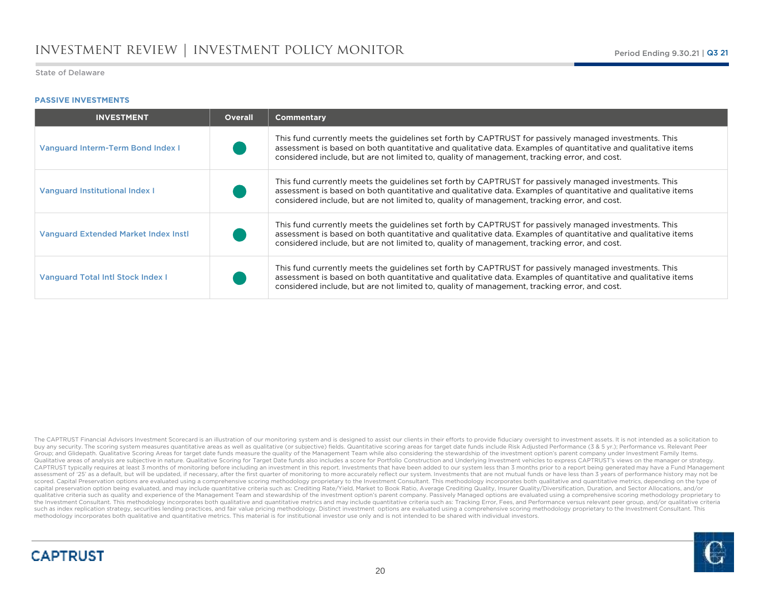# INVESTMENT REVIEW | INVESTMENT POLICY MONITOR

Period Ending 9.30.21 | Q3 21

State of Delaware

### PASSIVE INVESTMENTS

| INVESTMENT | Overall | Commentary |
|---|---|---|
| Vanguard Interm-Term Bond Index I | ● | This fund currently meets the guidelines set forth by CAPTRUST for passively managed investments. This assessment is based on both quantitative and qualitative data. Examples of quantitative and qualitative items considered include, but are not limited to, quality of management, tracking error, and cost. |
| Vanguard Institutional Index I | ● | This fund currently meets the guidelines set forth by CAPTRUST for passively managed investments. This assessment is based on both quantitative and qualitative data. Examples of quantitative and qualitative items considered include, but are not limited to, quality of management, tracking error, and cost. |
| Vanguard Extended Market Index Instl | ● | This fund currently meets the guidelines set forth by CAPTRUST for passively managed investments. This assessment is based on both quantitative and qualitative data. Examples of quantitative and qualitative items considered include, but are not limited to, quality of management, tracking error, and cost. |
| Vanguard Total Intl Stock Index I | ● | This fund currently meets the guidelines set forth by CAPTRUST for passively managed investments. This assessment is based on both quantitative and qualitative data. Examples of quantitative and qualitative items considered include, but are not limited to, quality of management, tracking error, and cost. |

The CAPTRUST Financial Advisors Investment Scorecard is an illustration of our monitoring system and is designed to assist our clients in their efforts to provide fiduciary oversight to investment assets. It is not intended as a solicitation to buy any security. The scoring system measures quantitative areas as well as qualitative (or subjective) fields. Quantitative scoring areas for target date funds include Risk Adjusted Performance (3 & 5 yr.); Performance vs. Relevant Peer Group; and Glidepath. Qualitative Scoring Areas for target date funds measure the quality of the Management Team while also considering the stewardship of the investment option's parent company under Investment Family Items. Qualitative areas of analysis are subjective in nature. Qualitative Scoring for Target Date funds also includes a score for Portfolio Construction and Underlying Investment vehicles to express CAPTRUST's views on the manager or strategy. CAPTRUST typically requires at least 3 months of monitoring before including an investment in this report. Investments that have been added to our system less than 3 months prior to a report being generated may have a Fund Management assessment of '25' as a default, but will be updated, if necessary, after the first quarter of monitoring to more accurately reflect our system. Investments that are not mutual funds or have less than 3 years of performance history may not be scored. Capital Preservation options are evaluated using a comprehensive scoring methodology proprietary to the Investment Consultant. This methodology incorporates both qualitative and quantitative metrics, depending on the type of capital preservation option being evaluated, and may include quantitative criteria such as: Crediting Rate/Yield, Market to Book Ratio, Average Crediting Quality, Insurer Quality/Diversification, Duration, and Sector Allocations, and/or qualitative criteria such as quality and experience of the Management Team and stewardship of the investment option's parent company. Passively Managed options are evaluated using a comprehensive scoring methodology proprietary to the Investment Consultant. This methodology incorporates both qualitative and quantitative metrics and may include quantitative criteria such as: Tracking Error, Fees, and Performance versus relevant peer group, and/or qualitative criteria such as index replication strategy, securities lending practices, and fair value pricing methodology. Distinct investment options are evaluated using a comprehensive scoring methodology proprietary to the Investment Consultant. This methodology incorporates both qualitative and quantitative metrics. This material is for institutional investor use only and is not intended to be shared with individual investors.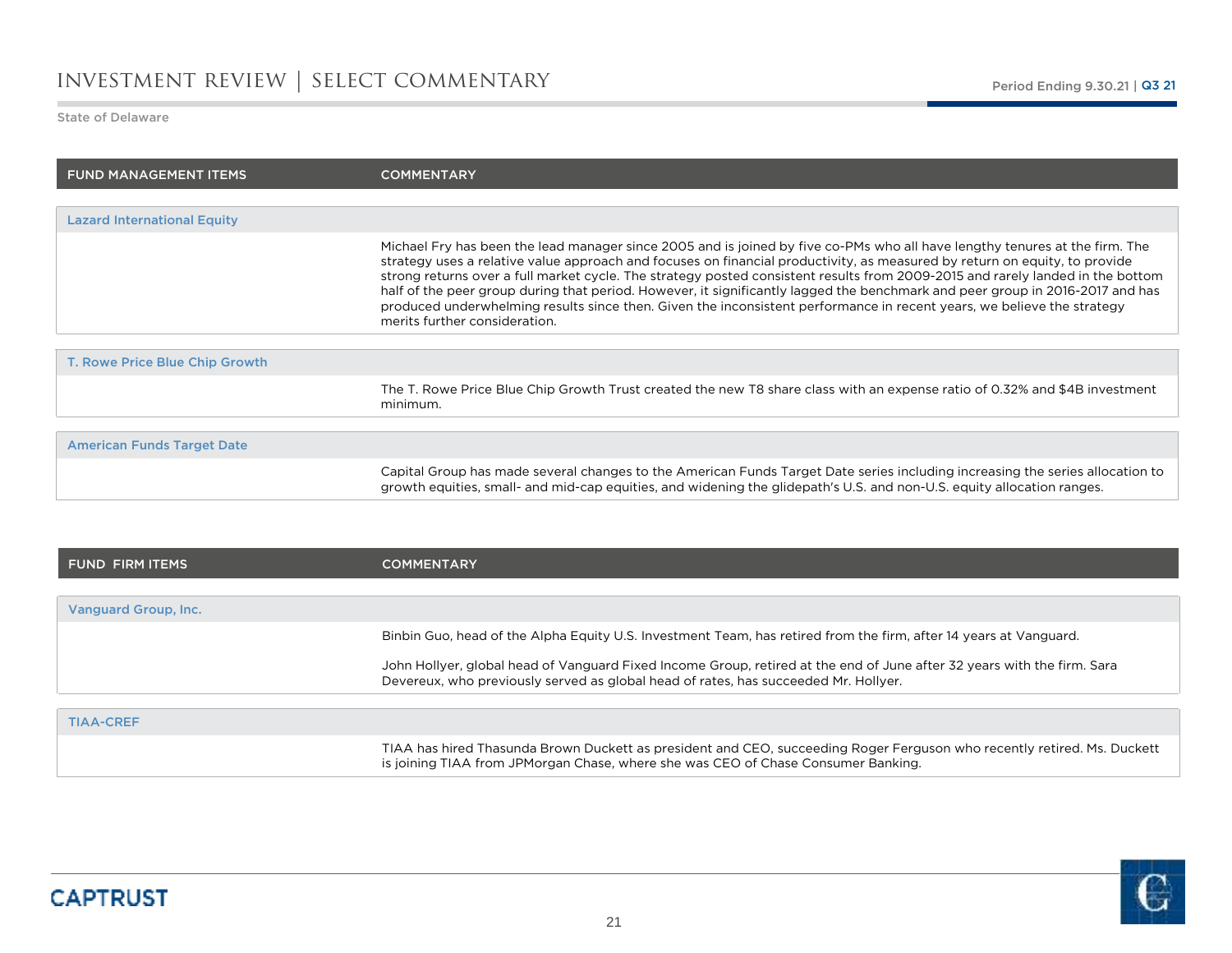# INVESTMENT REVIEW | SELECT COMMENTARY

Period Ending 9.30.21 | Q3 21

State of Delaware

| FUND MANAGEMENT ITEMS | COMMENTARY |
|---|---|
| **Lazard International Equity** | |
| | Michael Fry has been the lead manager since 2005 and is joined by five co-PMs who all have lengthy tenures at the firm. The strategy uses a relative value approach and focuses on financial productivity, as measured by return on equity, to provide strong returns over a full market cycle. The strategy posted consistent results from 2009-2015 and rarely landed in the bottom half of the peer group during that period. However, it significantly lagged the benchmark and peer group in 2016-2017 and has produced underwhelming results since then. Given the inconsistent performance in recent years, we believe the strategy merits further consideration. |
| **T. Rowe Price Blue Chip Growth** | |
| | The T. Rowe Price Blue Chip Growth Trust created the new T8 share class with an expense ratio of 0.32% and $4B investment minimum. |
| **American Funds Target Date** | |
| | Capital Group has made several changes to the American Funds Target Date series including increasing the series allocation to growth equities, small- and mid-cap equities, and widening the glidepath's U.S. and non-U.S. equity allocation ranges. |

| FUND FIRM ITEMS | COMMENTARY |
|---|---|
| **Vanguard Group, Inc.** | |
| | Binbin Guo, head of the Alpha Equity U.S. Investment Team, has retired from the firm, after 14 years at Vanguard.<br><br>John Hollyer, global head of Vanguard Fixed Income Group, retired at the end of June after 32 years with the firm. Sara Devereux, who previously served as global head of rates, has succeeded Mr. Hollyer. |
| **TIAA-CREF** | |
| | TIAA has hired Thasunda Brown Duckett as president and CEO, succeeding Roger Ferguson who recently retired. Ms. Duckett is joining TIAA from JPMorgan Chase, where she was CEO of Chase Consumer Banking. |

CAPTRUST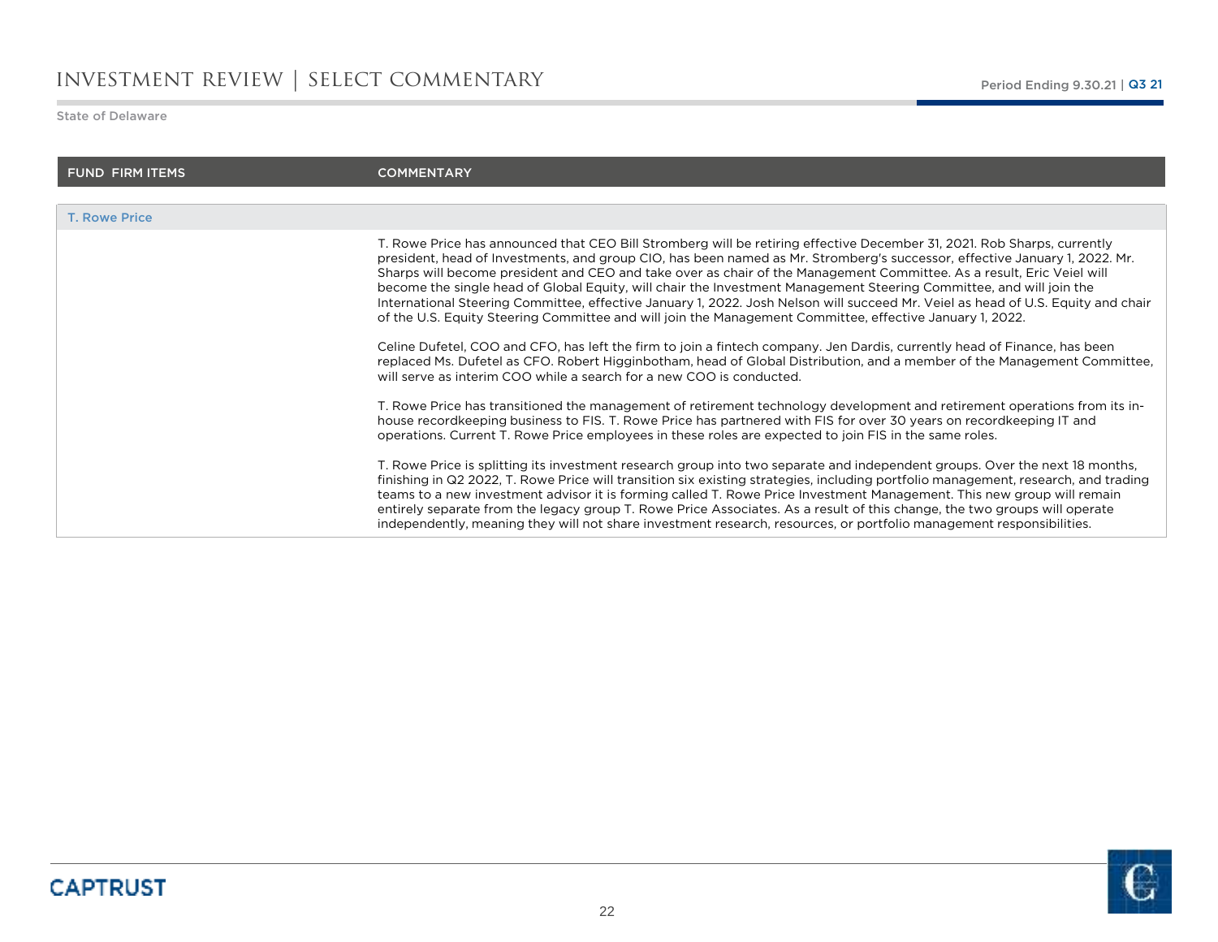# INVESTMENT REVIEW | SELECT COMMENTARY

State of Delaware

| FUND FIRM ITEMS | COMMENTARY |
| --- | --- |
| **T. Rowe Price** | |
| | T. Rowe Price has announced that CEO Bill Stromberg will be retiring effective December 31, 2021. Rob Sharps, currently president, head of Investments, and group CIO, has been named as Mr. Stromberg's successor, effective January 1, 2022. Mr. Sharps will become president and CEO and take over as chair of the Management Committee. As a result, Eric Veiel will become the single head of Global Equity, will chair the Investment Management Steering Committee, and will join the International Steering Committee, effective January 1, 2022. Josh Nelson will succeed Mr. Veiel as head of U.S. Equity and chair of the U.S. Equity Steering Committee and will join the Management Committee, effective January 1, 2022. |
| | Celine Dufetel, COO and CFO, has left the firm to join a fintech company. Jen Dardis, currently head of Finance, has been replaced Ms. Dufetel as CFO. Robert Higginbotham, head of Global Distribution, and a member of the Management Committee, will serve as interim COO while a search for a new COO is conducted. |
| | T. Rowe Price has transitioned the management of retirement technology development and retirement operations from its in-house recordkeeping business to FIS. T. Rowe Price has partnered with FIS for over 30 years on recordkeeping IT and operations. Current T. Rowe Price employees in these roles are expected to join FIS in the same roles. |
| | T. Rowe Price is splitting its investment research group into two separate and independent groups. Over the next 18 months, finishing in Q2 2022, T. Rowe Price will transition six existing strategies, including portfolio management, research, and trading teams to a new investment advisor it is forming called T. Rowe Price Investment Management. This new group will remain entirely separate from the legacy group T. Rowe Price Associates. As a result of this change, the two groups will operate independently, meaning they will not share investment research, resources, or portfolio management responsibilities. |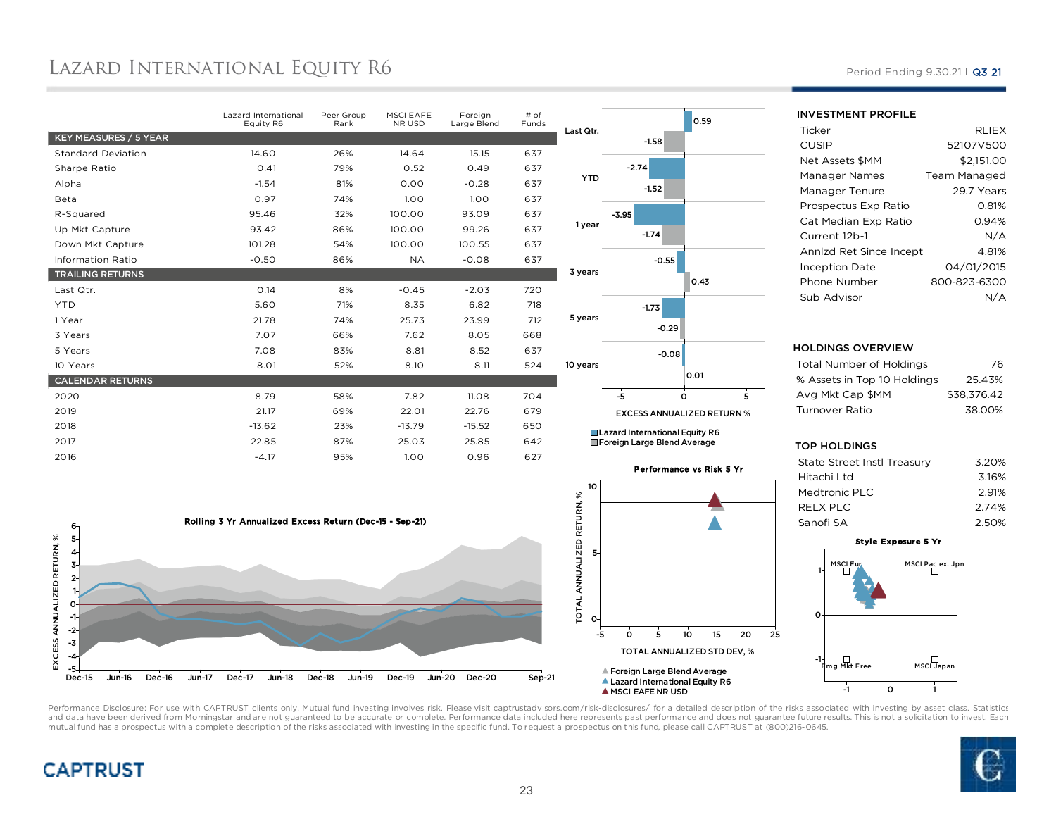# Lazard International Equity R6

Period Ending 9.30.21 I Q3 21

| | Lazard International Equity R6 | Peer Group Rank | MSCI EAFE NR USD | Foreign Large Blend | # of Funds |
|---|---|---|---|---|---|
| **KEY MEASURES / 5 YEAR** | | | | | |
| Standard Deviation | 14.60 | 26% | 14.64 | 15.15 | 637 |
| Sharpe Ratio | 0.41 | 79% | 0.52 | 0.49 | 637 |
| Alpha | -1.54 | 81% | 0.00 | -0.28 | 637 |
| Beta | 0.97 | 74% | 1.00 | 1.00 | 637 |
| R-Squared | 95.46 | 32% | 100.00 | 93.09 | 637 |
| Up Mkt Capture | 93.42 | 86% | 100.00 | 99.26 | 637 |
| Down Mkt Capture | 101.28 | 54% | 100.00 | 100.55 | 637 |
| Information Ratio | -0.50 | 86% | NA | -0.08 | 637 |
| **TRAILING RETURNS** | | | | | |
| Last Qtr. | 0.14 | 8% | -0.45 | -2.03 | 720 |
| YTD | 5.60 | 71% | 8.35 | 6.82 | 718 |
| 1 Year | 21.78 | 74% | 25.73 | 23.99 | 712 |
| 3 Years | 7.07 | 66% | 7.62 | 8.05 | 668 |
| 5 Years | 7.08 | 83% | 8.81 | 8.52 | 637 |
| 10 Years | 8.01 | 52% | 8.10 | 8.11 | 524 |
| **CALENDAR RETURNS** | | | | | |
| 2020 | 8.79 | 58% | 7.82 | 11.08 | 704 |
| 2019 | 21.17 | 69% | 22.01 | 22.76 | 679 |
| 2018 | -13.62 | 23% | -13.79 | -15.52 | 650 |
| 2017 | 22.85 | 87% | 25.03 | 25.85 | 642 |
| 2016 | -4.17 | 95% | 1.00 | 0.96 | 627 |

**EXCESS ANNUALIZED RETURN %**

| | Lazard International Equity R6 | Foreign Large Blend Average |
|---|---|---|
| Last Qtr. | 0.59 | -1.58 |
| YTD | -2.74 | -1.52 |
| 1 year | -3.95 | -1.74 |
| 3 years | -0.55 | 0.43 |
| 5 years | -1.73 | -0.29 |
| 10 years | -0.08 | 0.01 |

**Rolling 3 Yr Annualized Excess Return (Dec-15 - Sep-21)**

**Performance vs Risk 5 Yr**

Foreign Large Blend Average / Lazard International Equity R6 / MSCI EAFE NR USD

**Style Exposure 5 Yr**

## INVESTMENT PROFILE

| | |
|---|---|
| Ticker | RLIEX |
| CUSIP | 52107V500 |
| Net Assets $MM | $2,151.00 |
| Manager Names | Team Managed |
| Manager Tenure | 29.7 Years |
| Prospectus Exp Ratio | 0.81% |
| Cat Median Exp Ratio | 0.94% |
| Current 12b-1 | N/A |
| Annlzd Ret Since Incept | 4.81% |
| Inception Date | 04/01/2015 |
| Phone Number | 800-823-6300 |
| Sub Advisor | N/A |

## HOLDINGS OVERVIEW

| | |
|---|---|
| Total Number of Holdings | 76 |
| % Assets in Top 10 Holdings | 25.43% |
| Avg Mkt Cap $MM | $38,376.42 |
| Turnover Ratio | 38.00% |

## TOP HOLDINGS

| | |
|---|---|
| State Street Instl Treasury | 3.20% |
| Hitachi Ltd | 3.16% |
| Medtronic PLC | 2.91% |
| RELX PLC | 2.74% |
| Sanofi SA | 2.50% |

Performance Disclosure: For use with CAPTRUST clients only. Mutual fund investing involves risk. Please visit captrustadvisors.com/risk-disclosures/ for a detailed description of the risks associated with investing by asset class. Statistics and data have been derived from Morningstar and are not guaranteed to be accurate or complete. Performance data included here represents past performance and does not guarantee future results. This is not a solicitation to invest. Each mutual fund has a prospectus with a complete description of the risks associated with investing in the specific fund. To request a prospectus on this fund, please call CAPTRUST at (800)216-0645.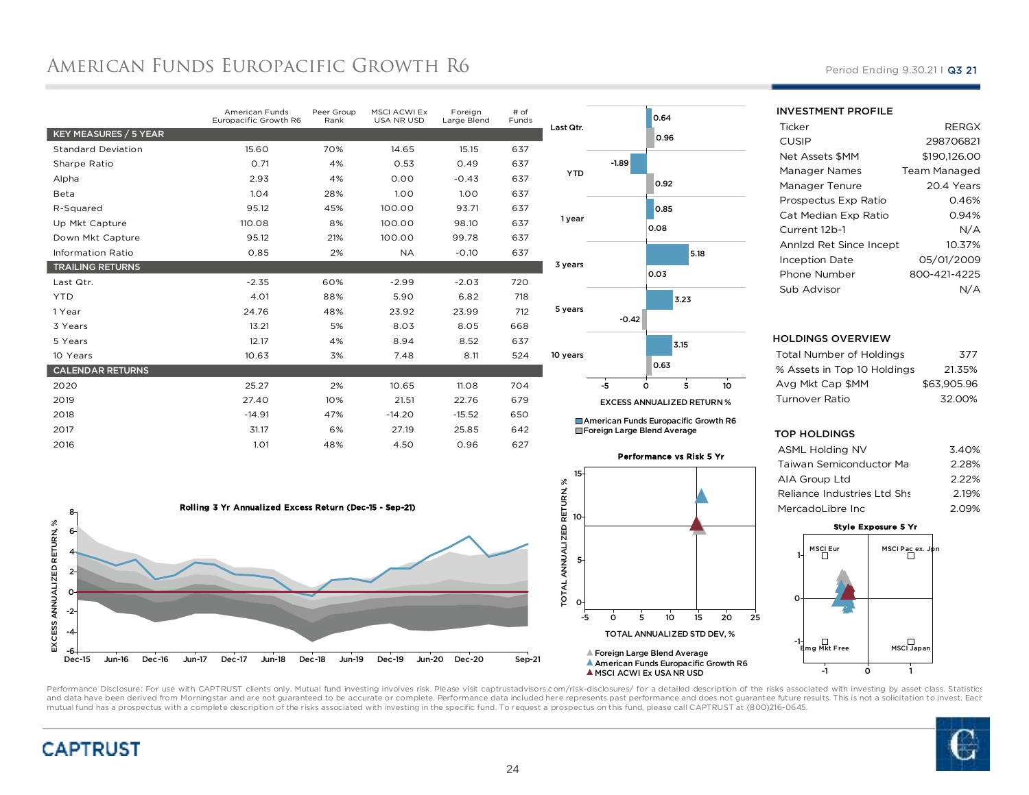# American Funds Europacific Growth R6

Period Ending 9.30.21 | Q3 21

| | American Funds Europacific Growth R6 | Peer Group Rank | MSCI ACWI Ex USA NR USD | Foreign Large Blend | # of Funds |
|---|---|---|---|---|---|
| **KEY MEASURES / 5 YEAR** | | | | | |
| Standard Deviation | 15.60 | 70% | 14.65 | 15.15 | 637 |
| Sharpe Ratio | 0.71 | 4% | 0.53 | 0.49 | 637 |
| Alpha | 2.93 | 4% | 0.00 | -0.43 | 637 |
| Beta | 1.04 | 28% | 1.00 | 1.00 | 637 |
| R-Squared | 95.12 | 45% | 100.00 | 93.71 | 637 |
| Up Mkt Capture | 110.08 | 8% | 100.00 | 98.10 | 637 |
| Down Mkt Capture | 95.12 | 21% | 100.00 | 99.78 | 637 |
| Information Ratio | 0.85 | 2% | NA | -0.10 | 637 |
| **TRAILING RETURNS** | | | | | |
| Last Qtr. | -2.35 | 60% | -2.99 | -2.03 | 720 |
| YTD | 4.01 | 88% | 5.90 | 6.82 | 718 |
| 1 Year | 24.76 | 48% | 23.92 | 23.99 | 712 |
| 3 Years | 13.21 | 5% | 8.03 | 8.05 | 668 |
| 5 Years | 12.17 | 4% | 8.94 | 8.52 | 637 |
| 10 Years | 10.63 | 3% | 7.48 | 8.11 | 524 |
| **CALENDAR RETURNS** | | | | | |
| 2020 | 25.27 | 2% | 10.65 | 11.08 | 704 |
| 2019 | 27.40 | 10% | 21.51 | 22.76 | 679 |
| 2018 | -14.91 | 47% | -14.20 | -15.52 | 650 |
| 2017 | 31.17 | 6% | 27.19 | 25.85 | 642 |
| 2016 | 1.01 | 48% | 4.50 | 0.96 | 627 |

**EXCESS ANNUALIZED RETURN %**

| | American Funds Europacific Growth R6 | Foreign Large Blend Average |
|---|---|---|
| Last Qtr. | 0.64 | 0.96 |
| YTD | -1.89 | 0.92 |
| 1 year | 0.85 | 0.08 |
| 3 years | 5.18 | 0.03 |
| 5 years | 3.23 | -0.42 |
| 10 years | 3.15 | 0.63 |

### INVESTMENT PROFILE

| | |
|---|---|
| Ticker | RERGX |
| CUSIP | 298706821 |
| Net Assets $MM | $190,126.00 |
| Manager Names | Team Managed |
| Manager Tenure | 20.4 Years |
| Prospectus Exp Ratio | 0.46% |
| Cat Median Exp Ratio | 0.94% |
| Current 12b-1 | N/A |
| Annlzd Ret Since Incept | 10.37% |
| Inception Date | 05/01/2009 |
| Phone Number | 800-421-4225 |
| Sub Advisor | N/A |

### HOLDINGS OVERVIEW

| | |
|---|---|
| Total Number of Holdings | 377 |
| % Assets in Top 10 Holdings | 21.35% |
| Avg Mkt Cap $MM | $63,905.96 |
| Turnover Ratio | 32.00% |

### TOP HOLDINGS

| | |
|---|---|
| ASML Holding NV | 3.40% |
| Taiwan Semiconductor Ma | 2.28% |
| AIA Group Ltd | 2.22% |
| Reliance Industries Ltd Shs | 2.19% |
| MercadoLibre Inc | 2.09% |

**Rolling 3 Yr Annualized Excess Return (Dec-15 - Sep-21)**

**Performance vs Risk 5 Yr**

Foreign Large Blend Average
American Funds Europacific Growth R6
MSCI ACWI Ex USA NR USD

**Style Exposure 5 Yr**

Performance Disclosure: For use with CAPTRUST clients only. Mutual fund investing involves risk. Please visit captrustadvisors.com/risk-disclosures/ for a detailed description of the risks associated with investing by asset class. Statistics and data have been derived from Morningstar and are not guaranteed to be accurate or complete. Performance data included here represents past performance and does not guarantee future results. This is not a solicitation to invest. Each mutual fund has a prospectus with a complete description of the risks associated with investing in the specific fund. To request a prospectus on this fund, please call CAPTRUST at (800)216-0645.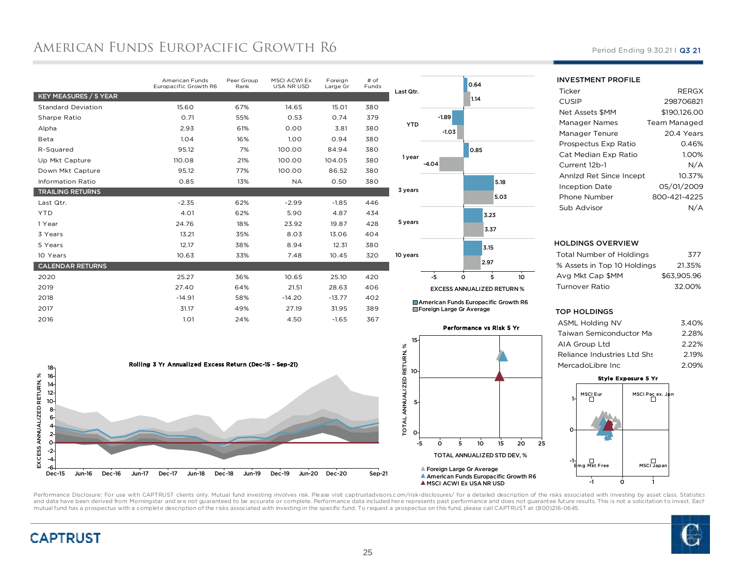# American Funds Europacific Growth R6

Period Ending 9.30.21 | Q3 21

| | American Funds Europacific Growth R6 | Peer Group Rank | MSCI ACWI Ex USA NR USD | Foreign Large Gr | # of Funds |
|---|---|---|---|---|---|
| **KEY MEASURES / 5 YEAR** | | | | | |
| Standard Deviation | 15.60 | 67% | 14.65 | 15.01 | 380 |
| Sharpe Ratio | 0.71 | 55% | 0.53 | 0.74 | 379 |
| Alpha | 2.93 | 61% | 0.00 | 3.81 | 380 |
| Beta | 1.04 | 16% | 1.00 | 0.94 | 380 |
| R-Squared | 95.12 | 7% | 100.00 | 84.94 | 380 |
| Up Mkt Capture | 110.08 | 21% | 100.00 | 104.05 | 380 |
| Down Mkt Capture | 95.12 | 77% | 100.00 | 86.52 | 380 |
| Information Ratio | 0.85 | 13% | NA | 0.50 | 380 |
| **TRAILING RETURNS** | | | | | |
| Last Qtr. | -2.35 | 62% | -2.99 | -1.85 | 446 |
| YTD | 4.01 | 62% | 5.90 | 4.87 | 434 |
| 1 Year | 24.76 | 18% | 23.92 | 19.87 | 428 |
| 3 Years | 13.21 | 35% | 8.03 | 13.06 | 404 |
| 5 Years | 12.17 | 38% | 8.94 | 12.31 | 380 |
| 10 Years | 10.63 | 33% | 7.48 | 10.45 | 320 |
| **CALENDAR RETURNS** | | | | | |
| 2020 | 25.27 | 36% | 10.65 | 25.10 | 420 |
| 2019 | 27.40 | 64% | 21.51 | 28.63 | 406 |
| 2018 | -14.91 | 58% | -14.20 | -13.77 | 402 |
| 2017 | 31.17 | 49% | 27.19 | 31.95 | 389 |
| 2016 | 1.01 | 24% | 4.50 | -1.65 | 367 |

**EXCESS ANNUALIZED RETURN %**

| | American Funds Europacific Growth R6 | Foreign Large Gr Average |
|---|---|---|
| Last Qtr. | 0.64 | 1.14 |
| YTD | -1.89 | -1.03 |
| 1 year | 0.85 | -4.04 |
| 3 years | 5.18 | 5.03 |
| 5 years | 3.23 | 3.37 |
| 10 years | 3.15 | 2.97 |

**Rolling 3 Yr Annualized Excess Return (Dec-15 - Sep-21)**

**Performance vs Risk 5 Yr**

- Foreign Large Gr Average
- American Funds Europacific Growth R6
- MSCI ACWI Ex USA NR USD

## INVESTMENT PROFILE

| | |
|---|---|
| Ticker | RERGX |
| CUSIP | 298706821 |
| Net Assets $MM | $190,126.00 |
| Manager Names | Team Managed |
| Manager Tenure | 20.4 Years |
| Prospectus Exp Ratio | 0.46% |
| Cat Median Exp Ratio | 1.00% |
| Current 12b-1 | N/A |
| Annlzd Ret Since Incept | 10.37% |
| Inception Date | 05/01/2009 |
| Phone Number | 800-421-4225 |
| Sub Advisor | N/A |

## HOLDINGS OVERVIEW

| | |
|---|---|
| Total Number of Holdings | 377 |
| % Assets in Top 10 Holdings | 21.35% |
| Avg Mkt Cap $MM | $63,905.96 |
| Turnover Ratio | 32.00% |

## TOP HOLDINGS

| | |
|---|---|
| ASML Holding NV | 3.40% |
| Taiwan Semiconductor Ma | 2.28% |
| AIA Group Ltd | 2.22% |
| Reliance Industries Ltd Shs | 2.19% |
| MercadoLibre Inc | 2.09% |

**Style Exposure 5 Yr**

Performance Disclosure: For use with CAPTRUST clients only. Mutual fund investing involves risk. Please visit captrustadvisors.com/risk-disclosures/ for a detailed description of the risks associated with investing by asset class. Statistics and data have been derived from Morningstar and are not guaranteed to be accurate or complete. Performance data included here represents past performance and does not guarantee future results. This is not a solicitation to invest. Each mutual fund has a prospectus with a complete description of the risks associated with investing in the specific fund. To request a prospectus on this fund, please call CAPTRUST at (800)216-0645.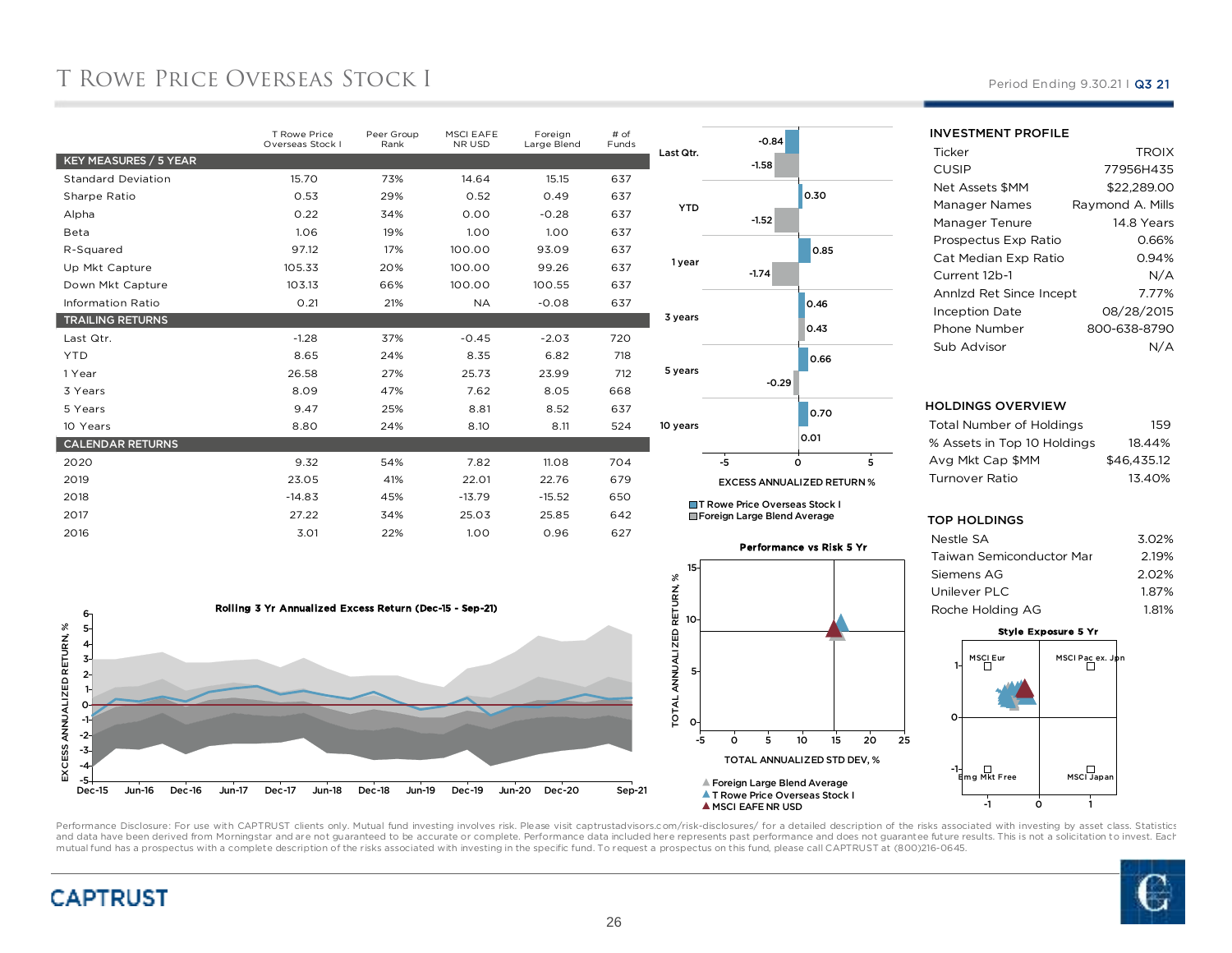# T Rowe Price Overseas Stock I

Period Ending 9.30.21 | Q3 21

| | T Rowe Price Overseas Stock I | Peer Group Rank | MSCI EAFE NR USD | Foreign Large Blend | # of Funds |
|---|---|---|---|---|---|
| **KEY MEASURES / 5 YEAR** | | | | | |
| Standard Deviation | 15.70 | 73% | 14.64 | 15.15 | 637 |
| Sharpe Ratio | 0.53 | 29% | 0.52 | 0.49 | 637 |
| Alpha | 0.22 | 34% | 0.00 | -0.28 | 637 |
| Beta | 1.06 | 19% | 1.00 | 1.00 | 637 |
| R-Squared | 97.12 | 17% | 100.00 | 93.09 | 637 |
| Up Mkt Capture | 105.33 | 20% | 100.00 | 99.26 | 637 |
| Down Mkt Capture | 103.13 | 66% | 100.00 | 100.55 | 637 |
| Information Ratio | 0.21 | 21% | NA | -0.08 | 637 |
| **TRAILING RETURNS** | | | | | |
| Last Qtr. | -1.28 | 37% | -0.45 | -2.03 | 720 |
| YTD | 8.65 | 24% | 8.35 | 6.82 | 718 |
| 1 Year | 26.58 | 27% | 25.73 | 23.99 | 712 |
| 3 Years | 8.09 | 47% | 7.62 | 8.05 | 668 |
| 5 Years | 9.47 | 25% | 8.81 | 8.52 | 637 |
| 10 Years | 8.80 | 24% | 8.10 | 8.11 | 524 |
| **CALENDAR RETURNS** | | | | | |
| 2020 | 9.32 | 54% | 7.82 | 11.08 | 704 |
| 2019 | 23.05 | 41% | 22.01 | 22.76 | 679 |
| 2018 | -14.83 | 45% | -13.79 | -15.52 | 650 |
| 2017 | 27.22 | 34% | 25.03 | 25.85 | 642 |
| 2016 | 3.01 | 22% | 1.00 | 0.96 | 627 |

**EXCESS ANNUALIZED RETURN %**

| Period | T Rowe Price Overseas Stock I | Foreign Large Blend Average |
|---|---|---|
| Last Qtr. | -0.84 | -1.58 |
| YTD | 0.30 | -1.52 |
| 1 year | 0.85 | -1.74 |
| 3 years | 0.46 | 0.43 |
| 5 years | 0.66 | -0.29 |
| 10 years | 0.70 | 0.01 |

Rolling 3 Yr Annualized Excess Return (Dec-15 - Sep-21)

Performance vs Risk 5 Yr

Style Exposure 5 Yr

### INVESTMENT PROFILE

| | |
|---|---|
| Ticker | TROIX |
| CUSIP | 77956H435 |
| Net Assets $MM | $22,289.00 |
| Manager Names | Raymond A. Mills |
| Manager Tenure | 14.8 Years |
| Prospectus Exp Ratio | 0.66% |
| Cat Median Exp Ratio | 0.94% |
| Current 12b-1 | N/A |
| Annlzd Ret Since Incept | 7.77% |
| Inception Date | 08/28/2015 |
| Phone Number | 800-638-8790 |
| Sub Advisor | N/A |

### HOLDINGS OVERVIEW

| | |
|---|---|
| Total Number of Holdings | 159 |
| % Assets in Top 10 Holdings | 18.44% |
| Avg Mkt Cap $MM | $46,435.12 |
| Turnover Ratio | 13.40% |

### TOP HOLDINGS

| | |
|---|---|
| Nestle SA | 3.02% |
| Taiwan Semiconductor Mar | 2.19% |
| Siemens AG | 2.02% |
| Unilever PLC | 1.87% |
| Roche Holding AG | 1.81% |

Performance Disclosure: For use with CAPTRUST clients only. Mutual fund investing involves risk. Please visit captrustadvisors.com/risk-disclosures/ for a detailed description of the risks associated with investing by asset class. Statistics and data have been derived from Morningstar and are not guaranteed to be accurate or complete. Performance data included here represents past performance and does not guarantee future results. This is not a solicitation to invest. Each mutual fund has a prospectus with a complete description of the risks associated with investing in the specific fund. To request a prospectus on this fund, please call CAPTRUST at (800)216-0645.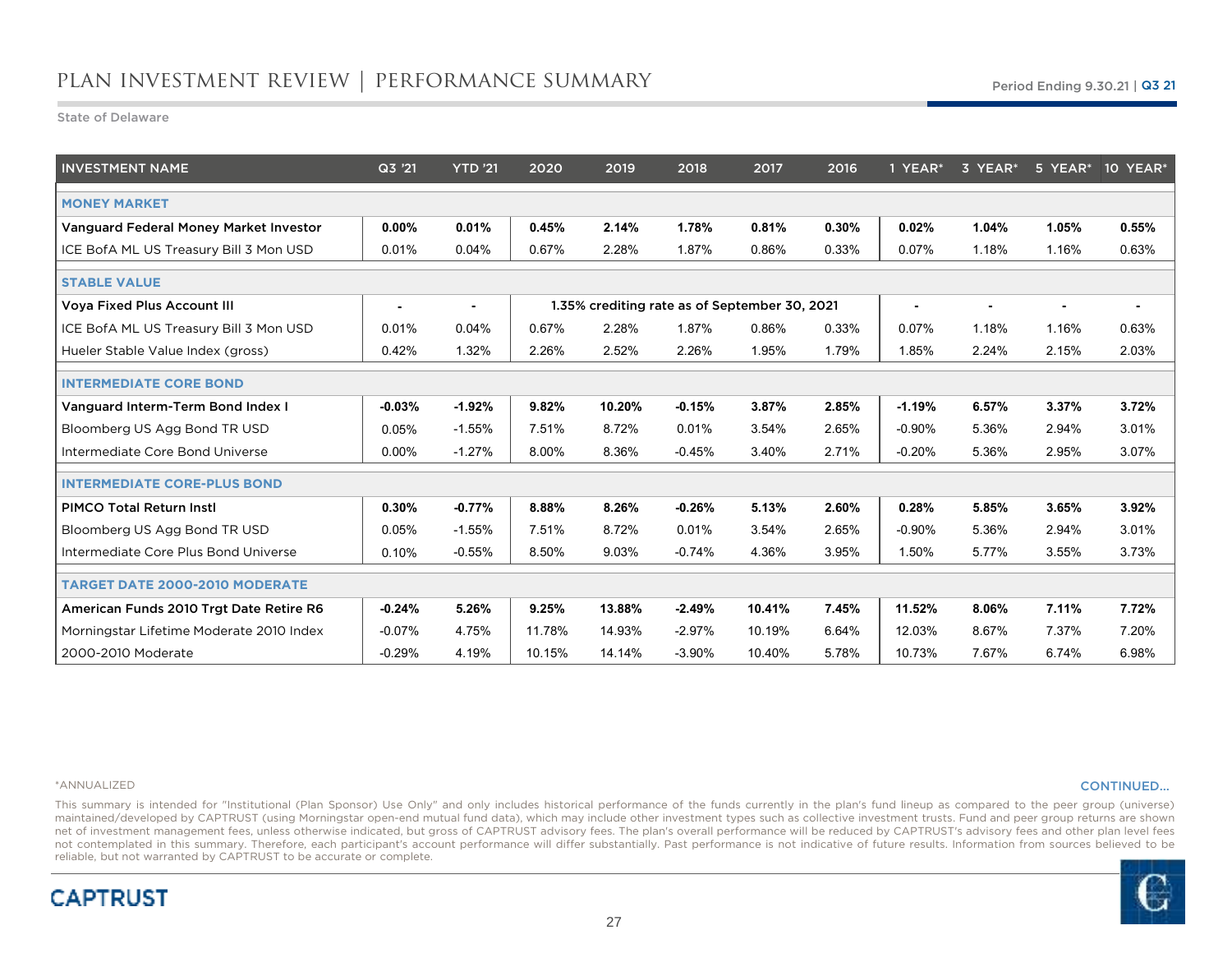# PLAN INVESTMENT REVIEW | PERFORMANCE SUMMARY

Period Ending 9.30.21 | Q3 21

State of Delaware

| INVESTMENT NAME | Q3 '21 | YTD '21 | 2020 | 2019 | 2018 | 2017 | 2016 | 1 YEAR* | 3 YEAR* | 5 YEAR* | 10 YEAR* |
|---|---|---|---|---|---|---|---|---|---|---|---|
| **MONEY MARKET** | | | | | | | | | | | |
| **Vanguard Federal Money Market Investor** | **0.00%** | **0.01%** | **0.45%** | **2.14%** | **1.78%** | **0.81%** | **0.30%** | **0.02%** | **1.04%** | **1.05%** | **0.55%** |
| ICE BofA ML US Treasury Bill 3 Mon USD | 0.01% | 0.04% | 0.67% | 2.28% | 1.87% | 0.86% | 0.33% | 0.07% | 1.18% | 1.16% | 0.63% |
| **STABLE VALUE** | | | | | | | | | | | |
| **Voya Fixed Plus Account III** | **-** | **-** | **1.35% crediting rate as of September 30, 2021** | | | | | **-** | **-** | **-** | **-** |
| ICE BofA ML US Treasury Bill 3 Mon USD | 0.01% | 0.04% | 0.67% | 2.28% | 1.87% | 0.86% | 0.33% | 0.07% | 1.18% | 1.16% | 0.63% |
| Hueler Stable Value Index (gross) | 0.42% | 1.32% | 2.26% | 2.52% | 2.26% | 1.95% | 1.79% | 1.85% | 2.24% | 2.15% | 2.03% |
| **INTERMEDIATE CORE BOND** | | | | | | | | | | | |
| **Vanguard Interm-Term Bond Index I** | **-0.03%** | **-1.92%** | **9.82%** | **10.20%** | **-0.15%** | **3.87%** | **2.85%** | **-1.19%** | **6.57%** | **3.37%** | **3.72%** |
| Bloomberg US Agg Bond TR USD | 0.05% | -1.55% | 7.51% | 8.72% | 0.01% | 3.54% | 2.65% | -0.90% | 5.36% | 2.94% | 3.01% |
| Intermediate Core Bond Universe | 0.00% | -1.27% | 8.00% | 8.36% | -0.45% | 3.40% | 2.71% | -0.20% | 5.36% | 2.95% | 3.07% |
| **INTERMEDIATE CORE-PLUS BOND** | | | | | | | | | | | |
| **PIMCO Total Return Instl** | **0.30%** | **-0.77%** | **8.88%** | **8.26%** | **-0.26%** | **5.13%** | **2.60%** | **0.28%** | **5.85%** | **3.65%** | **3.92%** |
| Bloomberg US Agg Bond TR USD | 0.05% | -1.55% | 7.51% | 8.72% | 0.01% | 3.54% | 2.65% | -0.90% | 5.36% | 2.94% | 3.01% |
| Intermediate Core Plus Bond Universe | 0.10% | -0.55% | 8.50% | 9.03% | -0.74% | 4.36% | 3.95% | 1.50% | 5.77% | 3.55% | 3.73% |
| **TARGET DATE 2000-2010 MODERATE** | | | | | | | | | | | |
| **American Funds 2010 Trgt Date Retire R6** | **-0.24%** | **5.26%** | **9.25%** | **13.88%** | **-2.49%** | **10.41%** | **7.45%** | **11.52%** | **8.06%** | **7.11%** | **7.72%** |
| Morningstar Lifetime Moderate 2010 Index | -0.07% | 4.75% | 11.78% | 14.93% | -2.97% | 10.19% | 6.64% | 12.03% | 8.67% | 7.37% | 7.20% |
| 2000-2010 Moderate | -0.29% | 4.19% | 10.15% | 14.14% | -3.90% | 10.40% | 5.78% | 10.73% | 7.67% | 6.74% | 6.98% |

*ANNUALIZED

CONTINUED...

This summary is intended for "Institutional (Plan Sponsor) Use Only" and only includes historical performance of the funds currently in the plan's fund lineup as compared to the peer group (universe) maintained/developed by CAPTRUST (using Morningstar open-end mutual fund data), which may include other investment types such as collective investment trusts. Fund and peer group returns are shown net of investment management fees, unless otherwise indicated, but gross of CAPTRUST advisory fees. The plan's overall performance will be reduced by CAPTRUST's advisory fees and other plan level fees not contemplated in this summary. Therefore, each participant's account performance will differ substantially. Past performance is not indicative of future results. Information from sources believed to be reliable, but not warranted by CAPTRUST to be accurate or complete.

CAPTRUST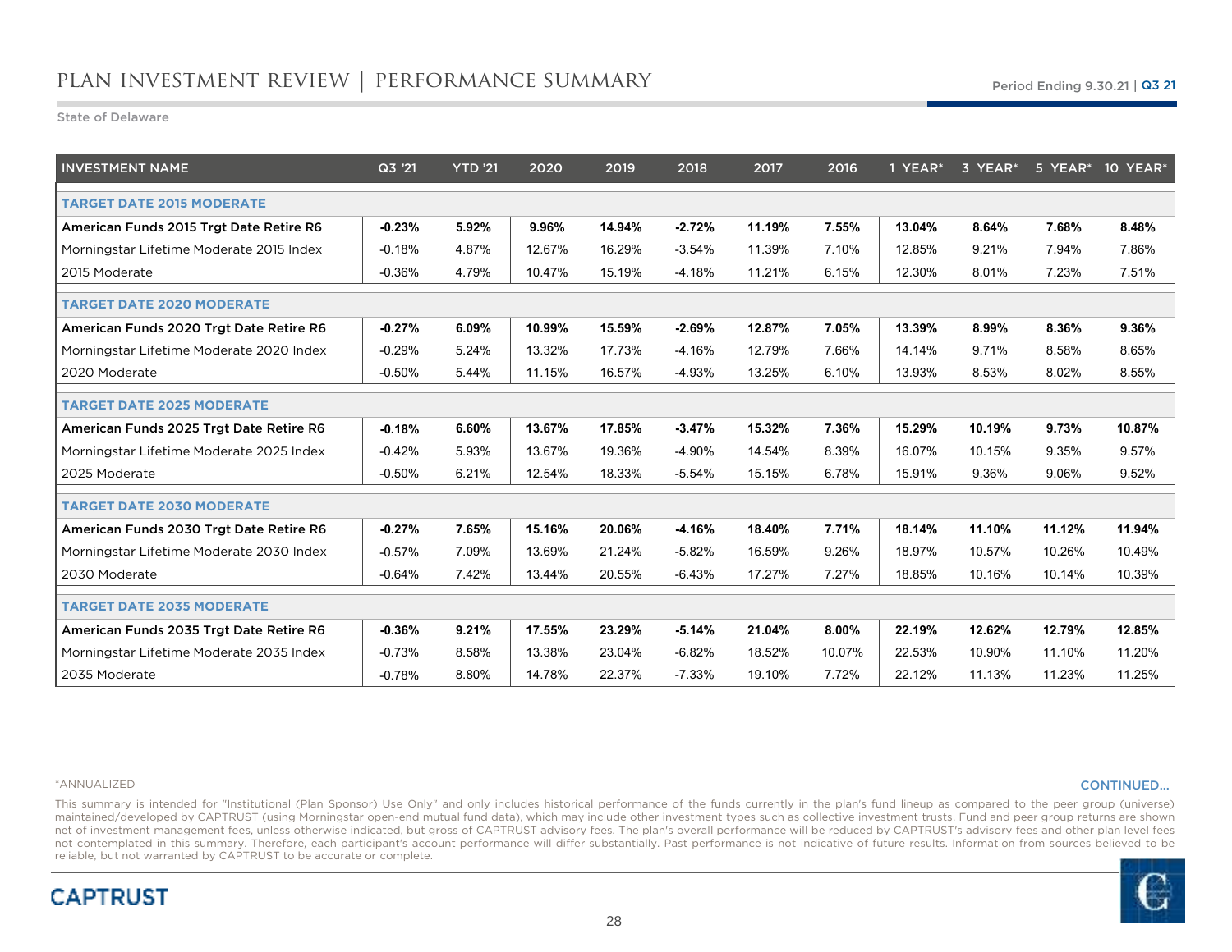# PLAN INVESTMENT REVIEW | PERFORMANCE SUMMARY

Period Ending 9.30.21 | Q3 21

State of Delaware

| INVESTMENT NAME | Q3 '21 | YTD '21 | 2020 | 2019 | 2018 | 2017 | 2016 | 1 YEAR* | 3 YEAR* | 5 YEAR* | 10 YEAR* |
|---|---|---|---|---|---|---|---|---|---|---|---|
| **TARGET DATE 2015 MODERATE** | | | | | | | | | | | |
| **American Funds 2015 Trgt Date Retire R6** | **-0.23%** | **5.92%** | **9.96%** | **14.94%** | **-2.72%** | **11.19%** | **7.55%** | **13.04%** | **8.64%** | **7.68%** | **8.48%** |
| Morningstar Lifetime Moderate 2015 Index | -0.18% | 4.87% | 12.67% | 16.29% | -3.54% | 11.39% | 7.10% | 12.85% | 9.21% | 7.94% | 7.86% |
| 2015 Moderate | -0.36% | 4.79% | 10.47% | 15.19% | -4.18% | 11.21% | 6.15% | 12.30% | 8.01% | 7.23% | 7.51% |
| **TARGET DATE 2020 MODERATE** | | | | | | | | | | | |
| **American Funds 2020 Trgt Date Retire R6** | **-0.27%** | **6.09%** | **10.99%** | **15.59%** | **-2.69%** | **12.87%** | **7.05%** | **13.39%** | **8.99%** | **8.36%** | **9.36%** |
| Morningstar Lifetime Moderate 2020 Index | -0.29% | 5.24% | 13.32% | 17.73% | -4.16% | 12.79% | 7.66% | 14.14% | 9.71% | 8.58% | 8.65% |
| 2020 Moderate | -0.50% | 5.44% | 11.15% | 16.57% | -4.93% | 13.25% | 6.10% | 13.93% | 8.53% | 8.02% | 8.55% |
| **TARGET DATE 2025 MODERATE** | | | | | | | | | | | |
| **American Funds 2025 Trgt Date Retire R6** | **-0.18%** | **6.60%** | **13.67%** | **17.85%** | **-3.47%** | **15.32%** | **7.36%** | **15.29%** | **10.19%** | **9.73%** | **10.87%** |
| Morningstar Lifetime Moderate 2025 Index | -0.42% | 5.93% | 13.67% | 19.36% | -4.90% | 14.54% | 8.39% | 16.07% | 10.15% | 9.35% | 9.57% |
| 2025 Moderate | -0.50% | 6.21% | 12.54% | 18.33% | -5.54% | 15.15% | 6.78% | 15.91% | 9.36% | 9.06% | 9.52% |
| **TARGET DATE 2030 MODERATE** | | | | | | | | | | | |
| **American Funds 2030 Trgt Date Retire R6** | **-0.27%** | **7.65%** | **15.16%** | **20.06%** | **-4.16%** | **18.40%** | **7.71%** | **18.14%** | **11.10%** | **11.12%** | **11.94%** |
| Morningstar Lifetime Moderate 2030 Index | -0.57% | 7.09% | 13.69% | 21.24% | -5.82% | 16.59% | 9.26% | 18.97% | 10.57% | 10.26% | 10.49% |
| 2030 Moderate | -0.64% | 7.42% | 13.44% | 20.55% | -6.43% | 17.27% | 7.27% | 18.85% | 10.16% | 10.14% | 10.39% |
| **TARGET DATE 2035 MODERATE** | | | | | | | | | | | |
| **American Funds 2035 Trgt Date Retire R6** | **-0.36%** | **9.21%** | **17.55%** | **23.29%** | **-5.14%** | **21.04%** | **8.00%** | **22.19%** | **12.62%** | **12.79%** | **12.85%** |
| Morningstar Lifetime Moderate 2035 Index | -0.73% | 8.58% | 13.38% | 23.04% | -6.82% | 18.52% | 10.07% | 22.53% | 10.90% | 11.10% | 11.20% |
| 2035 Moderate | -0.78% | 8.80% | 14.78% | 22.37% | -7.33% | 19.10% | 7.72% | 22.12% | 11.13% | 11.23% | 11.25% |

*ANNUALIZED

CONTINUED...

This summary is intended for "Institutional (Plan Sponsor) Use Only" and only includes historical performance of the funds currently in the plan's fund lineup as compared to the peer group (universe) maintained/developed by CAPTRUST (using Morningstar open-end mutual fund data), which may include other investment types such as collective investment trusts. Fund and peer group returns are shown net of investment management fees, unless otherwise indicated, but gross of CAPTRUST advisory fees. The plan's overall performance will be reduced by CAPTRUST's advisory fees and other plan level fees not contemplated in this summary. Therefore, each participant's account performance will differ substantially. Past performance is not indicative of future results. Information from sources believed to be reliable, but not warranted by CAPTRUST to be accurate or complete.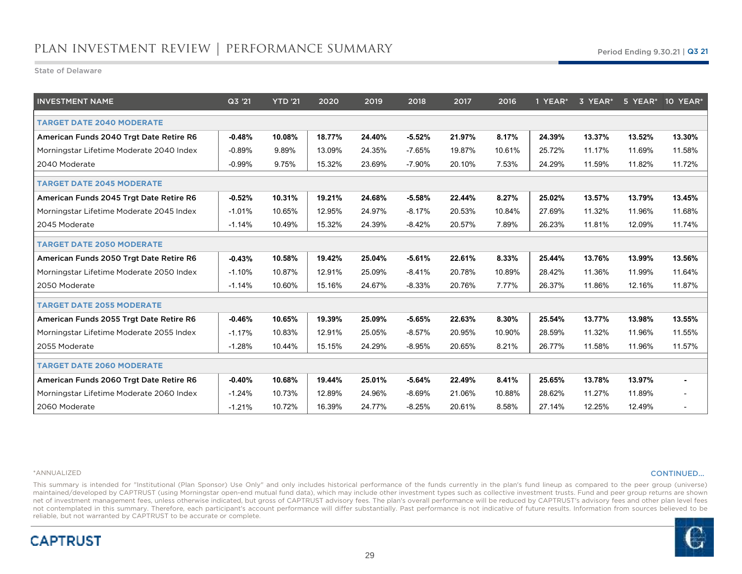# PLAN INVESTMENT REVIEW | PERFORMANCE SUMMARY

Period Ending 9.30.21 | Q3 21

State of Delaware

| INVESTMENT NAME | Q3 '21 | YTD '21 | 2020 | 2019 | 2018 | 2017 | 2016 | 1 YEAR* | 3 YEAR* | 5 YEAR* | 10 YEAR* |
|---|---|---|---|---|---|---|---|---|---|---|---|
| **TARGET DATE 2040 MODERATE** | | | | | | | | | | | |
| **American Funds 2040 Trgt Date Retire R6** | **-0.48%** | **10.08%** | **18.77%** | **24.40%** | **-5.52%** | **21.97%** | **8.17%** | **24.39%** | **13.37%** | **13.52%** | **13.30%** |
| Morningstar Lifetime Moderate 2040 Index | -0.89% | 9.89% | 13.09% | 24.35% | -7.65% | 19.87% | 10.61% | 25.72% | 11.17% | 11.69% | 11.58% |
| 2040 Moderate | -0.99% | 9.75% | 15.32% | 23.69% | -7.90% | 20.10% | 7.53% | 24.29% | 11.59% | 11.82% | 11.72% |
| **TARGET DATE 2045 MODERATE** | | | | | | | | | | | |
| **American Funds 2045 Trgt Date Retire R6** | **-0.52%** | **10.31%** | **19.21%** | **24.68%** | **-5.58%** | **22.44%** | **8.27%** | **25.02%** | **13.57%** | **13.79%** | **13.45%** |
| Morningstar Lifetime Moderate 2045 Index | -1.01% | 10.65% | 12.95% | 24.97% | -8.17% | 20.53% | 10.84% | 27.69% | 11.32% | 11.96% | 11.68% |
| 2045 Moderate | -1.14% | 10.49% | 15.32% | 24.39% | -8.42% | 20.57% | 7.89% | 26.23% | 11.81% | 12.09% | 11.74% |
| **TARGET DATE 2050 MODERATE** | | | | | | | | | | | |
| **American Funds 2050 Trgt Date Retire R6** | **-0.43%** | **10.58%** | **19.42%** | **25.04%** | **-5.61%** | **22.61%** | **8.33%** | **25.44%** | **13.76%** | **13.99%** | **13.56%** |
| Morningstar Lifetime Moderate 2050 Index | -1.10% | 10.87% | 12.91% | 25.09% | -8.41% | 20.78% | 10.89% | 28.42% | 11.36% | 11.99% | 11.64% |
| 2050 Moderate | -1.14% | 10.60% | 15.16% | 24.67% | -8.33% | 20.76% | 7.77% | 26.37% | 11.86% | 12.16% | 11.87% |
| **TARGET DATE 2055 MODERATE** | | | | | | | | | | | |
| **American Funds 2055 Trgt Date Retire R6** | **-0.46%** | **10.65%** | **19.39%** | **25.09%** | **-5.65%** | **22.63%** | **8.30%** | **25.54%** | **13.77%** | **13.98%** | **13.55%** |
| Morningstar Lifetime Moderate 2055 Index | -1.17% | 10.83% | 12.91% | 25.05% | -8.57% | 20.95% | 10.90% | 28.59% | 11.32% | 11.96% | 11.55% |
| 2055 Moderate | -1.28% | 10.44% | 15.15% | 24.29% | -8.95% | 20.65% | 8.21% | 26.77% | 11.58% | 11.96% | 11.57% |
| **TARGET DATE 2060 MODERATE** | | | | | | | | | | | |
| **American Funds 2060 Trgt Date Retire R6** | **-0.40%** | **10.68%** | **19.44%** | **25.01%** | **-5.64%** | **22.49%** | **8.41%** | **25.65%** | **13.78%** | **13.97%** | **-** |
| Morningstar Lifetime Moderate 2060 Index | -1.24% | 10.73% | 12.89% | 24.96% | -8.69% | 21.06% | 10.88% | 28.62% | 11.27% | 11.89% | - |
| 2060 Moderate | -1.21% | 10.72% | 16.39% | 24.77% | -8.25% | 20.61% | 8.58% | 27.14% | 12.25% | 12.49% | - |

*ANNUALIZED

CONTINUED...

This summary is intended for "Institutional (Plan Sponsor) Use Only" and only includes historical performance of the funds currently in the plan's fund lineup as compared to the peer group (universe) maintained/developed by CAPTRUST (using Morningstar open-end mutual fund data), which may include other investment types such as collective investment trusts. Fund and peer group returns are shown net of investment management fees, unless otherwise indicated, but gross of CAPTRUST advisory fees. The plan's overall performance will be reduced by CAPTRUST's advisory fees and other plan level fees not contemplated in this summary. Therefore, each participant's account performance will differ substantially. Past performance is not indicative of future results. Information from sources believed to be reliable, but not warranted by CAPTRUST to be accurate or complete.

CAPTRUST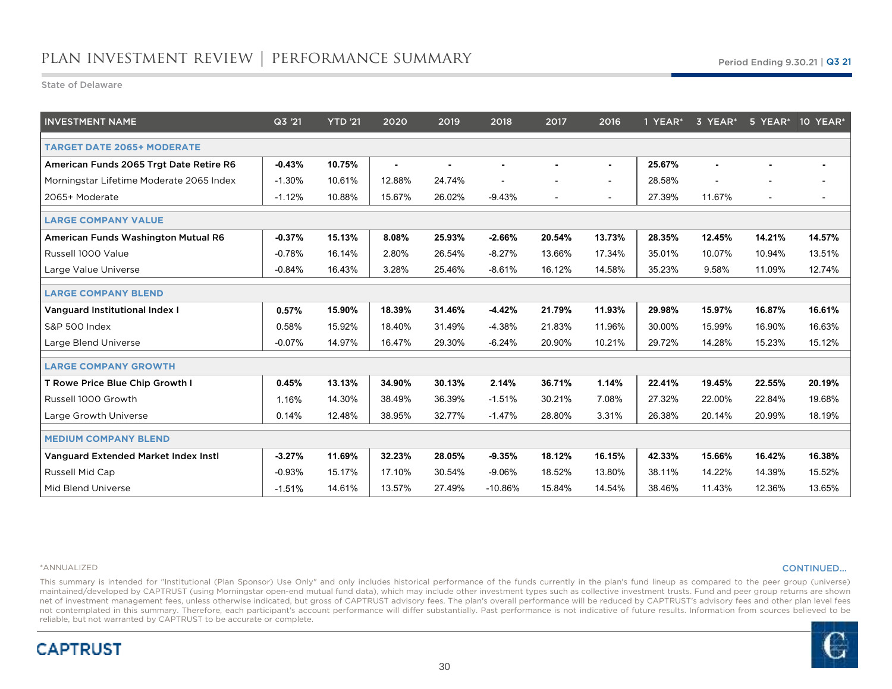# PLAN INVESTMENT REVIEW | PERFORMANCE SUMMARY

Period Ending 9.30.21 | Q3 21

State of Delaware

| INVESTMENT NAME | Q3 '21 | YTD '21 | 2020 | 2019 | 2018 | 2017 | 2016 | 1 YEAR* | 3 YEAR* | 5 YEAR* | 10 YEAR* |
|---|---|---|---|---|---|---|---|---|---|---|---|
| **TARGET DATE 2065+ MODERATE** | | | | | | | | | | | |
| **American Funds 2065 Trgt Date Retire R6** | **-0.43%** | **10.75%** | **-** | **-** | **-** | **-** | **-** | **25.67%** | **-** | **-** | **-** |
| Morningstar Lifetime Moderate 2065 Index | -1.30% | 10.61% | 12.88% | 24.74% | - | - | - | 28.58% | - | - | - |
| 2065+ Moderate | -1.12% | 10.88% | 15.67% | 26.02% | -9.43% | - | - | 27.39% | 11.67% | - | - |
| **LARGE COMPANY VALUE** | | | | | | | | | | | |
| **American Funds Washington Mutual R6** | **-0.37%** | **15.13%** | **8.08%** | **25.93%** | **-2.66%** | **20.54%** | **13.73%** | **28.35%** | **12.45%** | **14.21%** | **14.57%** |
| Russell 1000 Value | -0.78% | 16.14% | 2.80% | 26.54% | -8.27% | 13.66% | 17.34% | 35.01% | 10.07% | 10.94% | 13.51% |
| Large Value Universe | -0.84% | 16.43% | 3.28% | 25.46% | -8.61% | 16.12% | 14.58% | 35.23% | 9.58% | 11.09% | 12.74% |
| **LARGE COMPANY BLEND** | | | | | | | | | | | |
| **Vanguard Institutional Index I** | **0.57%** | **15.90%** | **18.39%** | **31.46%** | **-4.42%** | **21.79%** | **11.93%** | **29.98%** | **15.97%** | **16.87%** | **16.61%** |
| S&P 500 Index | 0.58% | 15.92% | 18.40% | 31.49% | -4.38% | 21.83% | 11.96% | 30.00% | 15.99% | 16.90% | 16.63% |
| Large Blend Universe | -0.07% | 14.97% | 16.47% | 29.30% | -6.24% | 20.90% | 10.21% | 29.72% | 14.28% | 15.23% | 15.12% |
| **LARGE COMPANY GROWTH** | | | | | | | | | | | |
| **T Rowe Price Blue Chip Growth I** | **0.45%** | **13.13%** | **34.90%** | **30.13%** | **2.14%** | **36.71%** | **1.14%** | **22.41%** | **19.45%** | **22.55%** | **20.19%** |
| Russell 1000 Growth | 1.16% | 14.30% | 38.49% | 36.39% | -1.51% | 30.21% | 7.08% | 27.32% | 22.00% | 22.84% | 19.68% |
| Large Growth Universe | 0.14% | 12.48% | 38.95% | 32.77% | -1.47% | 28.80% | 3.31% | 26.38% | 20.14% | 20.99% | 18.19% |
| **MEDIUM COMPANY BLEND** | | | | | | | | | | | |
| **Vanguard Extended Market Index Instl** | **-3.27%** | **11.69%** | **32.23%** | **28.05%** | **-9.35%** | **18.12%** | **16.15%** | **42.33%** | **15.66%** | **16.42%** | **16.38%** |
| Russell Mid Cap | -0.93% | 15.17% | 17.10% | 30.54% | -9.06% | 18.52% | 13.80% | 38.11% | 14.22% | 14.39% | 15.52% |
| Mid Blend Universe | -1.51% | 14.61% | 13.57% | 27.49% | -10.86% | 15.84% | 14.54% | 38.46% | 11.43% | 12.36% | 13.65% |

*ANNUALIZED

CONTINUED...

This summary is intended for "Institutional (Plan Sponsor) Use Only" and only includes historical performance of the funds currently in the plan's fund lineup as compared to the peer group (universe) maintained/developed by CAPTRUST (using Morningstar open-end mutual fund data), which may include other investment types such as collective investment trusts. Fund and peer group returns are shown net of investment management fees, unless otherwise indicated, but gross of CAPTRUST advisory fees. The plan's overall performance will be reduced by CAPTRUST's advisory fees and other plan level fees not contemplated in this summary. Therefore, each participant's account performance will differ substantially. Past performance is not indicative of future results. Information from sources believed to be reliable, but not warranted by CAPTRUST to be accurate or complete.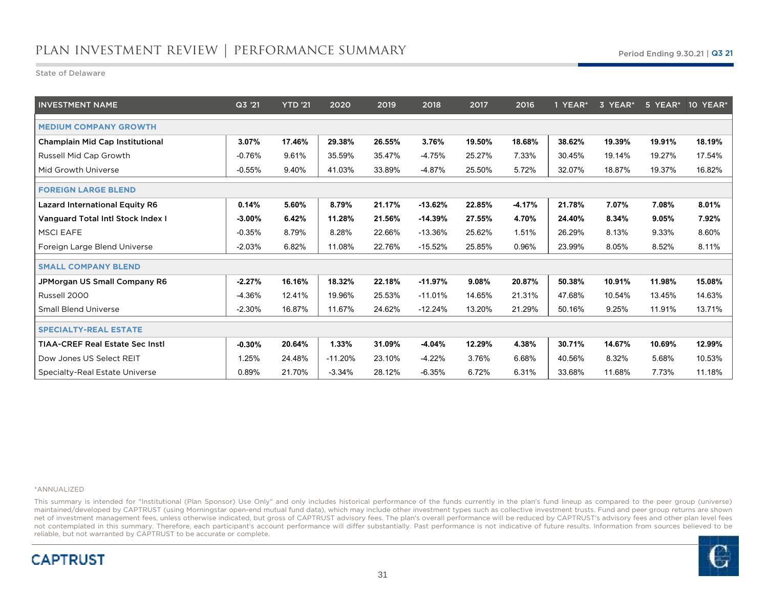# PLAN INVESTMENT REVIEW | PERFORMANCE SUMMARY

Period Ending 9.30.21 | Q3 21

State of Delaware

| INVESTMENT NAME | Q3 '21 | YTD '21 | 2020 | 2019 | 2018 | 2017 | 2016 | 1 YEAR* | 3 YEAR* | 5 YEAR* | 10 YEAR* |
|---|---|---|---|---|---|---|---|---|---|---|---|
| **MEDIUM COMPANY GROWTH** | | | | | | | | | | | |
| **Champlain Mid Cap Institutional** | **3.07%** | **17.46%** | **29.38%** | **26.55%** | **3.76%** | **19.50%** | **18.68%** | **38.62%** | **19.39%** | **19.91%** | **18.19%** |
| Russell Mid Cap Growth | -0.76% | 9.61% | 35.59% | 35.47% | -4.75% | 25.27% | 7.33% | 30.45% | 19.14% | 19.27% | 17.54% |
| Mid Growth Universe | -0.55% | 9.40% | 41.03% | 33.89% | -4.87% | 25.50% | 5.72% | 32.07% | 18.87% | 19.37% | 16.82% |
| **FOREIGN LARGE BLEND** | | | | | | | | | | | |
| **Lazard International Equity R6** | **0.14%** | **5.60%** | **8.79%** | **21.17%** | **-13.62%** | **22.85%** | **-4.17%** | **21.78%** | **7.07%** | **7.08%** | **8.01%** |
| **Vanguard Total Intl Stock Index I** | **-3.00%** | **6.42%** | **11.28%** | **21.56%** | **-14.39%** | **27.55%** | **4.70%** | **24.40%** | **8.34%** | **9.05%** | **7.92%** |
| MSCI EAFE | -0.35% | 8.79% | 8.28% | 22.66% | -13.36% | 25.62% | 1.51% | 26.29% | 8.13% | 9.33% | 8.60% |
| Foreign Large Blend Universe | -2.03% | 6.82% | 11.08% | 22.76% | -15.52% | 25.85% | 0.96% | 23.99% | 8.05% | 8.52% | 8.11% |
| **SMALL COMPANY BLEND** | | | | | | | | | | | |
| **JPMorgan US Small Company R6** | **-2.27%** | **16.16%** | **18.32%** | **22.18%** | **-11.97%** | **9.08%** | **20.87%** | **50.38%** | **10.91%** | **11.98%** | **15.08%** |
| Russell 2000 | -4.36% | 12.41% | 19.96% | 25.53% | -11.01% | 14.65% | 21.31% | 47.68% | 10.54% | 13.45% | 14.63% |
| Small Blend Universe | -2.30% | 16.87% | 11.67% | 24.62% | -12.24% | 13.20% | 21.29% | 50.16% | 9.25% | 11.91% | 13.71% |
| **SPECIALTY-REAL ESTATE** | | | | | | | | | | | |
| **TIAA-CREF Real Estate Sec Instl** | **-0.30%** | **20.64%** | **1.33%** | **31.09%** | **-4.04%** | **12.29%** | **4.38%** | **30.71%** | **14.67%** | **10.69%** | **12.99%** |
| Dow Jones US Select REIT | 1.25% | 24.48% | -11.20% | 23.10% | -4.22% | 3.76% | 6.68% | 40.56% | 8.32% | 5.68% | 10.53% |
| Specialty-Real Estate Universe | 0.89% | 21.70% | -3.34% | 28.12% | -6.35% | 6.72% | 6.31% | 33.68% | 11.68% | 7.73% | 11.18% |

*ANNUALIZED

This summary is intended for "Institutional (Plan Sponsor) Use Only" and only includes historical performance of the funds currently in the plan's fund lineup as compared to the peer group (universe) maintained/developed by CAPTRUST (using Morningstar open-end mutual fund data), which may include other investment types such as collective investment trusts. Fund and peer group returns are shown net of investment management fees, unless otherwise indicated, but gross of CAPTRUST advisory fees. The plan's overall performance will be reduced by CAPTRUST's advisory fees and other plan level fees not contemplated in this summary. Therefore, each participant's account performance will differ substantially. Past performance is not indicative of future results. Information from sources believed to be reliable, but not warranted by CAPTRUST to be accurate or complete.

CAPTRUST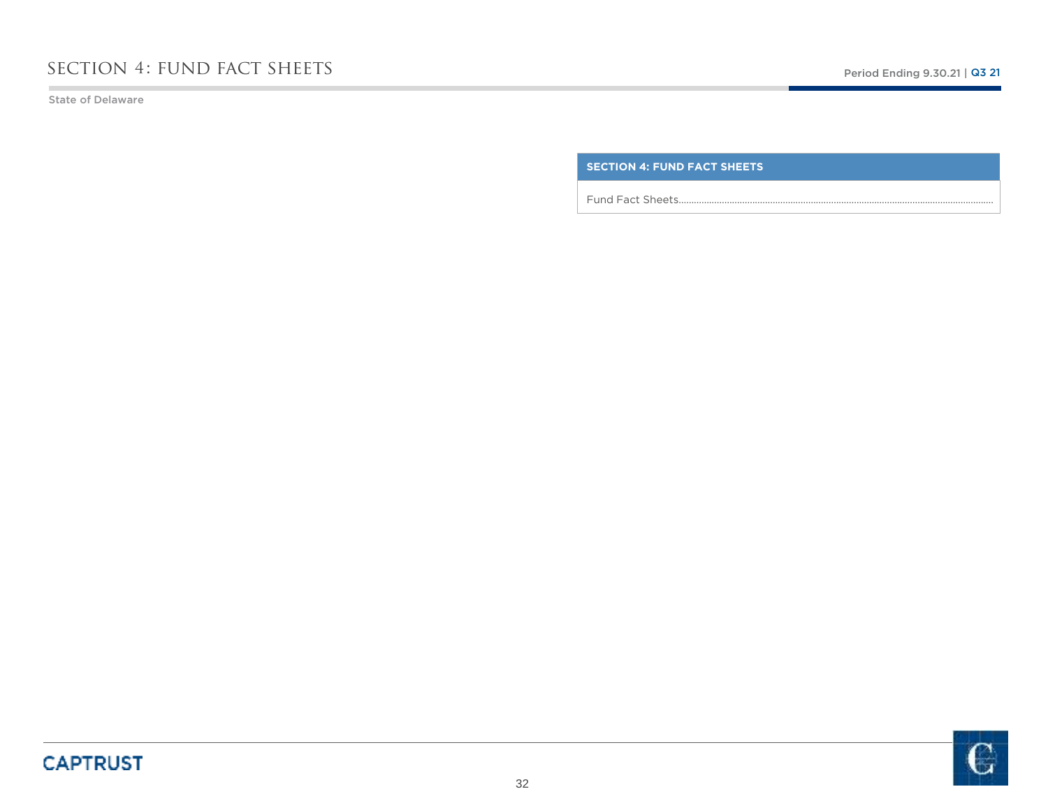# SECTION 4: FUND FACT SHEETS

State of Delaware

| SECTION 4: FUND FACT SHEETS |
| --- |
| Fund Fact Sheets......................................................................................................................... |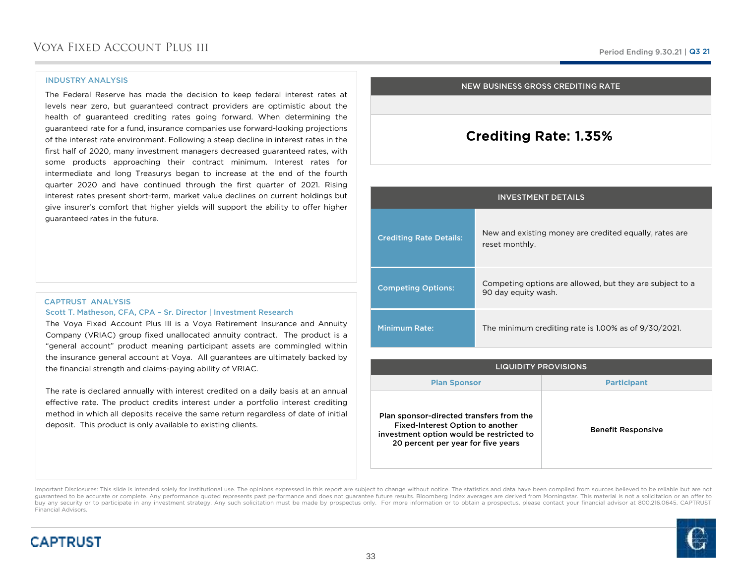# Voya Fixed Account Plus III

Period Ending 9.30.21 | Q3 21

## INDUSTRY ANALYSIS

The Federal Reserve has made the decision to keep federal interest rates at levels near zero, but guaranteed contract providers are optimistic about the health of guaranteed crediting rates going forward. When determining the guaranteed rate for a fund, insurance companies use forward-looking projections of the interest rate environment. Following a steep decline in interest rates in the first half of 2020, many investment managers decreased guaranteed rates, with some products approaching their contract minimum. Interest rates for intermediate and long Treasurys began to increase at the end of the fourth quarter 2020 and have continued through the first quarter of 2021. Rising interest rates present short-term, market value declines on current holdings but give insurer's comfort that higher yields will support the ability to offer higher guaranteed rates in the future.

## CAPTRUST ANALYSIS

Scott T. Matheson, CFA, CPA – Sr. Director | Investment Research

The Voya Fixed Account Plus III is a Voya Retirement Insurance and Annuity Company (VRIAC) group fixed unallocated annuity contract. The product is a "general account" product meaning participant assets are commingled within the insurance general account at Voya. All guarantees are ultimately backed by the financial strength and claims-paying ability of VRIAC.

The rate is declared annually with interest credited on a daily basis at an annual effective rate. The product credits interest under a portfolio interest crediting method in which all deposits receive the same return regardless of date of initial deposit. This product is only available to existing clients.

## NEW BUSINESS GROSS CREDITING RATE

**Crediting Rate: 1.35%**

## INVESTMENT DETAILS

| | |
|---|---|
| Crediting Rate Details: | New and existing money are credited equally, rates are reset monthly. |
| Competing Options: | Competing options are allowed, but they are subject to a 90 day equity wash. |
| Minimum Rate: | The minimum crediting rate is 1.00% as of 9/30/2021. |

## LIQUIDITY PROVISIONS

| Plan Sponsor | Participant |
|---|---|
| **Plan sponsor-directed transfers from the Fixed-Interest Option to another investment option would be restricted to 20 percent per year for five years** | **Benefit Responsive** |

Important Disclosures: This slide is intended solely for institutional use. The opinions expressed in this report are subject to change without notice. The statistics and data have been compiled from sources believed to be reliable but are not guaranteed to be accurate or complete. Any performance quoted represents past performance and does not guarantee future results. Bloomberg Index averages are derived from Morningstar. This material is not a solicitation or an offer to buy any security or to participate in any investment strategy. Any such solicitation must be made by prospectus only. For more information or to obtain a prospectus, please contact your financial advisor at 800.216.0645. CAPTRUST Financial Advisors.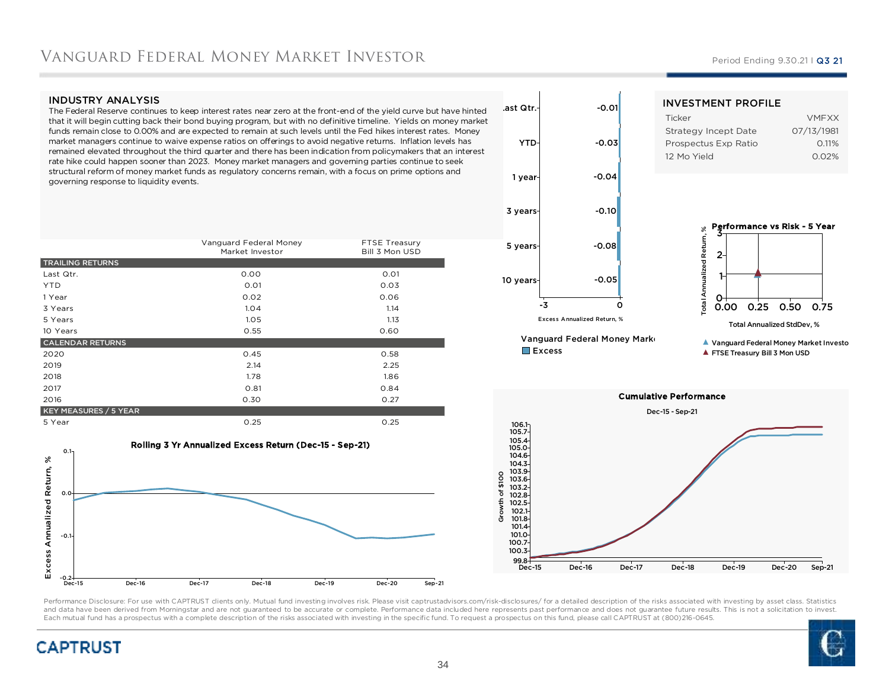# Vanguard Federal Money Market Investor

Period Ending 9.30.21 | Q3 21

## INDUSTRY ANALYSIS

The Federal Reserve continues to keep interest rates near zero at the front-end of the yield curve but have hinted that it will begin cutting back their bond buying program, but with no definitive timeline. Yields on money market funds remain close to 0.00% and are expected to remain at such levels until the Fed hikes interest rates. Money market managers continue to waive expense ratios on offerings to avoid negative returns. Inflation levels have remained elevated throughout the third quarter and there has been indication from policymakers that an interest rate hike could happen sooner than 2023. Money market managers and governing parties continue to seek structural reform of money market funds as regulatory concerns remain, with a focus on prime options and governing response to liquidity events.

| | Vanguard Federal Money Market Investor | FTSE Treasury Bill 3 Mon USD |
|---|---|---|
| **TRAILING RETURNS** | | |
| Last Qtr. | 0.00 | 0.01 |
| YTD | 0.01 | 0.03 |
| 1 Year | 0.02 | 0.06 |
| 3 Years | 1.04 | 1.14 |
| 5 Years | 1.05 | 1.13 |
| 10 Years | 0.55 | 0.60 |
| **CALENDAR RETURNS** | | |
| 2020 | 0.45 | 0.58 |
| 2019 | 2.14 | 2.25 |
| 2018 | 1.78 | 1.86 |
| 2017 | 0.81 | 0.84 |
| 2016 | 0.30 | 0.27 |
| **KEY MEASURES / 5 YEAR** | | |
| 5 Year | 0.25 | 0.25 |

## INVESTMENT PROFILE

| | |
|---|---|
| Ticker | VMFXX |
| Strategy Incept Date | 07/13/1981 |
| Prospectus Exp Ratio | 0.11% |
| 12 Mo Yield | 0.02% |

**Excess Annualized Return, %** — Vanguard Federal Money Market Investor (Excess)

| Period | Excess |
|---|---|
| Last Qtr. | -0.01 |
| YTD | -0.03 |
| 1 year | -0.04 |
| 3 years | -0.10 |
| 5 years | -0.08 |
| 10 years | -0.05 |

**Performance vs Risk - 5 Year**

Total Annualized Return, % vs Total Annualized StdDev, %

▲ Vanguard Federal Money Market Investor
▲ FTSE Treasury Bill 3 Mon USD

**Rolling 3 Yr Annualized Excess Return (Dec-15 - Sep-21)**

**Cumulative Performance**

Dec-15 - Sep-21

Growth of $100

Performance Disclosure: For use with CAPTRUST clients only. Mutual fund investing involves risk. Please visit captrustadvisors.com/risk-disclosures/ for a detailed description of the risks associated with investing by asset class. Statistics and data have been derived from Morningstar and are not guaranteed to be accurate or complete. Performance data included here represents past performance and does not guarantee future results. This is not a solicitation to invest. Each mutual fund has a prospectus with a complete description of the risks associated with investing in the specific fund. To request a prospectus on this fund, please call CAPTRUST at (800)216-0645.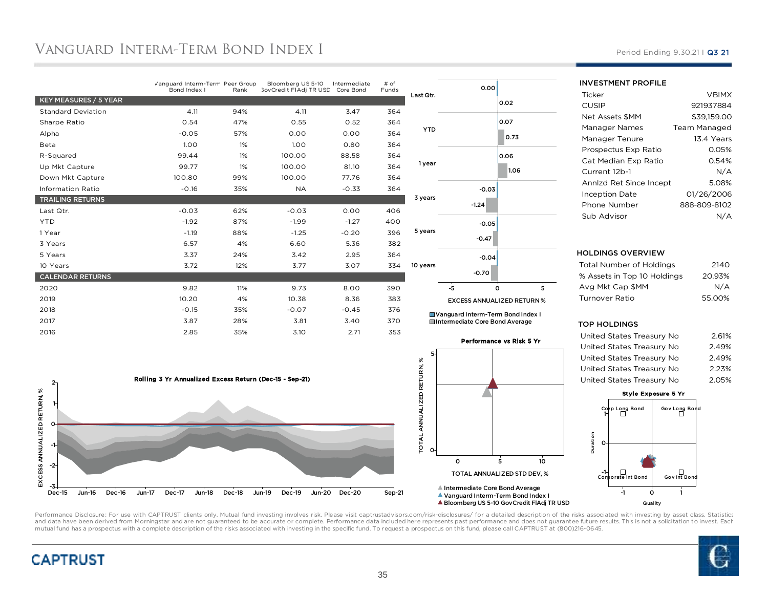# Vanguard Interm-Term Bond Index I

Period Ending 9.30.21 | Q3 21

| | Vanguard Interm-Term Bond Index I | Peer Group Rank | Bloomberg US 5-10 GovCredit FlAdj TR USD | Intermediate Core Bond | # of Funds |
|---|---|---|---|---|---|
| **KEY MEASURES / 5 YEAR** | | | | | |
| Standard Deviation | 4.11 | 94% | 4.11 | 3.47 | 364 |
| Sharpe Ratio | 0.54 | 47% | 0.55 | 0.52 | 364 |
| Alpha | -0.05 | 57% | 0.00 | 0.00 | 364 |
| Beta | 1.00 | 1% | 1.00 | 0.80 | 364 |
| R-Squared | 99.44 | 1% | 100.00 | 88.58 | 364 |
| Up Mkt Capture | 99.77 | 1% | 100.00 | 81.10 | 364 |
| Down Mkt Capture | 100.80 | 99% | 100.00 | 77.76 | 364 |
| Information Ratio | -0.16 | 35% | NA | -0.33 | 364 |
| **TRAILING RETURNS** | | | | | |
| Last Qtr. | -0.03 | 62% | -0.03 | 0.00 | 406 |
| YTD | -1.92 | 87% | -1.99 | -1.27 | 400 |
| 1 Year | -1.19 | 88% | -1.25 | -0.20 | 396 |
| 3 Years | 6.57 | 4% | 6.60 | 5.36 | 382 |
| 5 Years | 3.37 | 24% | 3.42 | 2.95 | 364 |
| 10 Years | 3.72 | 12% | 3.77 | 3.07 | 334 |
| **CALENDAR RETURNS** | | | | | |
| 2020 | 9.82 | 11% | 9.73 | 8.00 | 390 |
| 2019 | 10.20 | 4% | 10.38 | 8.36 | 383 |
| 2018 | -0.15 | 35% | -0.07 | -0.45 | 376 |
| 2017 | 3.87 | 28% | 3.81 | 3.40 | 370 |
| 2016 | 2.85 | 35% | 3.10 | 2.71 | 353 |

**EXCESS ANNUALIZED RETURN %**

| | Vanguard Interm-Term Bond Index I | Intermediate Core Bond Average |
|---|---|---|
| Last Qtr. | 0.00 | 0.02 |
| YTD | 0.07 | 0.73 |
| 1 year | 0.06 | 1.06 |
| 3 years | -0.03 | -1.24 |
| 5 years | -0.05 | -0.47 |
| 10 years | -0.04 | -0.70 |

### INVESTMENT PROFILE

| | |
|---|---|
| Ticker | VBIMX |
| CUSIP | 921937884 |
| Net Assets $MM | $39,159.00 |
| Manager Names | Team Managed |
| Manager Tenure | 13.4 Years |
| Prospectus Exp Ratio | 0.05% |
| Cat Median Exp Ratio | 0.54% |
| Current 12b-1 | N/A |
| Annlzd Ret Since Incept | 5.08% |
| Inception Date | 01/26/2006 |
| Phone Number | 888-809-8102 |
| Sub Advisor | N/A |

### HOLDINGS OVERVIEW

| | |
|---|---|
| Total Number of Holdings | 2140 |
| % Assets in Top 10 Holdings | 20.93% |
| Avg Mkt Cap $MM | N/A |
| Turnover Ratio | 55.00% |

### TOP HOLDINGS

| | |
|---|---|
| United States Treasury No | 2.61% |
| United States Treasury No | 2.49% |
| United States Treasury No | 2.49% |
| United States Treasury No | 2.23% |
| United States Treasury No | 2.05% |

**Rolling 3 Yr Annualized Excess Return (Dec-15 - Sep-21)**

**Performance vs Risk 5 Yr**

- Intermediate Core Bond Average
- Vanguard Interm-Term Bond Index I
- Bloomberg US 5-10 GovCredit FlAdj TR USD

**Style Exposure 5 Yr**

Performance Disclosure: For use with CAPTRUST clients only. Mutual fund investing involves risk. Please visit captrustadvisors.com/risk-disclosures/ for a detailed description of the risks associated with investing by asset class. Statistics and data have been derived from Morningstar and are not guaranteed to be accurate or complete. Performance data included here represents past performance and does not guarantee future results. This is not a solicitation to invest. Each mutual fund has a prospectus with a complete description of the risks associated with investing in the specific fund. To request a prospectus on this fund, please call CAPTRUST at (800)216-0645.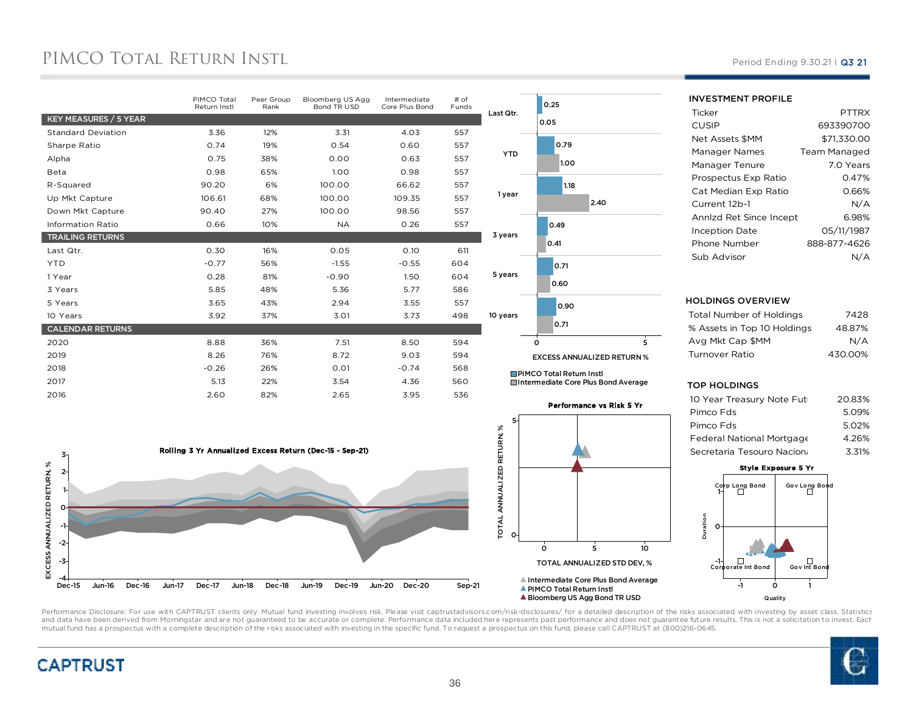# PIMCO Total Return Instl

Period Ending 9.30.21 | Q3 21

| | PIMCO Total Return Instl | Peer Group Rank | Bloomberg US Agg Bond TR USD | Intermediate Core Plus Bond | # of Funds |
|---|---|---|---|---|---|
| **KEY MEASURES / 5 YEAR** | | | | | |
| Standard Deviation | 3.36 | 12% | 3.31 | 4.03 | 557 |
| Sharpe Ratio | 0.74 | 19% | 0.54 | 0.60 | 557 |
| Alpha | 0.75 | 38% | 0.00 | 0.63 | 557 |
| Beta | 0.98 | 65% | 1.00 | 0.98 | 557 |
| R-Squared | 90.20 | 6% | 100.00 | 66.62 | 557 |
| Up Mkt Capture | 106.61 | 68% | 100.00 | 109.35 | 557 |
| Down Mkt Capture | 90.40 | 27% | 100.00 | 98.56 | 557 |
| Information Ratio | 0.66 | 10% | NA | 0.26 | 557 |
| **TRAILING RETURNS** | | | | | |
| Last Qtr. | 0.30 | 16% | 0.05 | 0.10 | 611 |
| YTD | -0.77 | 56% | -1.55 | -0.55 | 604 |
| 1 Year | 0.28 | 81% | -0.90 | 1.50 | 604 |
| 3 Years | 5.85 | 48% | 5.36 | 5.77 | 586 |
| 5 Years | 3.65 | 43% | 2.94 | 3.55 | 557 |
| 10 Years | 3.92 | 37% | 3.01 | 3.73 | 498 |
| **CALENDAR RETURNS** | | | | | |
| 2020 | 8.88 | 36% | 7.51 | 8.50 | 594 |
| 2019 | 8.26 | 76% | 8.72 | 9.03 | 594 |
| 2018 | -0.26 | 26% | 0.01 | -0.74 | 568 |
| 2017 | 5.13 | 22% | 3.54 | 4.36 | 560 |
| 2016 | 2.60 | 82% | 2.65 | 3.95 | 536 |

**EXCESS ANNUALIZED RETURN %**

| | PIMCO Total Return Instl | Intermediate Core Plus Bond Average |
|---|---|---|
| Last Qtr. | 0.25 | 0.05 |
| YTD | 0.79 | 1.00 |
| 1 year | 1.18 | 2.40 |
| 3 years | 0.49 | 0.41 |
| 5 years | 0.71 | 0.60 |
| 10 years | 0.90 | 0.71 |

**Rolling 3 Yr Annualized Excess Return (Dec-15 - Sep-21)**

**Performance vs Risk 5 Yr**

Intermediate Core Plus Bond Average
PIMCO Total Return Instl
Bloomberg US Agg Bond TR USD

## INVESTMENT PROFILE

| | |
|---|---|
| Ticker | PTTRX |
| CUSIP | 693390700 |
| Net Assets $MM | $71,330.00 |
| Manager Names | Team Managed |
| Manager Tenure | 7.0 Years |
| Prospectus Exp Ratio | 0.47% |
| Cat Median Exp Ratio | 0.66% |
| Current 12b-1 | N/A |
| Annlzd Ret Since Incept | 6.98% |
| Inception Date | 05/11/1987 |
| Phone Number | 888-877-4626 |
| Sub Advisor | N/A |

## HOLDINGS OVERVIEW

| | |
|---|---|
| Total Number of Holdings | 7428 |
| % Assets in Top 10 Holdings | 48.87% |
| Avg Mkt Cap $MM | N/A |
| Turnover Ratio | 430.00% |

## TOP HOLDINGS

| | |
|---|---|
| 10 Year Treasury Note Fut | 20.83% |
| Pimco Fds | 5.09% |
| Pimco Fds | 5.02% |
| Federal National Mortgage | 4.26% |
| Secretaria Tesouro Naciona | 3.31% |

**Style Exposure 5 Yr**

Performance Disclosure: For use with CAPTRUST clients only. Mutual fund investing involves risk. Please visit captrustadvisors.com/risk-disclosures/ for a detailed description of the risks associated with investing by asset class. Statistics and data have been derived from Morningstar and are not guaranteed to be accurate or complete. Performance data included here represents past performance and does not guarantee future results. This is not a solicitation to invest. Each mutual fund has a prospectus with a complete description of the risks associated with investing in the specific fund. To request a prospectus on this fund, please call CAPTRUST at (800)216-0645.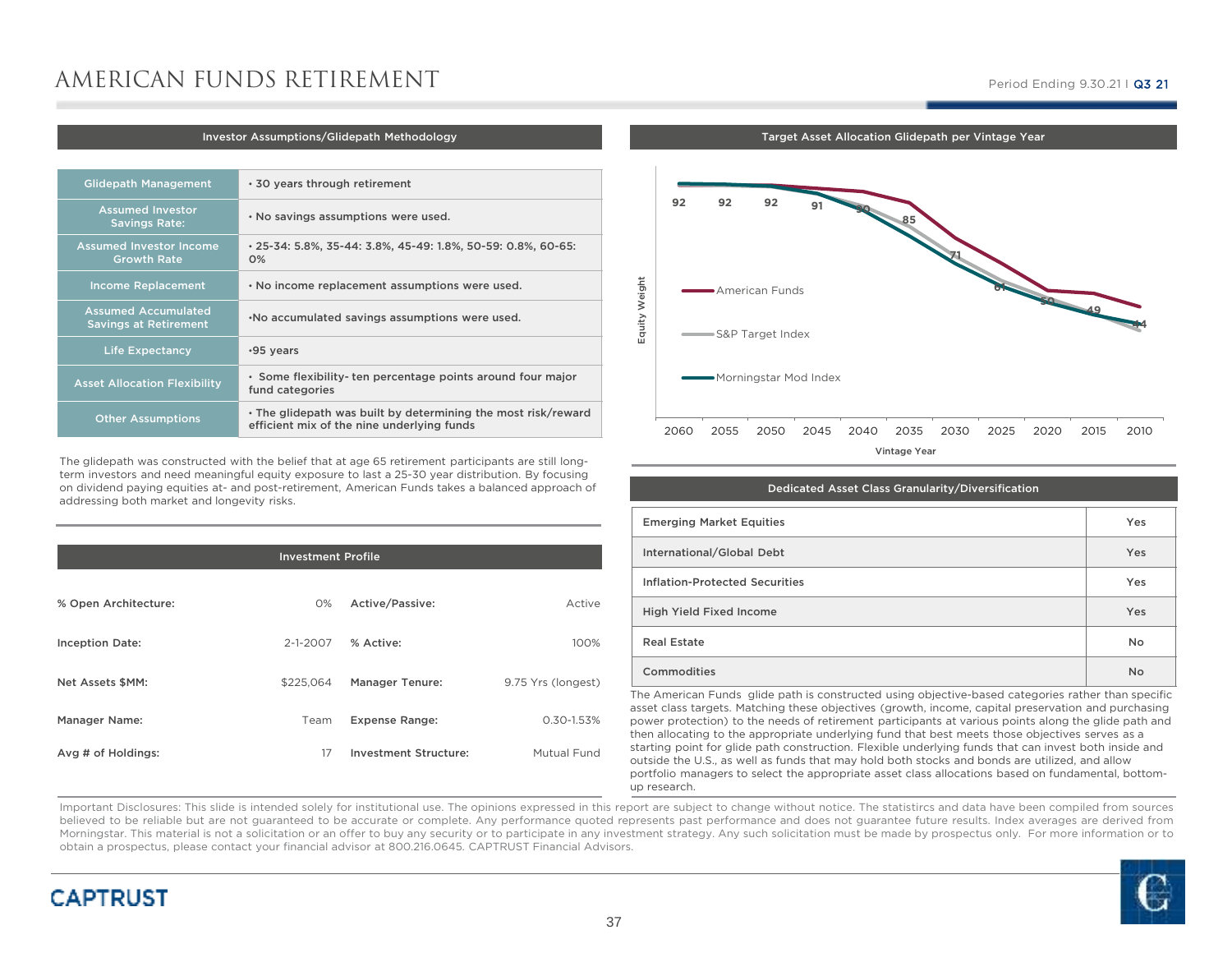# AMERICAN FUNDS RETIREMENT

Period Ending 9.30.21 | Q3 21

## Investor Assumptions/Glidepath Methodology

| | |
|---|---|
| Glidepath Management | • 30 years through retirement |
| Assumed Investor Savings Rate: | • No savings assumptions were used. |
| Assumed Investor Income Growth Rate | • 25-34: 5.8%, 35-44: 3.8%, 45-49: 1.8%, 50-59: 0.8%, 60-65: 0% |
| Income Replacement | • No income replacement assumptions were used. |
| Assumed Accumulated Savings at Retirement | •No accumulated savings assumptions were used. |
| Life Expectancy | •95 years |
| Asset Allocation Flexibility | • Some flexibility- ten percentage points around four major fund categories |
| Other Assumptions | • The glidepath was built by determining the most risk/reward efficient mix of the nine underlying funds |

The glidepath was constructed with the belief that at age 65 retirement participants are still long-term investors and need meaningful equity exposure to last a 25-30 year distribution. By focusing on dividend paying equities at- and post-retirement, American Funds takes a balanced approach of addressing both market and longevity risks.

## Target Asset Allocation Glidepath per Vintage Year

Equity Weight (American Funds, S&P Target Index, Morningstar Mod Index)

| Vintage Year | 2060 | 2055 | 2050 | 2045 | 2040 | 2035 | 2030 | 2025 | 2020 | 2015 | 2010 |
|---|---|---|---|---|---|---|---|---|---|---|---|
| Equity Weight | 92 | 92 | 92 | 91 | 90 | 85 | 71 | 61 | 50 | 49 | 44 |

## Investment Profile

| | | | |
|---|---|---|---|
| % Open Architecture: | 0% | Active/Passive: | Active |
| Inception Date: | 2-1-2007 | % Active: | 100% |
| Net Assets $MM: | $225,064 | Manager Tenure: | 9.75 Yrs (longest) |
| Manager Name: | Team | Expense Range: | 0.30-1.53% |
| Avg # of Holdings: | 17 | Investment Structure: | Mutual Fund |

## Dedicated Asset Class Granularity/Diversification

| | |
|---|---|
| Emerging Market Equities | Yes |
| International/Global Debt | Yes |
| Inflation-Protected Securities | Yes |
| High Yield Fixed Income | Yes |
| Real Estate | No |
| Commodities | No |

The American Funds glide path is constructed using objective-based categories rather than specific asset class targets. Matching these objectives (growth, income, capital preservation and purchasing power protection) to the needs of retirement participants at various points along the glide path and then allocating to the appropriate underlying fund that best meets those objectives serves as a starting point for glide path construction. Flexible underlying funds that can invest both inside and outside the U.S., as well as funds that may hold both stocks and bonds are utilized, and allow portfolio managers to select the appropriate asset class allocations based on fundamental, bottom-up research.

Important Disclosures: This slide is intended solely for institutional use. The opinions expressed in this report are subject to change without notice. The statistircs and data have been compiled from sources believed to be reliable but are not guaranteed to be accurate or complete. Any performance quoted represents past performance and does not guarantee future results. Index averages are derived from Morningstar. This material is not a solicitation or an offer to buy any security or to participate in any investment strategy. Any such solicitation must be made by prospectus only. For more information or to obtain a prospectus, please contact your financial advisor at 800.216.0645. CAPTRUST Financial Advisors.

CAPTRUST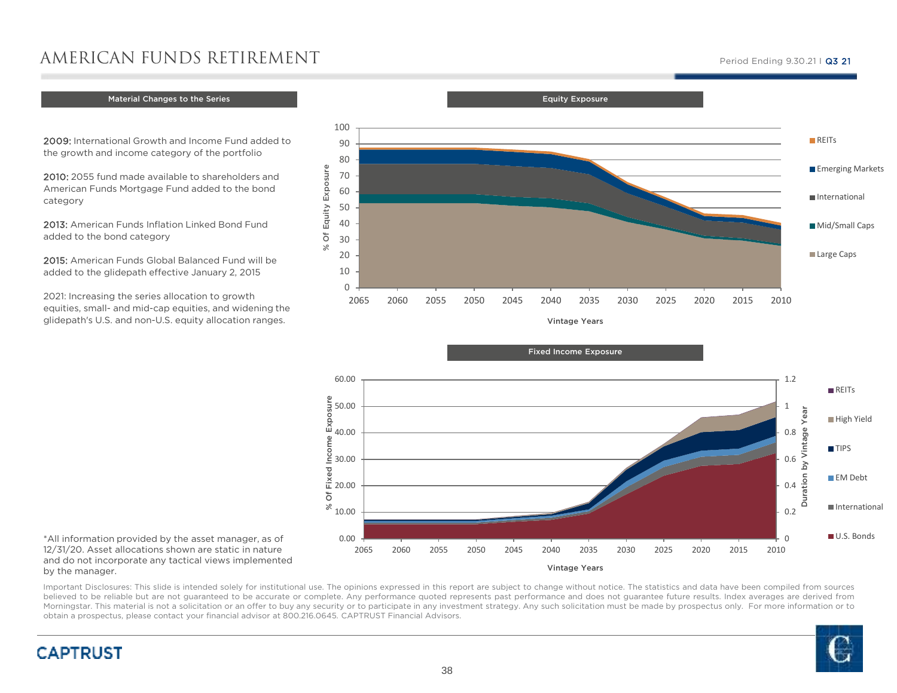# AMERICAN FUNDS RETIREMENT

Period Ending 9.30.21 | Q3 21

## Material Changes to the Series

**2009:** International Growth and Income Fund added to the growth and income category of the portfolio

**2010:** 2055 fund made available to shareholders and American Funds Mortgage Fund added to the bond category

**2013:** American Funds Inflation Linked Bond Fund added to the bond category

**2015:** American Funds Global Balanced Fund will be added to the glidepath effective January 2, 2015

2021: Increasing the series allocation to growth equities, small- and mid-cap equities, and widening the glidepath's U.S. and non-U.S. equity allocation ranges.

## Equity Exposure

## Fixed Income Exposure

*All information provided by the asset manager, as of 12/31/20. Asset allocations shown are static in nature and do not incorporate any tactical views implemented by the manager.

Important Disclosures: This slide is intended solely for institutional use. The opinions expressed in this report are subject to change without notice. The statistics and data have been compiled from sources believed to be reliable but are not guaranteed to be accurate or complete. Any performance quoted represents past performance and does not guarantee future results. Index averages are derived from Morningstar. This material is not a solicitation or an offer to buy any security or to participate in any investment strategy. Any such solicitation must be made by prospectus only. For more information or to obtain a prospectus, please contact your financial advisor at 800.216.0645. CAPTRUST Financial Advisors.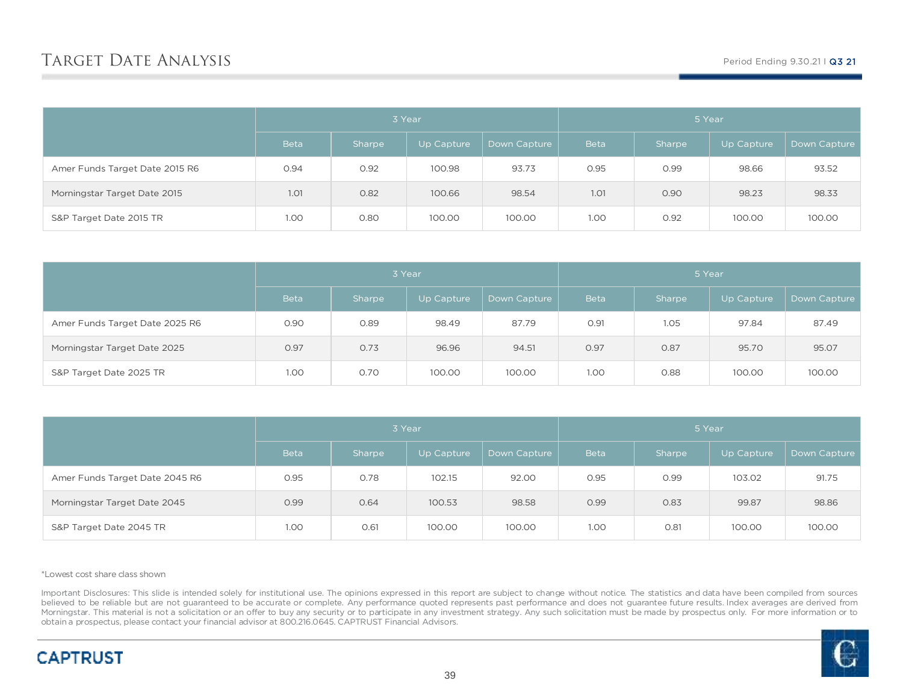# Target Date Analysis

Period Ending 9.30.21 | Q3 21

| | 3 Year | | | | 5 Year | | | |
|---|---|---|---|---|---|---|---|---|
| | Beta | Sharpe | Up Capture | Down Capture | Beta | Sharpe | Up Capture | Down Capture |
| Amer Funds Target Date 2015 R6 | 0.94 | 0.92 | 100.98 | 93.73 | 0.95 | 0.99 | 98.66 | 93.52 |
| Morningstar Target Date 2015 | 1.01 | 0.82 | 100.66 | 98.54 | 1.01 | 0.90 | 98.23 | 98.33 |
| S&P Target Date 2015 TR | 1.00 | 0.80 | 100.00 | 100.00 | 1.00 | 0.92 | 100.00 | 100.00 |

| | 3 Year | | | | 5 Year | | | |
|---|---|---|---|---|---|---|---|---|
| | Beta | Sharpe | Up Capture | Down Capture | Beta | Sharpe | Up Capture | Down Capture |
| Amer Funds Target Date 2025 R6 | 0.90 | 0.89 | 98.49 | 87.79 | 0.91 | 1.05 | 97.84 | 87.49 |
| Morningstar Target Date 2025 | 0.97 | 0.73 | 96.96 | 94.51 | 0.97 | 0.87 | 95.70 | 95.07 |
| S&P Target Date 2025 TR | 1.00 | 0.70 | 100.00 | 100.00 | 1.00 | 0.88 | 100.00 | 100.00 |

| | 3 Year | | | | 5 Year | | | |
|---|---|---|---|---|---|---|---|---|
| | Beta | Sharpe | Up Capture | Down Capture | Beta | Sharpe | Up Capture | Down Capture |
| Amer Funds Target Date 2045 R6 | 0.95 | 0.78 | 102.15 | 92.00 | 0.95 | 0.99 | 103.02 | 91.75 |
| Morningstar Target Date 2045 | 0.99 | 0.64 | 100.53 | 98.58 | 0.99 | 0.83 | 99.87 | 98.86 |
| S&P Target Date 2045 TR | 1.00 | 0.61 | 100.00 | 100.00 | 1.00 | 0.81 | 100.00 | 100.00 |

*Lowest cost share class shown

Important Disclosures: This slide is intended solely for institutional use. The opinions expressed in this report are subject to change without notice. The statistics and data have been compiled from sources believed to be reliable but are not guaranteed to be accurate or complete. Any performance quoted represents past performance and does not guarantee future results. Index averages are derived from Morningstar. This material is not a solicitation or an offer to buy any security or to participate in any investment strategy. Any such solicitation must be made by prospectus only. For more information or to obtain a prospectus, please contact your financial advisor at 800.216.0645. CAPTRUST Financial Advisors.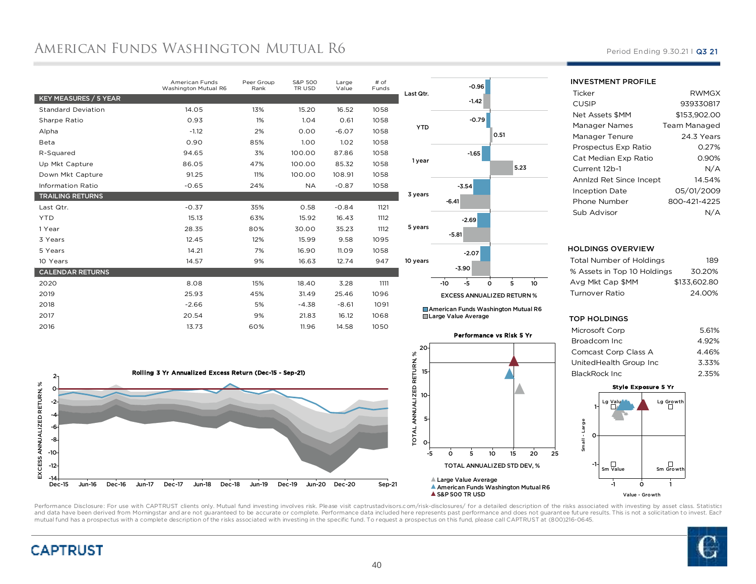# American Funds Washington Mutual R6

Period Ending 9.30.21 | Q3 21

| | American Funds Washington Mutual R6 | Peer Group Rank | S&P 500 TR USD | Large Value | # of Funds |
|---|---|---|---|---|---|
| **KEY MEASURES / 5 YEAR** | | | | | |
| Standard Deviation | 14.05 | 13% | 15.20 | 16.52 | 1058 |
| Sharpe Ratio | 0.93 | 1% | 1.04 | 0.61 | 1058 |
| Alpha | -1.12 | 2% | 0.00 | -6.07 | 1058 |
| Beta | 0.90 | 85% | 1.00 | 1.02 | 1058 |
| R-Squared | 94.65 | 3% | 100.00 | 87.86 | 1058 |
| Up Mkt Capture | 86.05 | 47% | 100.00 | 85.32 | 1058 |
| Down Mkt Capture | 91.25 | 11% | 100.00 | 108.91 | 1058 |
| Information Ratio | -0.65 | 24% | NA | -0.87 | 1058 |
| **TRAILING RETURNS** | | | | | |
| Last Qtr. | -0.37 | 35% | 0.58 | -0.84 | 1121 |
| YTD | 15.13 | 63% | 15.92 | 16.43 | 1112 |
| 1 Year | 28.35 | 80% | 30.00 | 35.23 | 1112 |
| 3 Years | 12.45 | 12% | 15.99 | 9.58 | 1095 |
| 5 Years | 14.21 | 7% | 16.90 | 11.09 | 1058 |
| 10 Years | 14.57 | 9% | 16.63 | 12.74 | 947 |
| **CALENDAR RETURNS** | | | | | |
| 2020 | 8.08 | 15% | 18.40 | 3.28 | 1111 |
| 2019 | 25.93 | 45% | 31.49 | 25.46 | 1096 |
| 2018 | -2.66 | 5% | -4.38 | -8.61 | 1091 |
| 2017 | 20.54 | 9% | 21.83 | 16.12 | 1068 |
| 2016 | 13.73 | 60% | 11.96 | 14.58 | 1050 |

**Excess Annualized Return %**

| | American Funds Washington Mutual R6 | Large Value Average |
|---|---|---|
| Last Qtr. | -0.96 | -1.42 |
| YTD | -0.79 | 0.51 |
| 1 year | -1.65 | 5.23 |
| 3 years | -3.54 | -6.41 |
| 5 years | -2.69 | -5.81 |
| 10 years | -2.07 | -3.90 |

**Rolling 3 Yr Annualized Excess Return (Dec-15 - Sep-21)**

**Performance vs Risk 5 Yr**

Large Value Average; American Funds Washington Mutual R6; S&P 500 TR USD

## INVESTMENT PROFILE

| | |
|---|---|
| Ticker | RWMGX |
| CUSIP | 939330817 |
| Net Assets $MM | $153,902.00 |
| Manager Names | Team Managed |
| Manager Tenure | 24.3 Years |
| Prospectus Exp Ratio | 0.27% |
| Cat Median Exp Ratio | 0.90% |
| Current 12b-1 | N/A |
| Annlzd Ret Since Incept | 14.54% |
| Inception Date | 05/01/2009 |
| Phone Number | 800-421-4225 |
| Sub Advisor | N/A |

## HOLDINGS OVERVIEW

| | |
|---|---|
| Total Number of Holdings | 189 |
| % Assets in Top 10 Holdings | 30.20% |
| Avg Mkt Cap $MM | $133,602.80 |
| Turnover Ratio | 24.00% |

## TOP HOLDINGS

| | |
|---|---|
| Microsoft Corp | 5.61% |
| Broadcom Inc | 4.92% |
| Comcast Corp Class A | 4.46% |
| UnitedHealth Group Inc | 3.33% |
| BlackRock Inc | 2.35% |

**Style Exposure 5 Yr**

Performance Disclosure: For use with CAPTRUST clients only. Mutual fund investing involves risk. Please visit captrustadvisors.com/risk-disclosures/ for a detailed description of the risks associated with investing by asset class. Statistics and data have been derived from Morningstar and are not guaranteed to be accurate or complete. Performance data included here represents past performance and does not guarantee future results. This is not a solicitation to invest. Each mutual fund has a prospectus with a complete description of the risks associated with investing in the specific fund. To request a prospectus on this fund, please call CAPTRUST at (800)216-0645.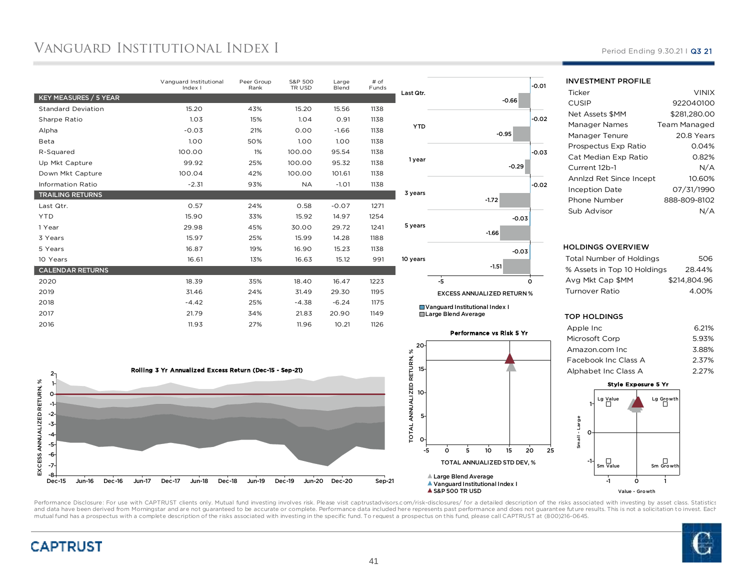# Vanguard Institutional Index I

Period Ending 9.30.21 | Q3 21

| | Vanguard Institutional Index I | Peer Group Rank | S&P 500 TR USD | Large Blend | # of Funds |
|---|---|---|---|---|---|
| **KEY MEASURES / 5 YEAR** | | | | | |
| Standard Deviation | 15.20 | 43% | 15.20 | 15.56 | 1138 |
| Sharpe Ratio | 1.03 | 15% | 1.04 | 0.91 | 1138 |
| Alpha | -0.03 | 21% | 0.00 | -1.66 | 1138 |
| Beta | 1.00 | 50% | 1.00 | 1.00 | 1138 |
| R-Squared | 100.00 | 1% | 100.00 | 95.54 | 1138 |
| Up Mkt Capture | 99.92 | 25% | 100.00 | 95.32 | 1138 |
| Down Mkt Capture | 100.04 | 42% | 100.00 | 101.61 | 1138 |
| Information Ratio | -2.31 | 93% | NA | -1.01 | 1138 |
| **TRAILING RETURNS** | | | | | |
| Last Qtr. | 0.57 | 24% | 0.58 | -0.07 | 1271 |
| YTD | 15.90 | 33% | 15.92 | 14.97 | 1254 |
| 1 Year | 29.98 | 45% | 30.00 | 29.72 | 1241 |
| 3 Years | 15.97 | 25% | 15.99 | 14.28 | 1188 |
| 5 Years | 16.87 | 19% | 16.90 | 15.23 | 1138 |
| 10 Years | 16.61 | 13% | 16.63 | 15.12 | 991 |
| **CALENDAR RETURNS** | | | | | |
| 2020 | 18.39 | 35% | 18.40 | 16.47 | 1223 |
| 2019 | 31.46 | 24% | 31.49 | 29.30 | 1195 |
| 2018 | -4.42 | 25% | -4.38 | -6.24 | 1175 |
| 2017 | 21.79 | 34% | 21.83 | 20.90 | 1149 |
| 2016 | 11.93 | 27% | 11.96 | 10.21 | 1126 |

**EXCESS ANNUALIZED RETURN %**

| Period | Vanguard Institutional Index I | Large Blend Average |
|---|---|---|
| Last Qtr. | -0.01 | -0.66 |
| YTD | -0.02 | -0.95 |
| 1 year | -0.03 | -0.29 |
| 3 years | -0.02 | -1.72 |
| 5 years | -0.03 | -1.66 |
| 10 years | -0.03 | -1.51 |

**Rolling 3 Yr Annualized Excess Return (Dec-15 - Sep-21)**

**Performance vs Risk 5 Yr**

Large Blend Average
Vanguard Institutional Index I
S&P 500 TR USD

### INVESTMENT PROFILE

| | |
|---|---|
| Ticker | VINIX |
| CUSIP | 922040100 |
| Net Assets $MM | $281,280.00 |
| Manager Names | Team Managed |
| Manager Tenure | 20.8 Years |
| Prospectus Exp Ratio | 0.04% |
| Cat Median Exp Ratio | 0.82% |
| Current 12b-1 | N/A |
| Annlzd Ret Since Incept | 10.60% |
| Inception Date | 07/31/1990 |
| Phone Number | 888-809-8102 |
| Sub Advisor | N/A |

### HOLDINGS OVERVIEW

| | |
|---|---|
| Total Number of Holdings | 506 |
| % Assets in Top 10 Holdings | 28.44% |
| Avg Mkt Cap $MM | $214,804.96 |
| Turnover Ratio | 4.00% |

### TOP HOLDINGS

| | |
|---|---|
| Apple Inc | 6.21% |
| Microsoft Corp | 5.93% |
| Amazon.com Inc | 3.88% |
| Facebook Inc Class A | 2.37% |
| Alphabet Inc Class A | 2.27% |

**Style Exposure 5 Yr**

Performance Disclosure: For use with CAPTRUST clients only. Mutual fund investing involves risk. Please visit captrustadvisors.com/risk-disclosures/ for a detailed description of the risks associated with investing by asset class. Statistics and data have been derived from Morningstar and are not guaranteed to be accurate or complete. Performance data included here represents past performance and does not guarantee future results. This is not a solicitation to invest. Each mutual fund has a prospectus with a complete description of the risks associated with investing in the specific fund. To request a prospectus on this fund, please call CAPTRUST at (800)216-0645.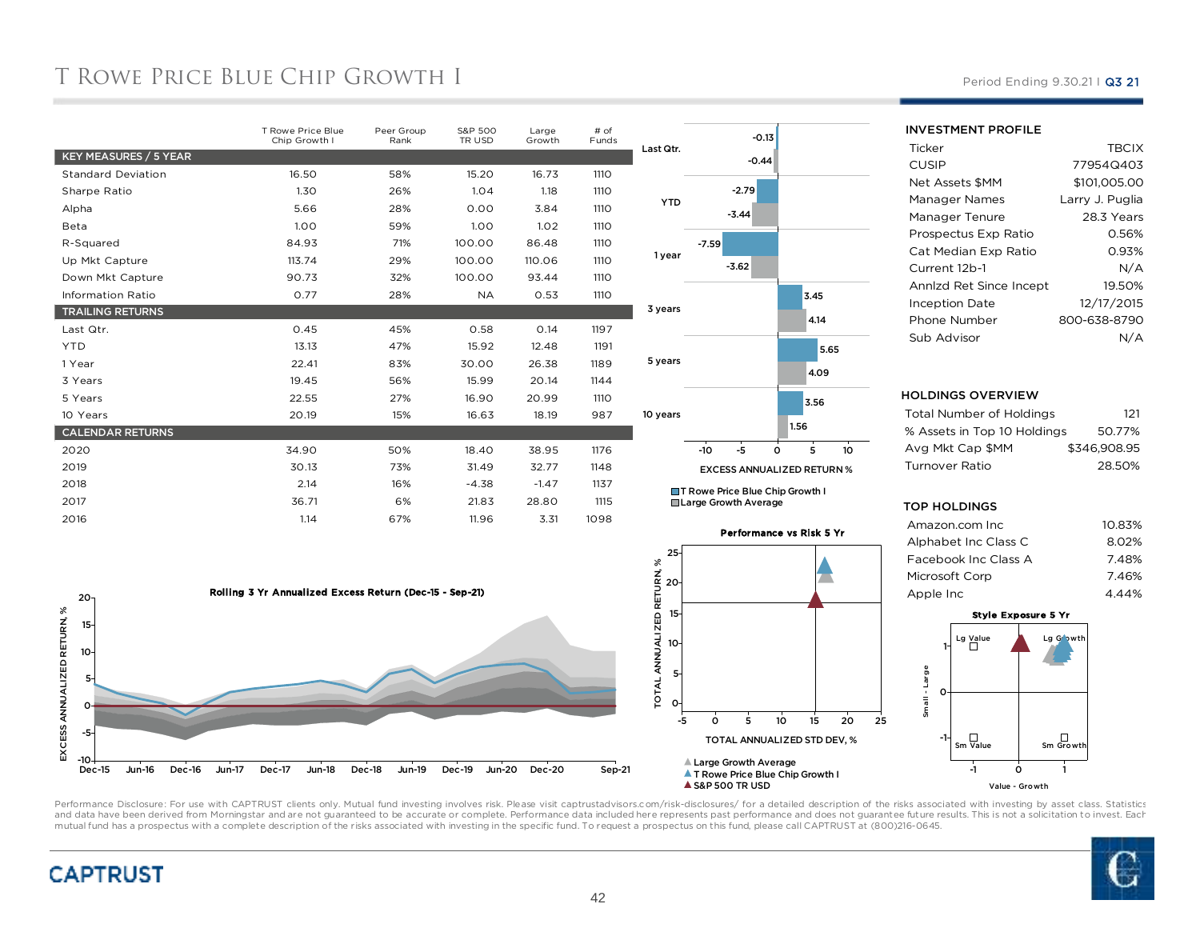# T Rowe Price Blue Chip Growth I

Period Ending 9.30.21 | Q3 21

| | T Rowe Price Blue Chip Growth I | Peer Group Rank | S&P 500 TR USD | Large Growth | # of Funds |
|---|---|---|---|---|---|
| **KEY MEASURES / 5 YEAR** | | | | | |
| Standard Deviation | 16.50 | 58% | 15.20 | 16.73 | 1110 |
| Sharpe Ratio | 1.30 | 26% | 1.04 | 1.18 | 1110 |
| Alpha | 5.66 | 28% | 0.00 | 3.84 | 1110 |
| Beta | 1.00 | 59% | 1.00 | 1.02 | 1110 |
| R-Squared | 84.93 | 71% | 100.00 | 86.48 | 1110 |
| Up Mkt Capture | 113.74 | 29% | 100.00 | 110.06 | 1110 |
| Down Mkt Capture | 90.73 | 32% | 100.00 | 93.44 | 1110 |
| Information Ratio | 0.77 | 28% | NA | 0.53 | 1110 |
| **TRAILING RETURNS** | | | | | |
| Last Qtr. | 0.45 | 45% | 0.58 | 0.14 | 1197 |
| YTD | 13.13 | 47% | 15.92 | 12.48 | 1191 |
| 1 Year | 22.41 | 83% | 30.00 | 26.38 | 1189 |
| 3 Years | 19.45 | 56% | 15.99 | 20.14 | 1144 |
| 5 Years | 22.55 | 27% | 16.90 | 20.99 | 1110 |
| 10 Years | 20.19 | 15% | 16.63 | 18.19 | 987 |
| **CALENDAR RETURNS** | | | | | |
| 2020 | 34.90 | 50% | 18.40 | 38.95 | 1176 |
| 2019 | 30.13 | 73% | 31.49 | 32.77 | 1148 |
| 2018 | 2.14 | 16% | -4.38 | -1.47 | 1137 |
| 2017 | 36.71 | 6% | 21.83 | 28.80 | 1115 |
| 2016 | 1.14 | 67% | 11.96 | 3.31 | 1098 |

**EXCESS ANNUALIZED RETURN %**

| | T Rowe Price Blue Chip Growth I | Large Growth Average |
|---|---|---|
| Last Qtr. | -0.13 | -0.44 |
| YTD | -2.79 | -3.44 |
| 1 year | -7.59 | -3.62 |
| 3 years | 3.45 | 4.14 |
| 5 years | 5.65 | 4.09 |
| 10 years | 3.56 | 1.56 |

**Rolling 3 Yr Annualized Excess Return (Dec-15 - Sep-21)**

**Performance vs Risk 5 Yr**

Large Growth Average
T Rowe Price Blue Chip Growth I
S&P 500 TR USD

### INVESTMENT PROFILE

| | |
|---|---|
| Ticker | TBCIX |
| CUSIP | 77954Q403 |
| Net Assets $MM | $101,005.00 |
| Manager Names | Larry J. Puglia |
| Manager Tenure | 28.3 Years |
| Prospectus Exp Ratio | 0.56% |
| Cat Median Exp Ratio | 0.93% |
| Current 12b-1 | N/A |
| Annlzd Ret Since Incept | 19.50% |
| Inception Date | 12/17/2015 |
| Phone Number | 800-638-8790 |
| Sub Advisor | N/A |

### HOLDINGS OVERVIEW

| | |
|---|---|
| Total Number of Holdings | 121 |
| % Assets in Top 10 Holdings | 50.77% |
| Avg Mkt Cap $MM | $346,908.95 |
| Turnover Ratio | 28.50% |

### TOP HOLDINGS

| | |
|---|---|
| Amazon.com Inc | 10.83% |
| Alphabet Inc Class C | 8.02% |
| Facebook Inc Class A | 7.48% |
| Microsoft Corp | 7.46% |
| Apple Inc | 4.44% |

**Style Exposure 5 Yr**

Performance Disclosure: For use with CAPTRUST clients only. Mutual fund investing involves risk. Please visit captrustadvisors.com/risk-disclosures/ for a detailed description of the risks associated with investing by asset class. Statistics and data have been derived from Morningstar and are not guaranteed to be accurate or complete. Performance data included here represents past performance and does not guarantee future results. This is not a solicitation to invest. Each mutual fund has a prospectus with a complete description of the risks associated with investing in the specific fund. To request a prospectus on this fund, please call CAPTRUST at (800)216-0645.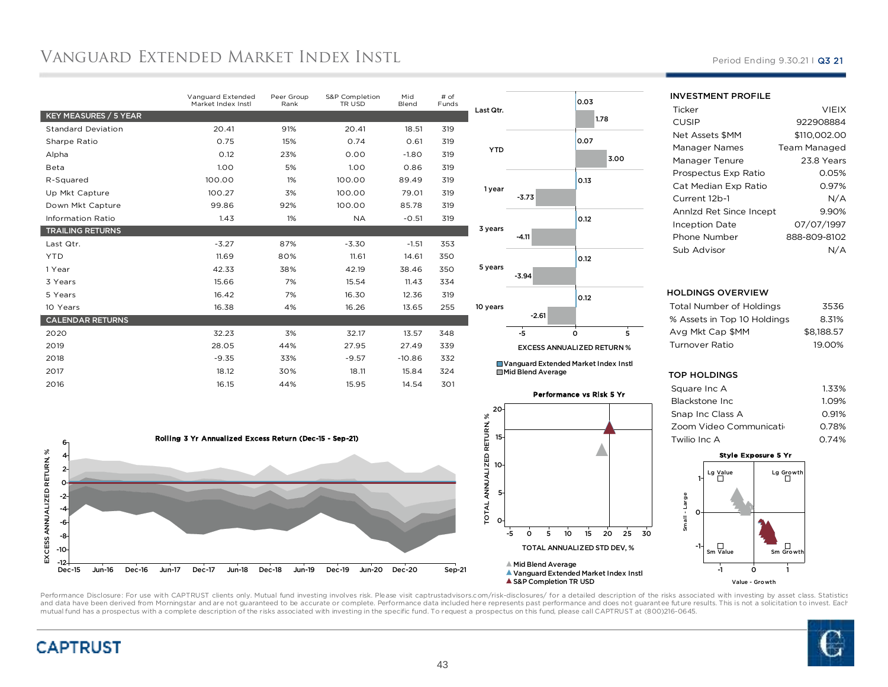# Vanguard Extended Market Index Instl

Period Ending 9.30.21 | Q3 21

| | Vanguard Extended Market Index Instl | Peer Group Rank | S&P Completion TR USD | Mid Blend | # of Funds |
|---|---|---|---|---|---|
| **KEY MEASURES / 5 YEAR** | | | | | |
| Standard Deviation | 20.41 | 91% | 20.41 | 18.51 | 319 |
| Sharpe Ratio | 0.75 | 15% | 0.74 | 0.61 | 319 |
| Alpha | 0.12 | 23% | 0.00 | -1.80 | 319 |
| Beta | 1.00 | 5% | 1.00 | 0.86 | 319 |
| R-Squared | 100.00 | 1% | 100.00 | 89.49 | 319 |
| Up Mkt Capture | 100.27 | 3% | 100.00 | 79.01 | 319 |
| Down Mkt Capture | 99.86 | 92% | 100.00 | 85.78 | 319 |
| Information Ratio | 1.43 | 1% | NA | -0.51 | 319 |
| **TRAILING RETURNS** | | | | | |
| Last Qtr. | -3.27 | 87% | -3.30 | -1.51 | 353 |
| YTD | 11.69 | 80% | 11.61 | 14.61 | 350 |
| 1 Year | 42.33 | 38% | 42.19 | 38.46 | 350 |
| 3 Years | 15.66 | 7% | 15.54 | 11.43 | 334 |
| 5 Years | 16.42 | 7% | 16.30 | 12.36 | 319 |
| 10 Years | 16.38 | 4% | 16.26 | 13.65 | 255 |
| **CALENDAR RETURNS** | | | | | |
| 2020 | 32.23 | 3% | 32.17 | 13.57 | 348 |
| 2019 | 28.05 | 44% | 27.95 | 27.49 | 339 |
| 2018 | -9.35 | 33% | -9.57 | -10.86 | 332 |
| 2017 | 18.12 | 30% | 18.11 | 15.84 | 324 |
| 2016 | 16.15 | 44% | 15.95 | 14.54 | 301 |

**EXCESS ANNUALIZED RETURN %**

| | Vanguard Extended Market Index Instl | Mid Blend Average |
|---|---|---|
| Last Qtr. | 0.03 | 1.78 |
| YTD | 0.07 | 3.00 |
| 1 year | 0.13 | -3.73 |
| 3 years | 0.12 | -4.11 |
| 5 years | 0.12 | -3.94 |
| 10 years | 0.12 | -2.61 |

## INVESTMENT PROFILE

| | |
|---|---|
| Ticker | VIEIX |
| CUSIP | 922908884 |
| Net Assets $MM | $110,002.00 |
| Manager Names | Team Managed |
| Manager Tenure | 23.8 Years |
| Prospectus Exp Ratio | 0.05% |
| Cat Median Exp Ratio | 0.97% |
| Current 12b-1 | N/A |
| Annlzd Ret Since Incept | 9.90% |
| Inception Date | 07/07/1997 |
| Phone Number | 888-809-8102 |
| Sub Advisor | N/A |

## HOLDINGS OVERVIEW

| | |
|---|---|
| Total Number of Holdings | 3536 |
| % Assets in Top 10 Holdings | 8.31% |
| Avg Mkt Cap $MM | $8,188.57 |
| Turnover Ratio | 19.00% |

## TOP HOLDINGS

| | |
|---|---|
| Square Inc A | 1.33% |
| Blackstone Inc | 1.09% |
| Snap Inc Class A | 0.91% |
| Zoom Video Communicati | 0.78% |
| Twilio Inc A | 0.74% |

**Rolling 3 Yr Annualized Excess Return (Dec-15 - Sep-21)**

**Performance vs Risk 5 Yr**

Mid Blend Average; Vanguard Extended Market Index Instl; S&P Completion TR USD

**Style Exposure 5 Yr**

Performance Disclosure: For use with CAPTRUST clients only. Mutual fund investing involves risk. Please visit captrustadvisors.com/risk-disclosures/ for a detailed description of the risks associated with investing by asset class. Statistics and data have been derived from Morningstar and are not guaranteed to be accurate or complete. Performance data included here represents past performance and does not guarantee future results. This is not a solicitation to invest. Each mutual fund has a prospectus with a complete description of the risks associated with investing in the specific fund. To request a prospectus on this fund, please call CAPTRUST at (800)216-0645.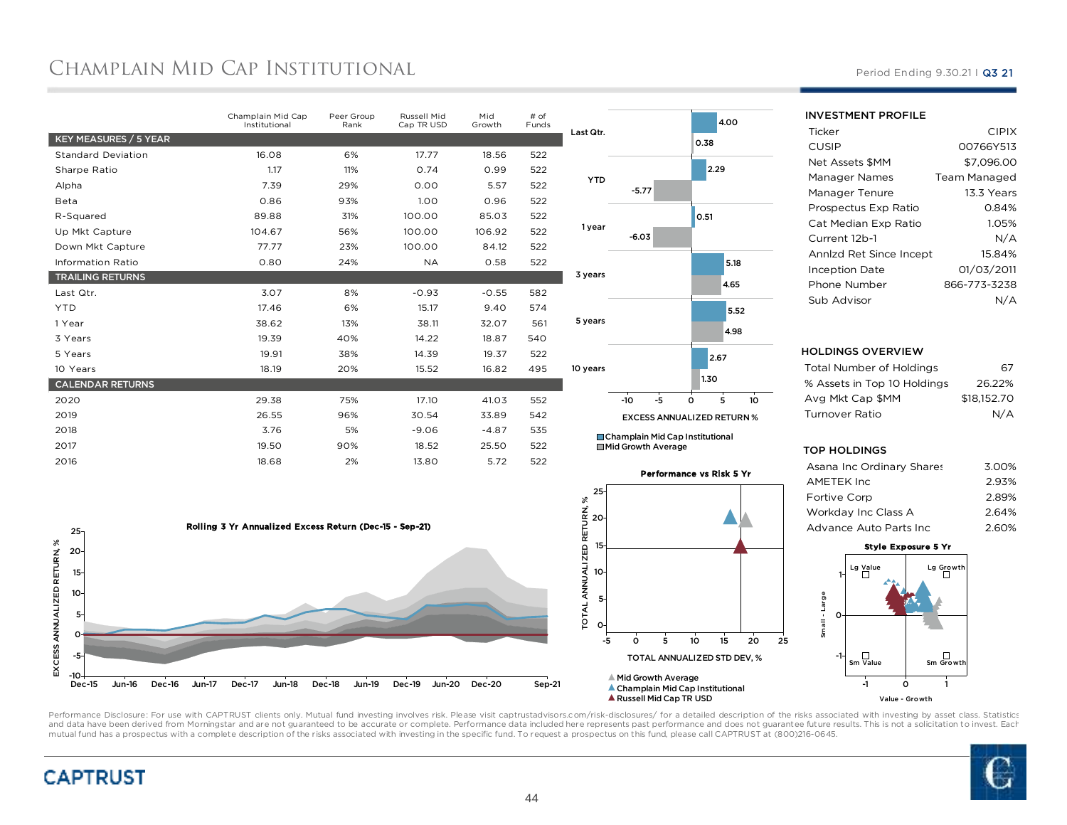# Champlain Mid Cap Institutional

Period Ending 9.30.21 | Q3 21

| | Champlain Mid Cap Institutional | Peer Group Rank | Russell Mid Cap TR USD | Mid Growth | # of Funds |
|---|---|---|---|---|---|
| **KEY MEASURES / 5 YEAR** | | | | | |
| Standard Deviation | 16.08 | 6% | 17.77 | 18.56 | 522 |
| Sharpe Ratio | 1.17 | 11% | 0.74 | 0.99 | 522 |
| Alpha | 7.39 | 29% | 0.00 | 5.57 | 522 |
| Beta | 0.86 | 93% | 1.00 | 0.96 | 522 |
| R-Squared | 89.88 | 31% | 100.00 | 85.03 | 522 |
| Up Mkt Capture | 104.67 | 56% | 100.00 | 106.92 | 522 |
| Down Mkt Capture | 77.77 | 23% | 100.00 | 84.12 | 522 |
| Information Ratio | 0.80 | 24% | NA | 0.58 | 522 |
| **TRAILING RETURNS** | | | | | |
| Last Qtr. | 3.07 | 8% | -0.93 | -0.55 | 582 |
| YTD | 17.46 | 6% | 15.17 | 9.40 | 574 |
| 1 Year | 38.62 | 13% | 38.11 | 32.07 | 561 |
| 3 Years | 19.39 | 40% | 14.22 | 18.87 | 540 |
| 5 Years | 19.91 | 38% | 14.39 | 19.37 | 522 |
| 10 Years | 18.19 | 20% | 15.52 | 16.82 | 495 |
| **CALENDAR RETURNS** | | | | | |
| 2020 | 29.38 | 75% | 17.10 | 41.03 | 552 |
| 2019 | 26.55 | 96% | 30.54 | 33.89 | 542 |
| 2018 | 3.76 | 5% | -9.06 | -4.87 | 535 |
| 2017 | 19.50 | 90% | 18.52 | 25.50 | 522 |
| 2016 | 18.68 | 2% | 13.80 | 5.72 | 522 |

**Excess Annualized Return %**

| | Champlain Mid Cap Institutional | Mid Growth Average |
|---|---|---|
| Last Qtr. | 4.00 | 0.38 |
| YTD | 2.29 | -5.77 |
| 1 year | 0.51 | -6.03 |
| 3 years | 5.18 | 4.65 |
| 5 years | 5.52 | 4.98 |
| 10 years | 2.67 | 1.30 |

**Rolling 3 Yr Annualized Excess Return (Dec-15 - Sep-21)**

**Performance vs Risk 5 Yr**

Mid Growth Average
Champlain Mid Cap Institutional
Russell Mid Cap TR USD

## INVESTMENT PROFILE

| | |
|---|---|
| Ticker | CIPIX |
| CUSIP | 00766Y513 |
| Net Assets $MM | $7,096.00 |
| Manager Names | Team Managed |
| Manager Tenure | 13.3 Years |
| Prospectus Exp Ratio | 0.84% |
| Cat Median Exp Ratio | 1.05% |
| Current 12b-1 | N/A |
| Annlzd Ret Since Incept | 15.84% |
| Inception Date | 01/03/2011 |
| Phone Number | 866-773-3238 |
| Sub Advisor | N/A |

## HOLDINGS OVERVIEW

| | |
|---|---|
| Total Number of Holdings | 67 |
| % Assets in Top 10 Holdings | 26.22% |
| Avg Mkt Cap $MM | $18,152.70 |
| Turnover Ratio | N/A |

## TOP HOLDINGS

| | |
|---|---|
| Asana Inc Ordinary Shares | 3.00% |
| AMETEK Inc | 2.93% |
| Fortive Corp | 2.89% |
| Workday Inc Class A | 2.64% |
| Advance Auto Parts Inc | 2.60% |

**Style Exposure 5 Yr**

Performance Disclosure: For use with CAPTRUST clients only. Mutual fund investing involves risk. Please visit captrustadvisors.com/risk-disclosures/ for a detailed description of the risks associated with investing by asset class. Statistics and data have been derived from Morningstar and are not guaranteed to be accurate or complete. Performance data included here represents past performance and does not guarantee future results. This is not a solicitation to invest. Each mutual fund has a prospectus with a complete description of the risks associated with investing in the specific fund. To request a prospectus on this fund, please call CAPTRUST at (800)216-0645.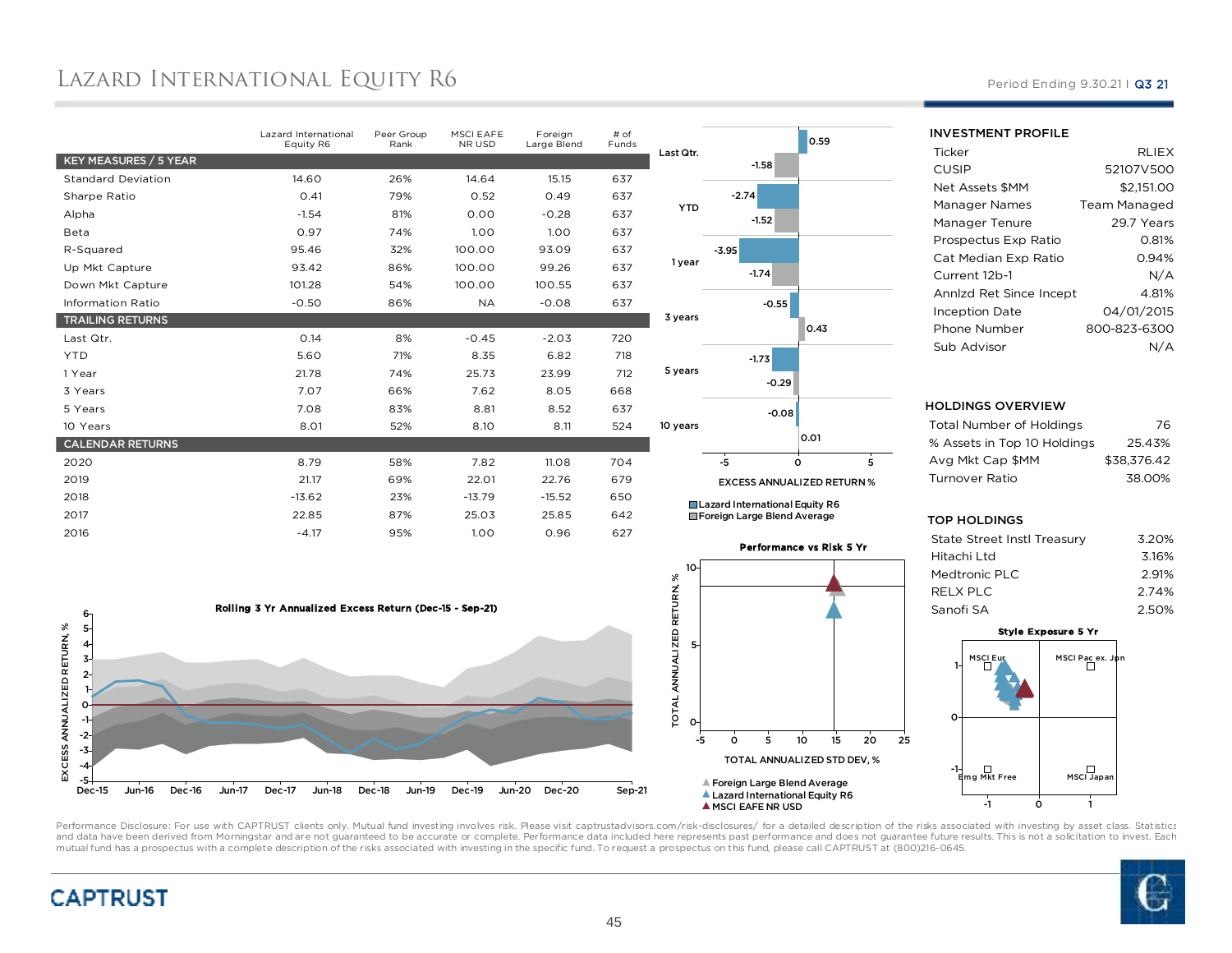# Lazard International Equity R6

Period Ending 9.30.21 | Q3 21

| | Lazard International Equity R6 | Peer Group Rank | MSCI EAFE NR USD | Foreign Large Blend | # of Funds |
|---|---|---|---|---|---|
| **KEY MEASURES / 5 YEAR** | | | | | |
| Standard Deviation | 14.60 | 26% | 14.64 | 15.15 | 637 |
| Sharpe Ratio | 0.41 | 79% | 0.52 | 0.49 | 637 |
| Alpha | -1.54 | 81% | 0.00 | -0.28 | 637 |
| Beta | 0.97 | 74% | 1.00 | 1.00 | 637 |
| R-Squared | 95.46 | 32% | 100.00 | 93.09 | 637 |
| Up Mkt Capture | 93.42 | 86% | 100.00 | 99.26 | 637 |
| Down Mkt Capture | 101.28 | 54% | 100.00 | 100.55 | 637 |
| Information Ratio | -0.50 | 86% | NA | -0.08 | 637 |
| **TRAILING RETURNS** | | | | | |
| Last Qtr. | 0.14 | 8% | -0.45 | -2.03 | 720 |
| YTD | 5.60 | 71% | 8.35 | 6.82 | 718 |
| 1 Year | 21.78 | 74% | 25.73 | 23.99 | 712 |
| 3 Years | 7.07 | 66% | 7.62 | 8.05 | 668 |
| 5 Years | 7.08 | 83% | 8.81 | 8.52 | 637 |
| 10 Years | 8.01 | 52% | 8.10 | 8.11 | 524 |
| **CALENDAR RETURNS** | | | | | |
| 2020 | 8.79 | 58% | 7.82 | 11.08 | 704 |
| 2019 | 21.17 | 69% | 22.01 | 22.76 | 679 |
| 2018 | -13.62 | 23% | -13.79 | -15.52 | 650 |
| 2017 | 22.85 | 87% | 25.03 | 25.85 | 642 |
| 2016 | -4.17 | 95% | 1.00 | 0.96 | 627 |

**EXCESS ANNUALIZED RETURN %**

| Period | Lazard International Equity R6 | Foreign Large Blend Average |
|---|---|---|
| Last Qtr. | 0.59 | -1.58 |
| YTD | -2.74 | -1.52 |
| 1 year | -3.95 | -1.74 |
| 3 years | -0.55 | 0.43 |
| 5 years | -1.73 | -0.29 |
| 10 years | -0.08 | 0.01 |

**Rolling 3 Yr Annualized Excess Return (Dec-15 - Sep-21)**

**Performance vs Risk 5 Yr**

Foreign Large Blend Average
Lazard International Equity R6
MSCI EAFE NR USD

**Style Exposure 5 Yr**

## INVESTMENT PROFILE

| | |
|---|---|
| Ticker | RLIEX |
| CUSIP | 52107V500 |
| Net Assets $MM | $2,151.00 |
| Manager Names | Team Managed |
| Manager Tenure | 29.7 Years |
| Prospectus Exp Ratio | 0.81% |
| Cat Median Exp Ratio | 0.94% |
| Current 12b-1 | N/A |
| Annlzd Ret Since Incept | 4.81% |
| Inception Date | 04/01/2015 |
| Phone Number | 800-823-6300 |
| Sub Advisor | N/A |

## HOLDINGS OVERVIEW

| | |
|---|---|
| Total Number of Holdings | 76 |
| % Assets in Top 10 Holdings | 25.43% |
| Avg Mkt Cap $MM | $38,376.42 |
| Turnover Ratio | 38.00% |

## TOP HOLDINGS

| | |
|---|---|
| State Street Instl Treasury | 3.20% |
| Hitachi Ltd | 3.16% |
| Medtronic PLC | 2.91% |
| RELX PLC | 2.74% |
| Sanofi SA | 2.50% |

Performance Disclosure: For use with CAPTRUST clients only. Mutual fund investing involves risk. Please visit captrustadvisors.com/risk-disclosures/ for a detailed description of the risks associated with investing by asset class. Statistics and data have been derived from Morningstar and are not guaranteed to be accurate or complete. Performance data included here represents past performance and does not guarantee future results. This is not a solicitation to invest. Each mutual fund has a prospectus with a complete description of the risks associated with investing in the specific fund. To request a prospectus on this fund, please call CAPTRUST at (800)216-0645.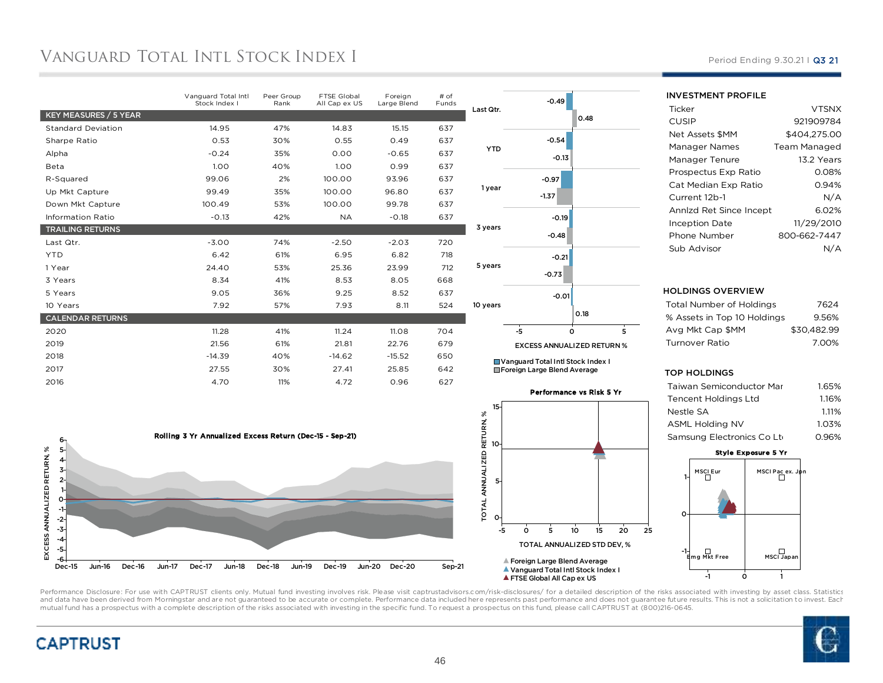# Vanguard Total Intl Stock Index I

Period Ending 9.30.21 | Q3 21

| | Vanguard Total Intl Stock Index I | Peer Group Rank | FTSE Global All Cap ex US | Foreign Large Blend | # of Funds |
|---|---|---|---|---|---|
| **KEY MEASURES / 5 YEAR** | | | | | |
| Standard Deviation | 14.95 | 47% | 14.83 | 15.15 | 637 |
| Sharpe Ratio | 0.53 | 30% | 0.55 | 0.49 | 637 |
| Alpha | -0.24 | 35% | 0.00 | -0.65 | 637 |
| Beta | 1.00 | 40% | 1.00 | 0.99 | 637 |
| R-Squared | 99.06 | 2% | 100.00 | 93.96 | 637 |
| Up Mkt Capture | 99.49 | 35% | 100.00 | 96.80 | 637 |
| Down Mkt Capture | 100.49 | 53% | 100.00 | 99.78 | 637 |
| Information Ratio | -0.13 | 42% | NA | -0.18 | 637 |
| **TRAILING RETURNS** | | | | | |
| Last Qtr. | -3.00 | 74% | -2.50 | -2.03 | 720 |
| YTD | 6.42 | 61% | 6.95 | 6.82 | 718 |
| 1 Year | 24.40 | 53% | 25.36 | 23.99 | 712 |
| 3 Years | 8.34 | 41% | 8.53 | 8.05 | 668 |
| 5 Years | 9.05 | 36% | 9.25 | 8.52 | 637 |
| 10 Years | 7.92 | 57% | 7.93 | 8.11 | 524 |
| **CALENDAR RETURNS** | | | | | |
| 2020 | 11.28 | 41% | 11.24 | 11.08 | 704 |
| 2019 | 21.56 | 61% | 21.81 | 22.76 | 679 |
| 2018 | -14.39 | 40% | -14.62 | -15.52 | 650 |
| 2017 | 27.55 | 30% | 27.41 | 25.85 | 642 |
| 2016 | 4.70 | 11% | 4.72 | 0.96 | 627 |

**EXCESS ANNUALIZED RETURN %**

| | Vanguard Total Intl Stock Index I | Foreign Large Blend Average |
|---|---|---|
| Last Qtr. | -0.49 | 0.48 |
| YTD | -0.54 | -0.13 |
| 1 year | -0.97 | -1.37 |
| 3 years | -0.19 | -0.48 |
| 5 years | -0.21 | -0.73 |
| 10 years | -0.01 | 0.18 |

**Rolling 3 Yr Annualized Excess Return (Dec-15 - Sep-21)**

**Performance vs Risk 5 Yr**

Foreign Large Blend Average; Vanguard Total Intl Stock Index I; FTSE Global All Cap ex US

## INVESTMENT PROFILE

| | |
|---|---|
| Ticker | VTSNX |
| CUSIP | 921909784 |
| Net Assets $MM | $404,275.00 |
| Manager Names | Team Managed |
| Manager Tenure | 13.2 Years |
| Prospectus Exp Ratio | 0.08% |
| Cat Median Exp Ratio | 0.94% |
| Current 12b-1 | N/A |
| Annlzd Ret Since Incept | 6.02% |
| Inception Date | 11/29/2010 |
| Phone Number | 800-662-7447 |
| Sub Advisor | N/A |

## HOLDINGS OVERVIEW

| | |
|---|---|
| Total Number of Holdings | 7624 |
| % Assets in Top 10 Holdings | 9.56% |
| Avg Mkt Cap $MM | $30,482.99 |
| Turnover Ratio | 7.00% |

## TOP HOLDINGS

| | |
|---|---|
| Taiwan Semiconductor Mar | 1.65% |
| Tencent Holdings Ltd | 1.16% |
| Nestle SA | 1.11% |
| ASML Holding NV | 1.03% |
| Samsung Electronics Co Lt | 0.96% |

**Style Exposure 5 Yr**

Performance Disclosure: For use with CAPTRUST clients only. Mutual fund investing involves risk. Please visit captrustadvisors.com/risk-disclosures/ for a detailed description of the risks associated with investing by asset class. Statistics and data have been derived from Morningstar and are not guaranteed to be accurate or complete. Performance data included here represents past performance and does not guarantee future results. This is not a solicitation to invest. Each mutual fund has a prospectus with a complete description of the risks associated with investing in the specific fund. To request a prospectus on this fund, please call CAPTRUST at (800)216-0645.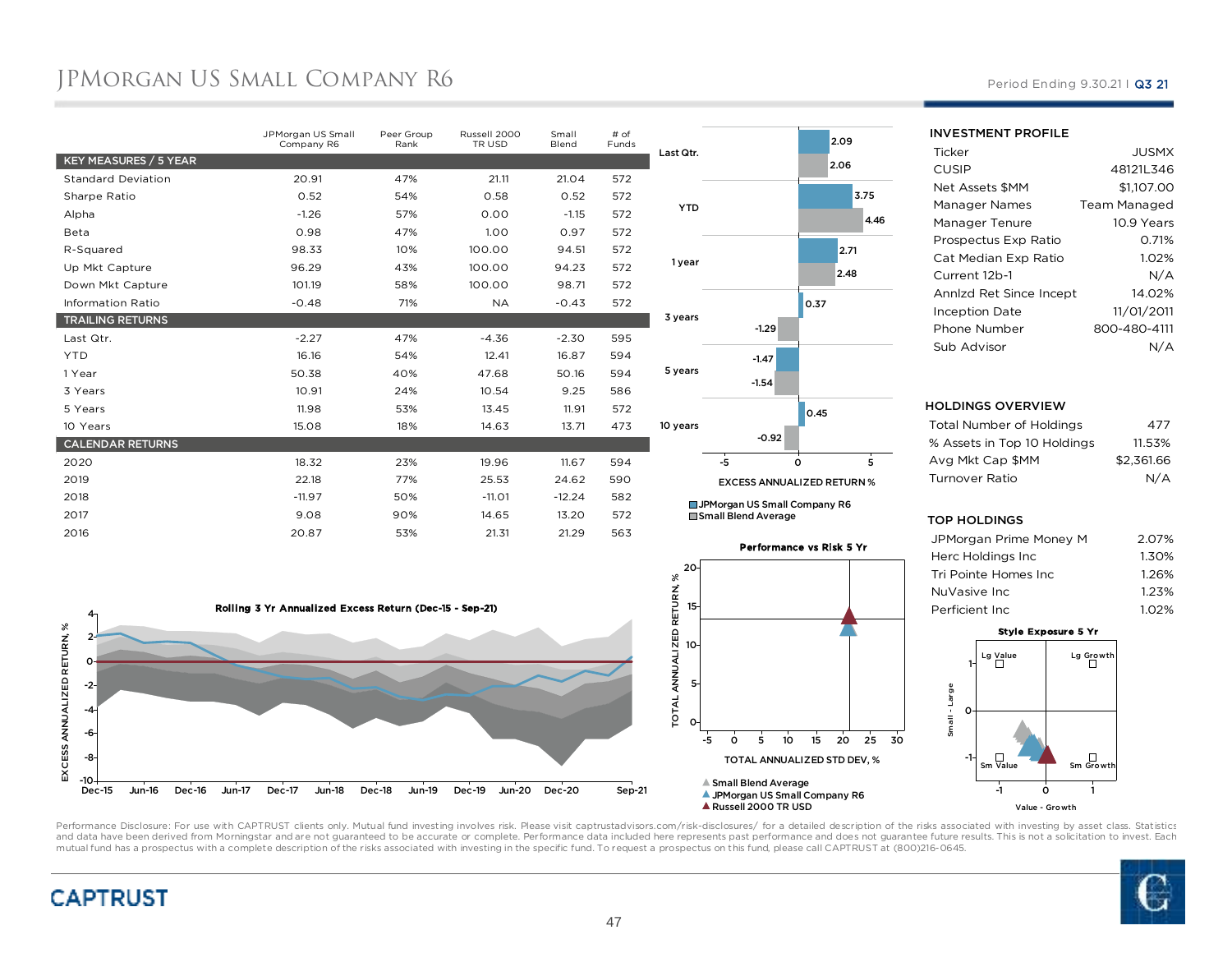# JPMorgan US Small Company R6

Period Ending 9.30.21 | Q3 21

| | JPMorgan US Small Company R6 | Peer Group Rank | Russell 2000 TR USD | Small Blend | # of Funds |
|---|---|---|---|---|---|
| **KEY MEASURES / 5 YEAR** | | | | | |
| Standard Deviation | 20.91 | 47% | 21.11 | 21.04 | 572 |
| Sharpe Ratio | 0.52 | 54% | 0.58 | 0.52 | 572 |
| Alpha | -1.26 | 57% | 0.00 | -1.15 | 572 |
| Beta | 0.98 | 47% | 1.00 | 0.97 | 572 |
| R-Squared | 98.33 | 10% | 100.00 | 94.51 | 572 |
| Up Mkt Capture | 96.29 | 43% | 100.00 | 94.23 | 572 |
| Down Mkt Capture | 101.19 | 58% | 100.00 | 98.71 | 572 |
| Information Ratio | -0.48 | 71% | NA | -0.43 | 572 |
| **TRAILING RETURNS** | | | | | |
| Last Qtr. | -2.27 | 47% | -4.36 | -2.30 | 595 |
| YTD | 16.16 | 54% | 12.41 | 16.87 | 594 |
| 1 Year | 50.38 | 40% | 47.68 | 50.16 | 594 |
| 3 Years | 10.91 | 24% | 10.54 | 9.25 | 586 |
| 5 Years | 11.98 | 53% | 13.45 | 11.91 | 572 |
| 10 Years | 15.08 | 18% | 14.63 | 13.71 | 473 |
| **CALENDAR RETURNS** | | | | | |
| 2020 | 18.32 | 23% | 19.96 | 11.67 | 594 |
| 2019 | 22.18 | 77% | 25.53 | 24.62 | 590 |
| 2018 | -11.97 | 50% | -11.01 | -12.24 | 582 |
| 2017 | 9.08 | 90% | 14.65 | 13.20 | 572 |
| 2016 | 20.87 | 53% | 21.31 | 21.29 | 563 |

**EXCESS ANNUALIZED RETURN %**

| | JPMorgan US Small Company R6 | Small Blend Average |
|---|---|---|
| Last Qtr. | 2.09 | 2.06 |
| YTD | 3.75 | 4.46 |
| 1 year | 2.71 | 2.48 |
| 3 years | 0.37 | -1.29 |
| 5 years | -1.47 | -1.54 |
| 10 years | 0.45 | -0.92 |

**Rolling 3 Yr Annualized Excess Return (Dec-15 - Sep-21)**

**Performance vs Risk 5 Yr**

- Small Blend Average
- JPMorgan US Small Company R6
- Russell 2000 TR USD

## INVESTMENT PROFILE

| | |
|---|---|
| Ticker | JUSMX |
| CUSIP | 48121L346 |
| Net Assets $MM | $1,107.00 |
| Manager Names | Team Managed |
| Manager Tenure | 10.9 Years |
| Prospectus Exp Ratio | 0.71% |
| Cat Median Exp Ratio | 1.02% |
| Current 12b-1 | N/A |
| Annlzd Ret Since Incept | 14.02% |
| Inception Date | 11/01/2011 |
| Phone Number | 800-480-4111 |
| Sub Advisor | N/A |

## HOLDINGS OVERVIEW

| | |
|---|---|
| Total Number of Holdings | 477 |
| % Assets in Top 10 Holdings | 11.53% |
| Avg Mkt Cap $MM | $2,361.66 |
| Turnover Ratio | N/A |

## TOP HOLDINGS

| | |
|---|---|
| JPMorgan Prime Money M | 2.07% |
| Herc Holdings Inc | 1.30% |
| Tri Pointe Homes Inc | 1.26% |
| NuVasive Inc | 1.23% |
| Perficient Inc | 1.02% |

**Style Exposure 5 Yr**

Performance Disclosure: For use with CAPTRUST clients only. Mutual fund investing involves risk. Please visit captrustadvisors.com/risk-disclosures/ for a detailed description of the risks associated with investing by asset class. Statistics and data have been derived from Morningstar and are not guaranteed to be accurate or complete. Performance data included here represents past performance and does not guarantee future results. This is not a solicitation to invest. Each mutual fund has a prospectus with a complete description of the risks associated with investing in the specific fund. To request a prospectus on this fund, please call CAPTRUST at (800)216-0645.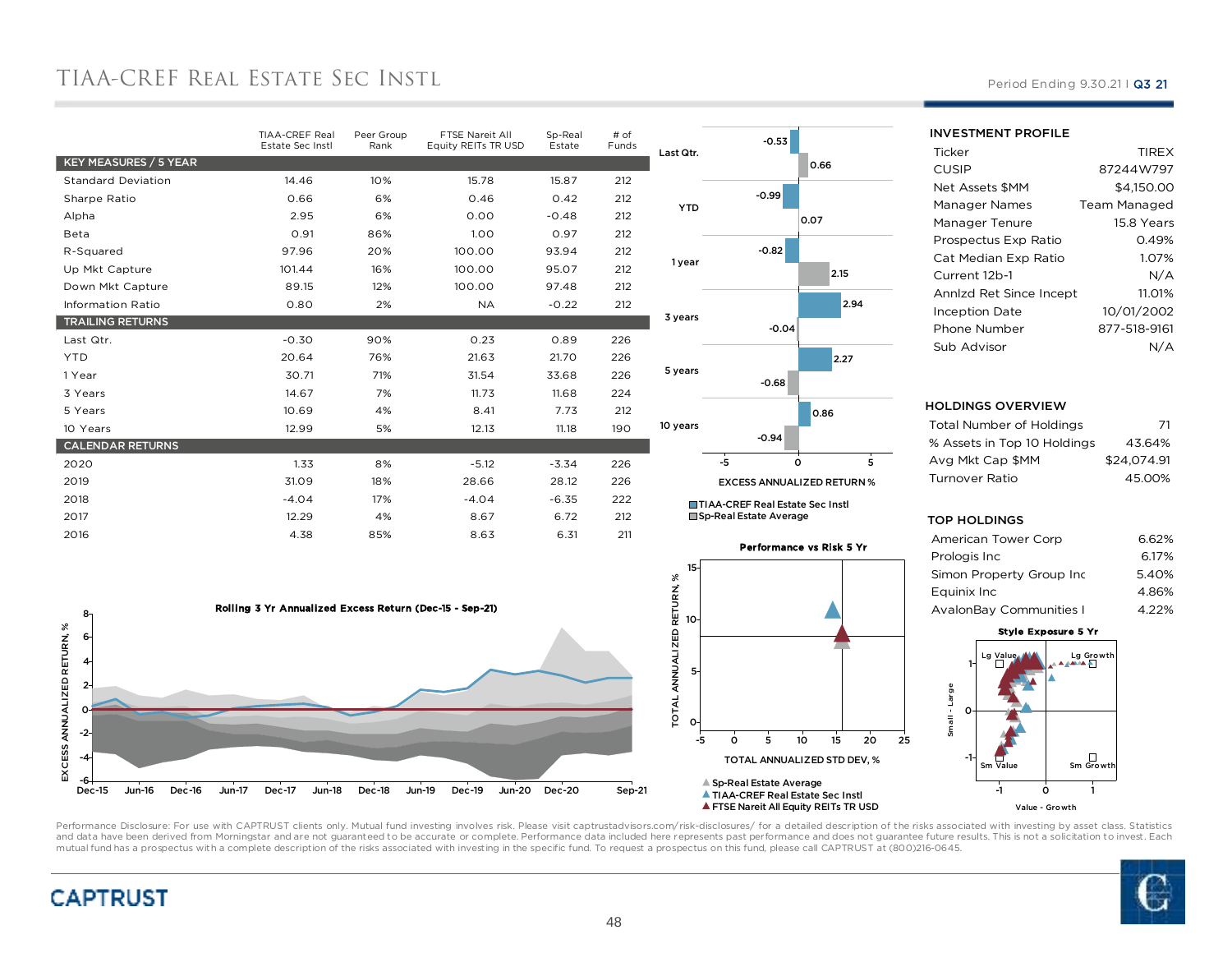# TIAA-CREF Real Estate Sec Instl

Period Ending 9.30.21 | Q3 21

| | TIAA-CREF Real Estate Sec Instl | Peer Group Rank | FTSE Nareit All Equity REITs TR USD | Sp-Real Estate | # of Funds |
|---|---|---|---|---|---|
| **KEY MEASURES / 5 YEAR** | | | | | |
| Standard Deviation | 14.46 | 10% | 15.78 | 15.87 | 212 |
| Sharpe Ratio | 0.66 | 6% | 0.46 | 0.42 | 212 |
| Alpha | 2.95 | 6% | 0.00 | -0.48 | 212 |
| Beta | 0.91 | 86% | 1.00 | 0.97 | 212 |
| R-Squared | 97.96 | 20% | 100.00 | 93.94 | 212 |
| Up Mkt Capture | 101.44 | 16% | 100.00 | 95.07 | 212 |
| Down Mkt Capture | 89.15 | 12% | 100.00 | 97.48 | 212 |
| Information Ratio | 0.80 | 2% | NA | -0.22 | 212 |
| **TRAILING RETURNS** | | | | | |
| Last Qtr. | -0.30 | 90% | 0.23 | 0.89 | 226 |
| YTD | 20.64 | 76% | 21.63 | 21.70 | 226 |
| 1 Year | 30.71 | 71% | 31.54 | 33.68 | 226 |
| 3 Years | 14.67 | 7% | 11.73 | 11.68 | 224 |
| 5 Years | 10.69 | 4% | 8.41 | 7.73 | 212 |
| 10 Years | 12.99 | 5% | 12.13 | 11.18 | 190 |
| **CALENDAR RETURNS** | | | | | |
| 2020 | 1.33 | 8% | -5.12 | -3.34 | 226 |
| 2019 | 31.09 | 18% | 28.66 | 28.12 | 226 |
| 2018 | -4.04 | 17% | -4.04 | -6.35 | 222 |
| 2017 | 12.29 | 4% | 8.67 | 6.72 | 212 |
| 2016 | 4.38 | 85% | 8.63 | 6.31 | 211 |

**EXCESS ANNUALIZED RETURN %**

| Period | TIAA-CREF Real Estate Sec Instl | Sp-Real Estate Average |
|---|---|---|
| Last Qtr. | -0.53 | 0.66 |
| YTD | -0.99 | 0.07 |
| 1 year | -0.82 | 2.15 |
| 3 years | 2.94 | -0.04 |
| 5 years | 2.27 | -0.68 |
| 10 years | 0.86 | -0.94 |

**Rolling 3 Yr Annualized Excess Return (Dec-15 - Sep-21)**

**Performance vs Risk 5 Yr**

- Sp-Real Estate Average
- TIAA-CREF Real Estate Sec Instl
- FTSE Nareit All Equity REITs TR USD

## INVESTMENT PROFILE

| | |
|---|---|
| Ticker | TIREX |
| CUSIP | 87244W797 |
| Net Assets $MM | $4,150.00 |
| Manager Names | Team Managed |
| Manager Tenure | 15.8 Years |
| Prospectus Exp Ratio | 0.49% |
| Cat Median Exp Ratio | 1.07% |
| Current 12b-1 | N/A |
| Annlzd Ret Since Incept | 11.01% |
| Inception Date | 10/01/2002 |
| Phone Number | 877-518-9161 |
| Sub Advisor | N/A |

## HOLDINGS OVERVIEW

| | |
|---|---|
| Total Number of Holdings | 71 |
| % Assets in Top 10 Holdings | 43.64% |
| Avg Mkt Cap $MM | $24,074.91 |
| Turnover Ratio | 45.00% |

## TOP HOLDINGS

| | |
|---|---|
| American Tower Corp | 6.62% |
| Prologis Inc | 6.17% |
| Simon Property Group Inc | 5.40% |
| Equinix Inc | 4.86% |
| AvalonBay Communities I | 4.22% |

**Style Exposure 5 Yr**

Performance Disclosure: For use with CAPTRUST clients only. Mutual fund investing involves risk. Please visit captrustadvisors.com/risk-disclosures/ for a detailed description of the risks associated with investing by asset class. Statistics and data have been derived from Morningstar and are not guaranteed to be accurate or complete. Performance data included here represents past performance and does not guarantee future results. This is not a solicitation to invest. Each mutual fund has a prospectus with a complete description of the risks associated with investing in the specific fund. To request a prospectus on this fund, please call CAPTRUST at (800)216-0645.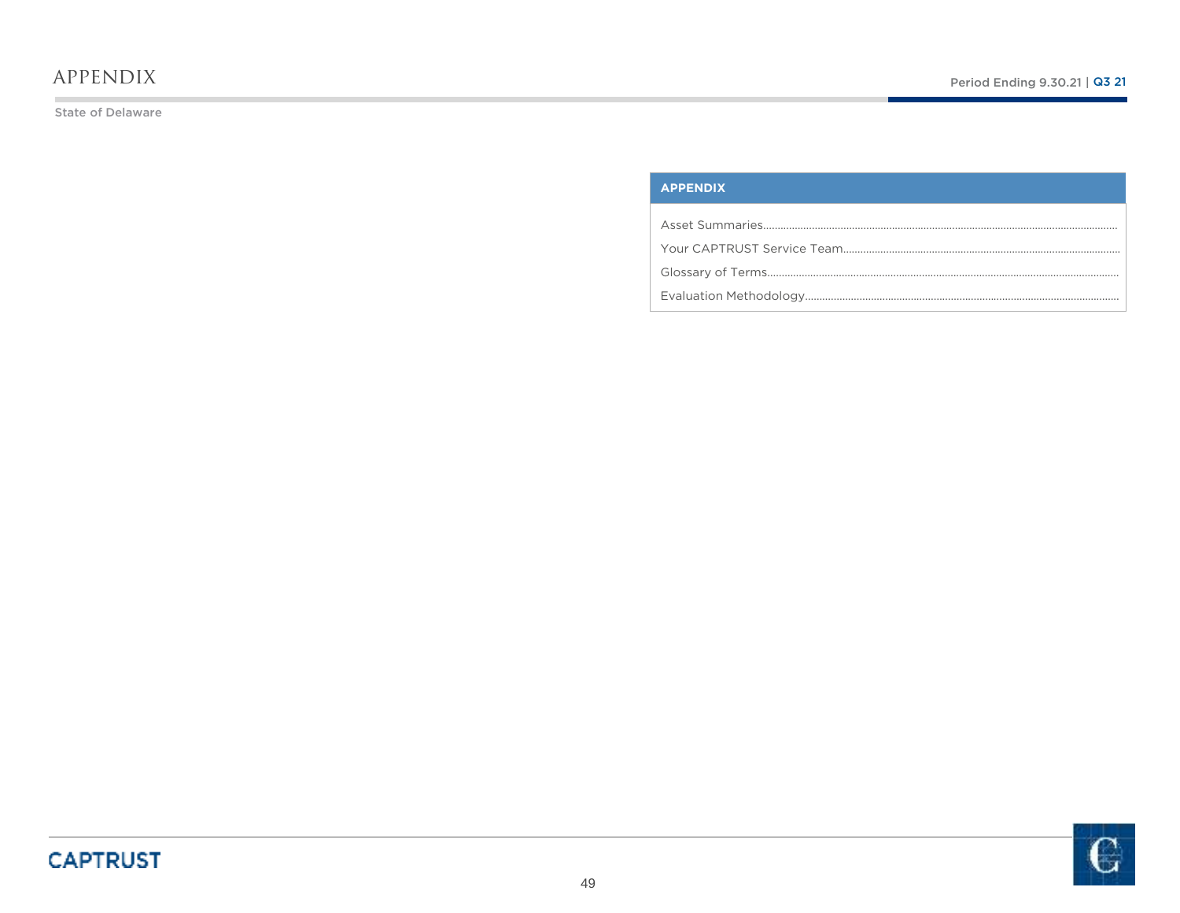# APPENDIX

State of Delaware

## APPENDIX

- Asset Summaries
- Your CAPTRUST Service Team
- Glossary of Terms
- Evaluation Methodology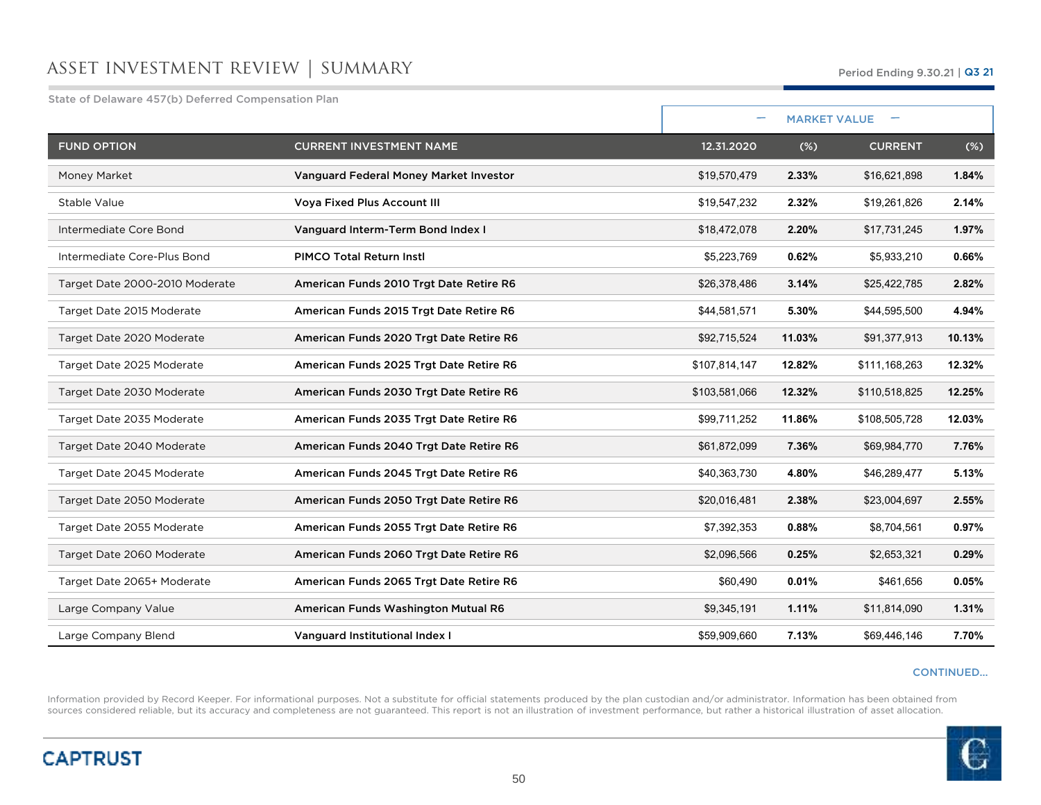# ASSET INVESTMENT REVIEW | SUMMARY

Period Ending 9.30.21 | Q3 21

State of Delaware 457(b) Deferred Compensation Plan

| | | MARKET VALUE | | | |
|---|---|---|---|---|---|
| FUND OPTION | CURRENT INVESTMENT NAME | 12.31.2020 | (%) | CURRENT | (%) |
| Money Market | **Vanguard Federal Money Market Investor** | $19,570,479 | **2.33%** | $16,621,898 | **1.84%** |
| Stable Value | **Voya Fixed Plus Account III** | $19,547,232 | **2.32%** | $19,261,826 | **2.14%** |
| Intermediate Core Bond | **Vanguard Interm-Term Bond Index I** | $18,472,078 | **2.20%** | $17,731,245 | **1.97%** |
| Intermediate Core-Plus Bond | **PIMCO Total Return Instl** | $5,223,769 | **0.62%** | $5,933,210 | **0.66%** |
| Target Date 2000-2010 Moderate | **American Funds 2010 Trgt Date Retire R6** | $26,378,486 | **3.14%** | $25,422,785 | **2.82%** |
| Target Date 2015 Moderate | **American Funds 2015 Trgt Date Retire R6** | $44,581,571 | **5.30%** | $44,595,500 | **4.94%** |
| Target Date 2020 Moderate | **American Funds 2020 Trgt Date Retire R6** | $92,715,524 | **11.03%** | $91,377,913 | **10.13%** |
| Target Date 2025 Moderate | **American Funds 2025 Trgt Date Retire R6** | $107,814,147 | **12.82%** | $111,168,263 | **12.32%** |
| Target Date 2030 Moderate | **American Funds 2030 Trgt Date Retire R6** | $103,581,066 | **12.32%** | $110,518,825 | **12.25%** |
| Target Date 2035 Moderate | **American Funds 2035 Trgt Date Retire R6** | $99,711,252 | **11.86%** | $108,505,728 | **12.03%** |
| Target Date 2040 Moderate | **American Funds 2040 Trgt Date Retire R6** | $61,872,099 | **7.36%** | $69,984,770 | **7.76%** |
| Target Date 2045 Moderate | **American Funds 2045 Trgt Date Retire R6** | $40,363,730 | **4.80%** | $46,289,477 | **5.13%** |
| Target Date 2050 Moderate | **American Funds 2050 Trgt Date Retire R6** | $20,016,481 | **2.38%** | $23,004,697 | **2.55%** |
| Target Date 2055 Moderate | **American Funds 2055 Trgt Date Retire R6** | $7,392,353 | **0.88%** | $8,704,561 | **0.97%** |
| Target Date 2060 Moderate | **American Funds 2060 Trgt Date Retire R6** | $2,096,566 | **0.25%** | $2,653,321 | **0.29%** |
| Target Date 2065+ Moderate | **American Funds 2065 Trgt Date Retire R6** | $60,490 | **0.01%** | $461,656 | **0.05%** |
| Large Company Value | **American Funds Washington Mutual R6** | $9,345,191 | **1.11%** | $11,814,090 | **1.31%** |
| Large Company Blend | **Vanguard Institutional Index I** | $59,909,660 | **7.13%** | $69,446,146 | **7.70%** |

CONTINUED...

Information provided by Record Keeper. For informational purposes. Not a substitute for official statements produced by the plan custodian and/or administrator. Information has been obtained from sources considered reliable, but its accuracy and completeness are not guaranteed. This report is not an illustration of investment performance, but rather a historical illustration of asset allocation.

CAPTRUST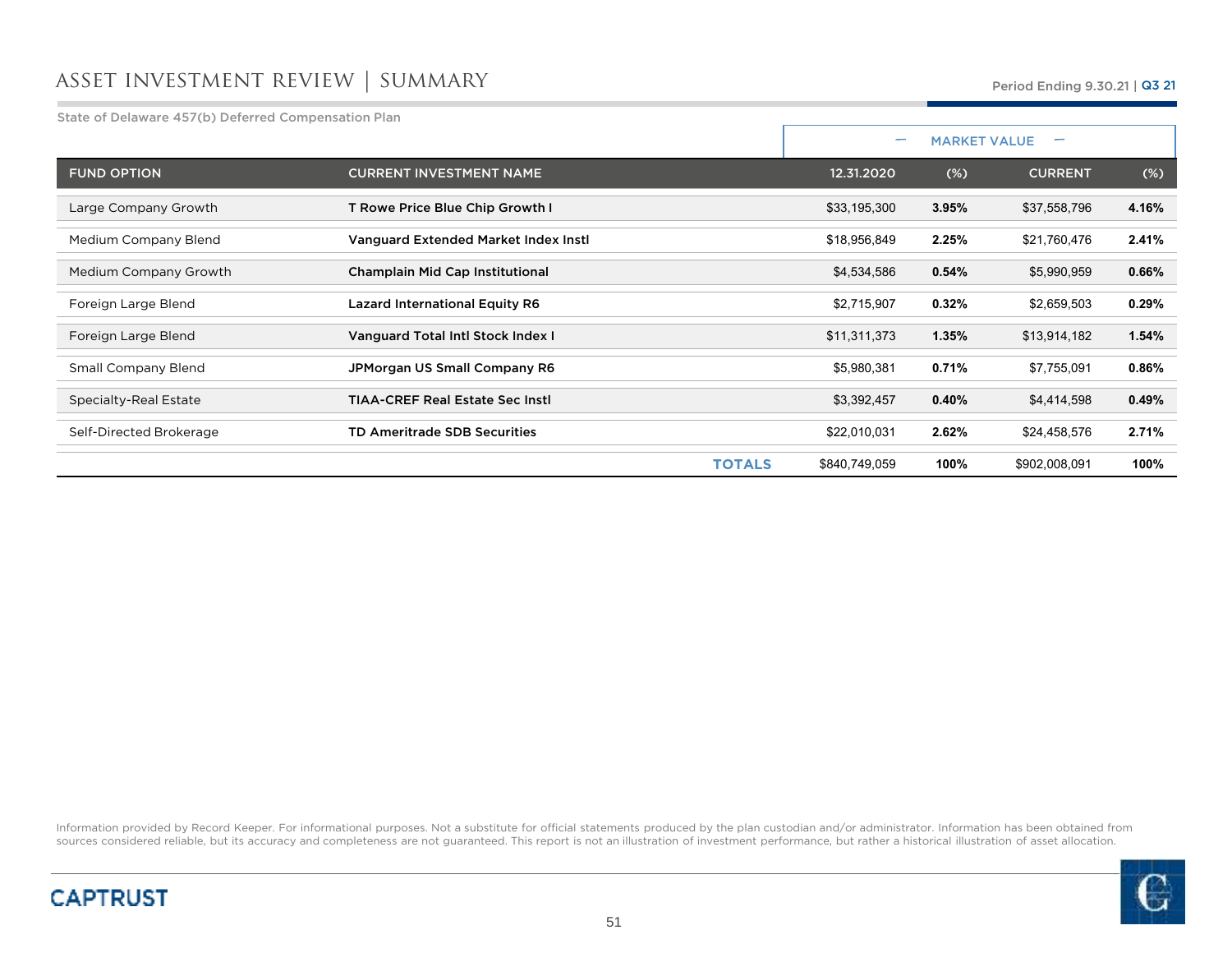# ASSET INVESTMENT REVIEW | SUMMARY

Period Ending 9.30.21 | Q3 21

State of Delaware 457(b) Deferred Compensation Plan

| | | MARKET VALUE | | | |
|---|---|---|---|---|---|
| FUND OPTION | CURRENT INVESTMENT NAME | 12.31.2020 | (%) | CURRENT | (%) |
| Large Company Growth | **T Rowe Price Blue Chip Growth I** | $33,195,300 | **3.95%** | $37,558,796 | **4.16%** |
| Medium Company Blend | **Vanguard Extended Market Index Instl** | $18,956,849 | **2.25%** | $21,760,476 | **2.41%** |
| Medium Company Growth | **Champlain Mid Cap Institutional** | $4,534,586 | **0.54%** | $5,990,959 | **0.66%** |
| Foreign Large Blend | **Lazard International Equity R6** | $2,715,907 | **0.32%** | $2,659,503 | **0.29%** |
| Foreign Large Blend | **Vanguard Total Intl Stock Index I** | $11,311,373 | **1.35%** | $13,914,182 | **1.54%** |
| Small Company Blend | **JPMorgan US Small Company R6** | $5,980,381 | **0.71%** | $7,755,091 | **0.86%** |
| Specialty-Real Estate | **TIAA-CREF Real Estate Sec Instl** | $3,392,457 | **0.40%** | $4,414,598 | **0.49%** |
| Self-Directed Brokerage | **TD Ameritrade SDB Securities** | $22,010,031 | **2.62%** | $24,458,576 | **2.71%** |
| | **TOTALS** | $840,749,059 | **100%** | $902,008,091 | **100%** |

Information provided by Record Keeper. For informational purposes. Not a substitute for official statements produced by the plan custodian and/or administrator. Information has been obtained from sources considered reliable, but its accuracy and completeness are not guaranteed. This report is not an illustration of investment performance, but rather a historical illustration of asset allocation.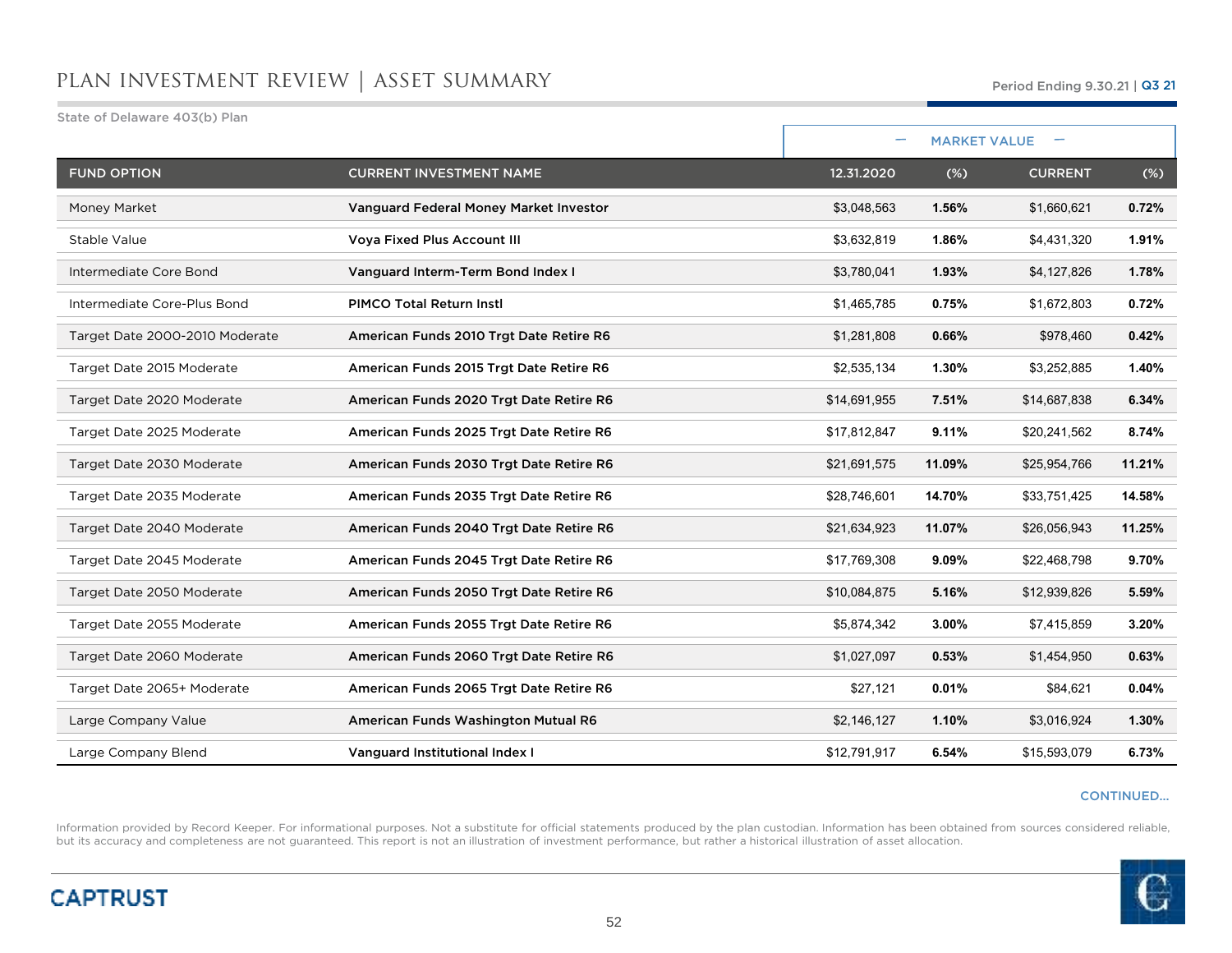# PLAN INVESTMENT REVIEW | ASSET SUMMARY

Period Ending 9.30.21 | Q3 21

State of Delaware 403(b) Plan

| | | MARKET VALUE | | | |
|---|---|---|---|---|---|
| FUND OPTION | CURRENT INVESTMENT NAME | 12.31.2020 | (%) | CURRENT | (%) |
| Money Market | **Vanguard Federal Money Market Investor** | $3,048,563 | **1.56%** | $1,660,621 | **0.72%** |
| Stable Value | **Voya Fixed Plus Account III** | $3,632,819 | **1.86%** | $4,431,320 | **1.91%** |
| Intermediate Core Bond | **Vanguard Interm-Term Bond Index I** | $3,780,041 | **1.93%** | $4,127,826 | **1.78%** |
| Intermediate Core-Plus Bond | **PIMCO Total Return Instl** | $1,465,785 | **0.75%** | $1,672,803 | **0.72%** |
| Target Date 2000-2010 Moderate | **American Funds 2010 Trgt Date Retire R6** | $1,281,808 | **0.66%** | $978,460 | **0.42%** |
| Target Date 2015 Moderate | **American Funds 2015 Trgt Date Retire R6** | $2,535,134 | **1.30%** | $3,252,885 | **1.40%** |
| Target Date 2020 Moderate | **American Funds 2020 Trgt Date Retire R6** | $14,691,955 | **7.51%** | $14,687,838 | **6.34%** |
| Target Date 2025 Moderate | **American Funds 2025 Trgt Date Retire R6** | $17,812,847 | **9.11%** | $20,241,562 | **8.74%** |
| Target Date 2030 Moderate | **American Funds 2030 Trgt Date Retire R6** | $21,691,575 | **11.09%** | $25,954,766 | **11.21%** |
| Target Date 2035 Moderate | **American Funds 2035 Trgt Date Retire R6** | $28,746,601 | **14.70%** | $33,751,425 | **14.58%** |
| Target Date 2040 Moderate | **American Funds 2040 Trgt Date Retire R6** | $21,634,923 | **11.07%** | $26,056,943 | **11.25%** |
| Target Date 2045 Moderate | **American Funds 2045 Trgt Date Retire R6** | $17,769,308 | **9.09%** | $22,468,798 | **9.70%** |
| Target Date 2050 Moderate | **American Funds 2050 Trgt Date Retire R6** | $10,084,875 | **5.16%** | $12,939,826 | **5.59%** |
| Target Date 2055 Moderate | **American Funds 2055 Trgt Date Retire R6** | $5,874,342 | **3.00%** | $7,415,859 | **3.20%** |
| Target Date 2060 Moderate | **American Funds 2060 Trgt Date Retire R6** | $1,027,097 | **0.53%** | $1,454,950 | **0.63%** |
| Target Date 2065+ Moderate | **American Funds 2065 Trgt Date Retire R6** | $27,121 | **0.01%** | $84,621 | **0.04%** |
| Large Company Value | **American Funds Washington Mutual R6** | $2,146,127 | **1.10%** | $3,016,924 | **1.30%** |
| Large Company Blend | **Vanguard Institutional Index I** | $12,791,917 | **6.54%** | $15,593,079 | **6.73%** |

CONTINUED...

Information provided by Record Keeper. For informational purposes. Not a substitute for official statements produced by the plan custodian. Information has been obtained from sources considered reliable, but its accuracy and completeness are not guaranteed. This report is not an illustration of investment performance, but rather a historical illustration of asset allocation.

CAPTRUST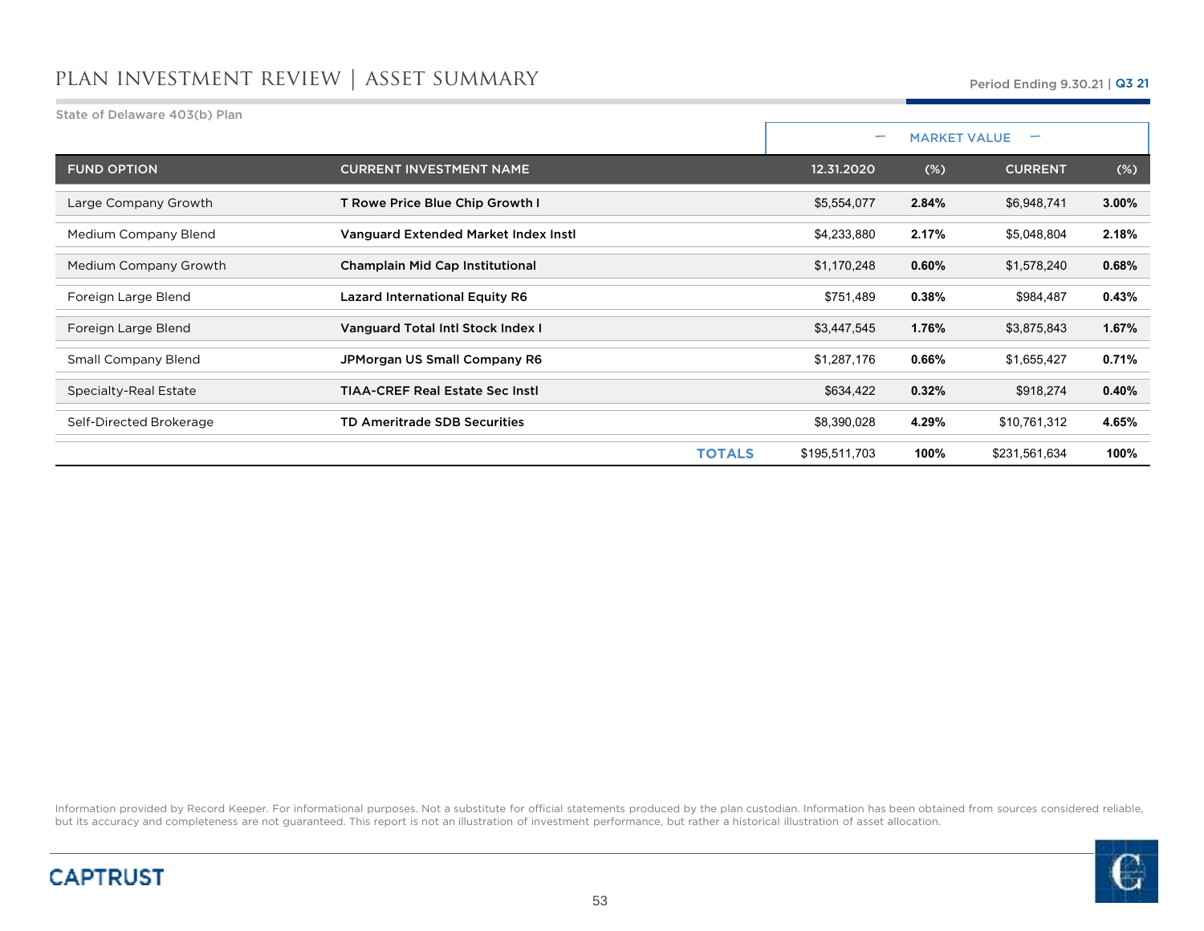# PLAN INVESTMENT REVIEW | ASSET SUMMARY

Period Ending 9.30.21 | Q3 21

State of Delaware 403(b) Plan

| | | MARKET VALUE | | | |
|---|---|---|---|---|---|
| FUND OPTION | CURRENT INVESTMENT NAME | 12.31.2020 | (%) | CURRENT | (%) |
| Large Company Growth | **T Rowe Price Blue Chip Growth I** | $5,554,077 | **2.84%** | $6,948,741 | **3.00%** |
| Medium Company Blend | **Vanguard Extended Market Index Instl** | $4,233,880 | **2.17%** | $5,048,804 | **2.18%** |
| Medium Company Growth | **Champlain Mid Cap Institutional** | $1,170,248 | **0.60%** | $1,578,240 | **0.68%** |
| Foreign Large Blend | **Lazard International Equity R6** | $751,489 | **0.38%** | $984,487 | **0.43%** |
| Foreign Large Blend | **Vanguard Total Intl Stock Index I** | $3,447,545 | **1.76%** | $3,875,843 | **1.67%** |
| Small Company Blend | **JPMorgan US Small Company R6** | $1,287,176 | **0.66%** | $1,655,427 | **0.71%** |
| Specialty-Real Estate | **TIAA-CREF Real Estate Sec Instl** | $634,422 | **0.32%** | $918,274 | **0.40%** |
| Self-Directed Brokerage | **TD Ameritrade SDB Securities** | $8,390,028 | **4.29%** | $10,761,312 | **4.65%** |
| | **TOTALS** | $195,511,703 | **100%** | $231,561,634 | **100%** |

Information provided by Record Keeper. For informational purposes. Not a substitute for official statements produced by the plan custodian. Information has been obtained from sources considered reliable, but its accuracy and completeness are not guaranteed. This report is not an illustration of investment performance, but rather a historical illustration of asset allocation.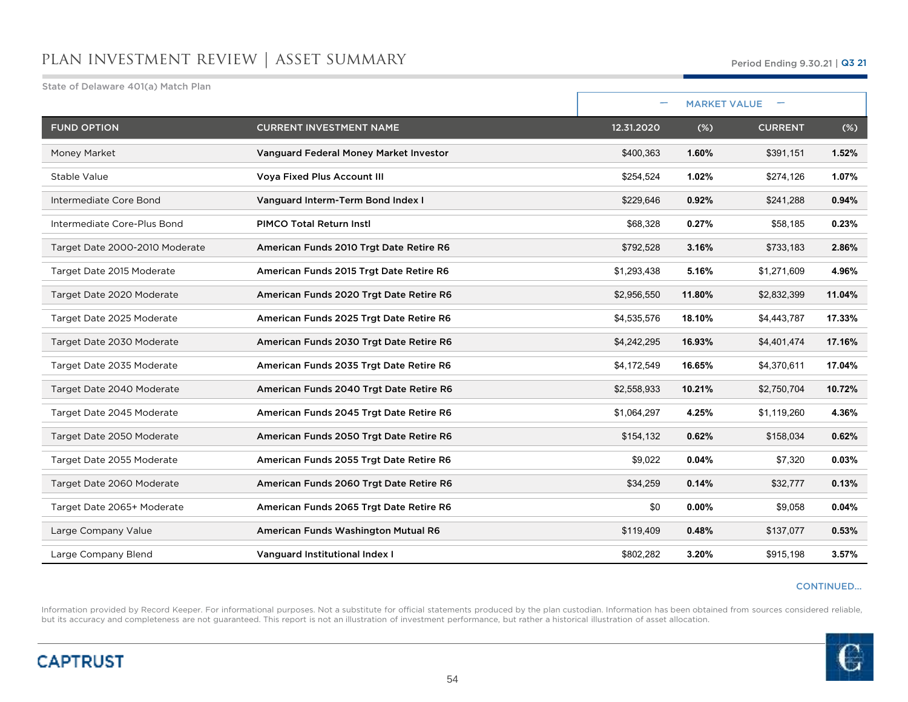# PLAN INVESTMENT REVIEW | ASSET SUMMARY

Period Ending 9.30.21 | Q3 21

State of Delaware 401(a) Match Plan

| | | MARKET VALUE | | | |
|---|---|---|---|---|---|
| FUND OPTION | CURRENT INVESTMENT NAME | 12.31.2020 | (%) | CURRENT | (%) |
| Money Market | **Vanguard Federal Money Market Investor** | $400,363 | **1.60%** | $391,151 | **1.52%** |
| Stable Value | **Voya Fixed Plus Account III** | $254,524 | **1.02%** | $274,126 | **1.07%** |
| Intermediate Core Bond | **Vanguard Interm-Term Bond Index I** | $229,646 | **0.92%** | $241,288 | **0.94%** |
| Intermediate Core-Plus Bond | **PIMCO Total Return Instl** | $68,328 | **0.27%** | $58,185 | **0.23%** |
| Target Date 2000-2010 Moderate | **American Funds 2010 Trgt Date Retire R6** | $792,528 | **3.16%** | $733,183 | **2.86%** |
| Target Date 2015 Moderate | **American Funds 2015 Trgt Date Retire R6** | $1,293,438 | **5.16%** | $1,271,609 | **4.96%** |
| Target Date 2020 Moderate | **American Funds 2020 Trgt Date Retire R6** | $2,956,550 | **11.80%** | $2,832,399 | **11.04%** |
| Target Date 2025 Moderate | **American Funds 2025 Trgt Date Retire R6** | $4,535,576 | **18.10%** | $4,443,787 | **17.33%** |
| Target Date 2030 Moderate | **American Funds 2030 Trgt Date Retire R6** | $4,242,295 | **16.93%** | $4,401,474 | **17.16%** |
| Target Date 2035 Moderate | **American Funds 2035 Trgt Date Retire R6** | $4,172,549 | **16.65%** | $4,370,611 | **17.04%** |
| Target Date 2040 Moderate | **American Funds 2040 Trgt Date Retire R6** | $2,558,933 | **10.21%** | $2,750,704 | **10.72%** |
| Target Date 2045 Moderate | **American Funds 2045 Trgt Date Retire R6** | $1,064,297 | **4.25%** | $1,119,260 | **4.36%** |
| Target Date 2050 Moderate | **American Funds 2050 Trgt Date Retire R6** | $154,132 | **0.62%** | $158,034 | **0.62%** |
| Target Date 2055 Moderate | **American Funds 2055 Trgt Date Retire R6** | $9,022 | **0.04%** | $7,320 | **0.03%** |
| Target Date 2060 Moderate | **American Funds 2060 Trgt Date Retire R6** | $34,259 | **0.14%** | $32,777 | **0.13%** |
| Target Date 2065+ Moderate | **American Funds 2065 Trgt Date Retire R6** | $0 | **0.00%** | $9,058 | **0.04%** |
| Large Company Value | **American Funds Washington Mutual R6** | $119,409 | **0.48%** | $137,077 | **0.53%** |
| Large Company Blend | **Vanguard Institutional Index I** | $802,282 | **3.20%** | $915,198 | **3.57%** |

CONTINUED...

Information provided by Record Keeper. For informational purposes. Not a substitute for official statements produced by the plan custodian. Information has been obtained from sources considered reliable, but its accuracy and completeness are not guaranteed. This report is not an illustration of investment performance, but rather a historical illustration of asset allocation.

CAPTRUST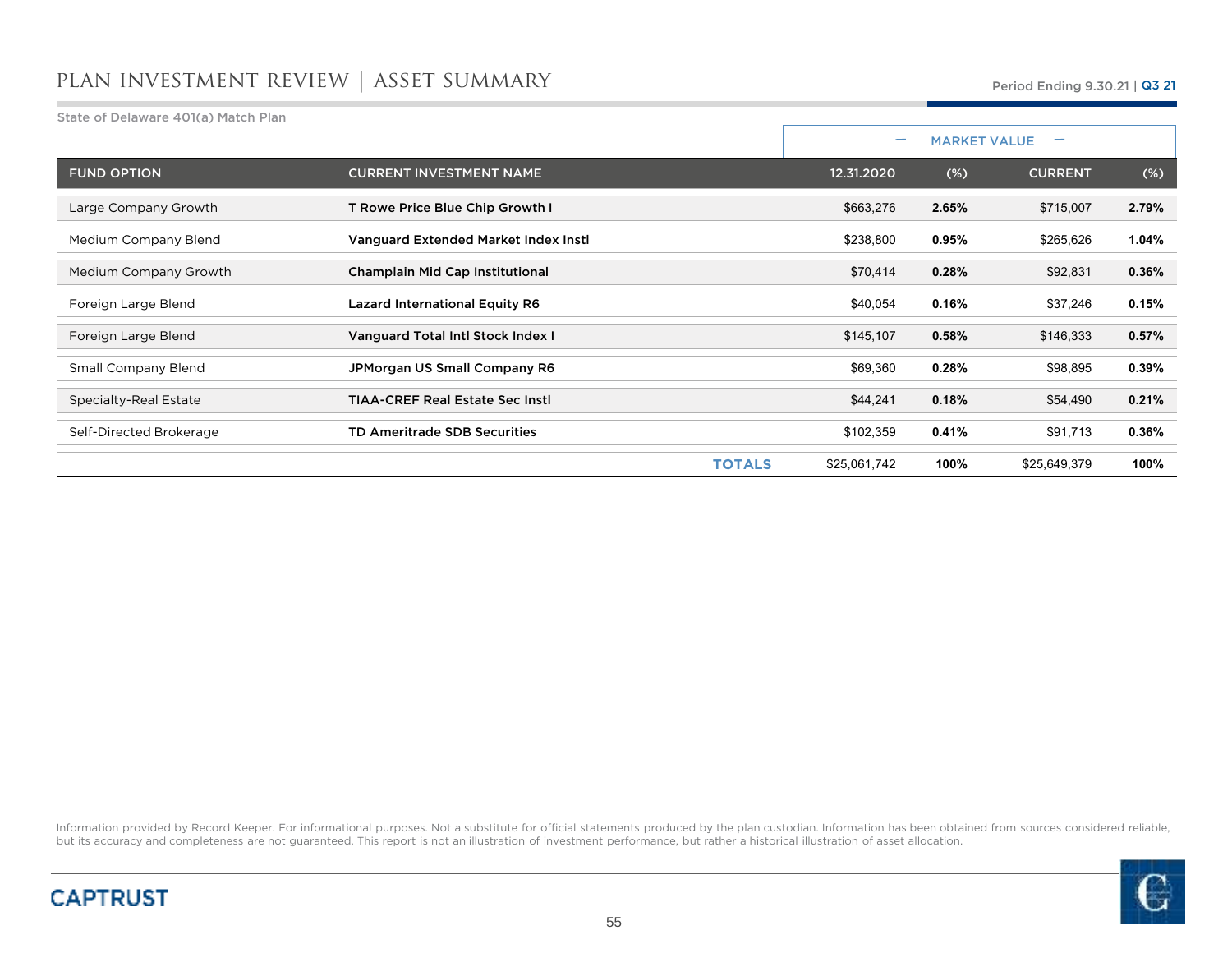# PLAN INVESTMENT REVIEW | ASSET SUMMARY

Period Ending 9.30.21 | Q3 21

State of Delaware 401(a) Match Plan

| | | MARKET VALUE | | | |
|---|---|---|---|---|---|
| FUND OPTION | CURRENT INVESTMENT NAME | 12.31.2020 | (%) | CURRENT | (%) |
| Large Company Growth | **T Rowe Price Blue Chip Growth I** | $663,276 | **2.65%** | $715,007 | **2.79%** |
| Medium Company Blend | **Vanguard Extended Market Index Instl** | $238,800 | **0.95%** | $265,626 | **1.04%** |
| Medium Company Growth | **Champlain Mid Cap Institutional** | $70,414 | **0.28%** | $92,831 | **0.36%** |
| Foreign Large Blend | **Lazard International Equity R6** | $40,054 | **0.16%** | $37,246 | **0.15%** |
| Foreign Large Blend | **Vanguard Total Intl Stock Index I** | $145,107 | **0.58%** | $146,333 | **0.57%** |
| Small Company Blend | **JPMorgan US Small Company R6** | $69,360 | **0.28%** | $98,895 | **0.39%** |
| Specialty-Real Estate | **TIAA-CREF Real Estate Sec Instl** | $44,241 | **0.18%** | $54,490 | **0.21%** |
| Self-Directed Brokerage | **TD Ameritrade SDB Securities** | $102,359 | **0.41%** | $91,713 | **0.36%** |
| | **TOTALS** | $25,061,742 | **100%** | $25,649,379 | **100%** |

Information provided by Record Keeper. For informational purposes. Not a substitute for official statements produced by the plan custodian. Information has been obtained from sources considered reliable, but its accuracy and completeness are not guaranteed. This report is not an illustration of investment performance, but rather a historical illustration of asset allocation.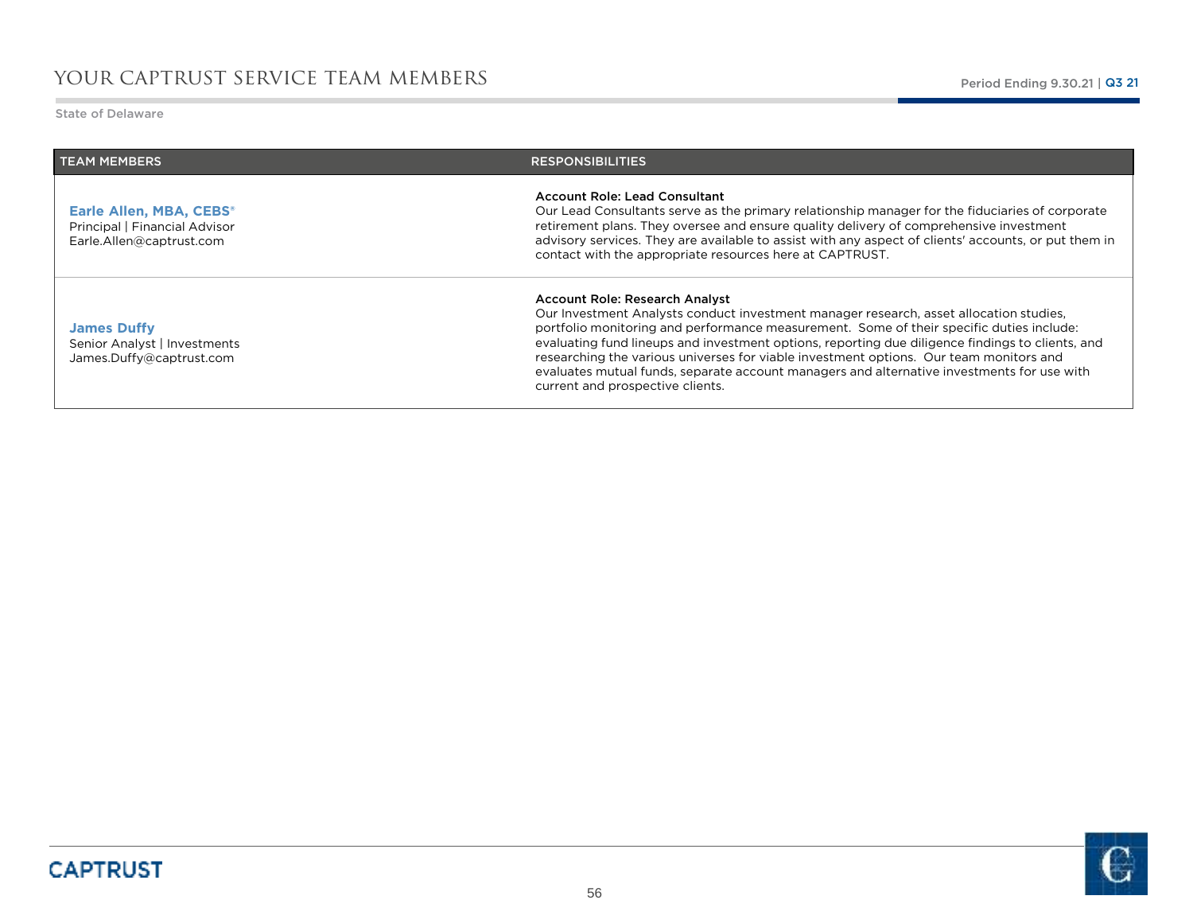# YOUR CAPTRUST SERVICE TEAM MEMBERS

Period Ending 9.30.21 | Q3 21

State of Delaware

| TEAM MEMBERS | RESPONSIBILITIES |
| --- | --- |
| **Earle Allen, MBA, CEBS®**<br>Principal \| Financial Advisor<br>Earle.Allen@captrust.com | **Account Role: Lead Consultant**<br>Our Lead Consultants serve as the primary relationship manager for the fiduciaries of corporate retirement plans. They oversee and ensure quality delivery of comprehensive investment advisory services. They are available to assist with any aspect of clients' accounts, or put them in contact with the appropriate resources here at CAPTRUST. |
| **James Duffy**<br>Senior Analyst \| Investments<br>James.Duffy@captrust.com | **Account Role: Research Analyst**<br>Our Investment Analysts conduct investment manager research, asset allocation studies, portfolio monitoring and performance measurement. Some of their specific duties include: evaluating fund lineups and investment options, reporting due diligence findings to clients, and researching the various universes for viable investment options. Our team monitors and evaluates mutual funds, separate account managers and alternative investments for use with current and prospective clients. |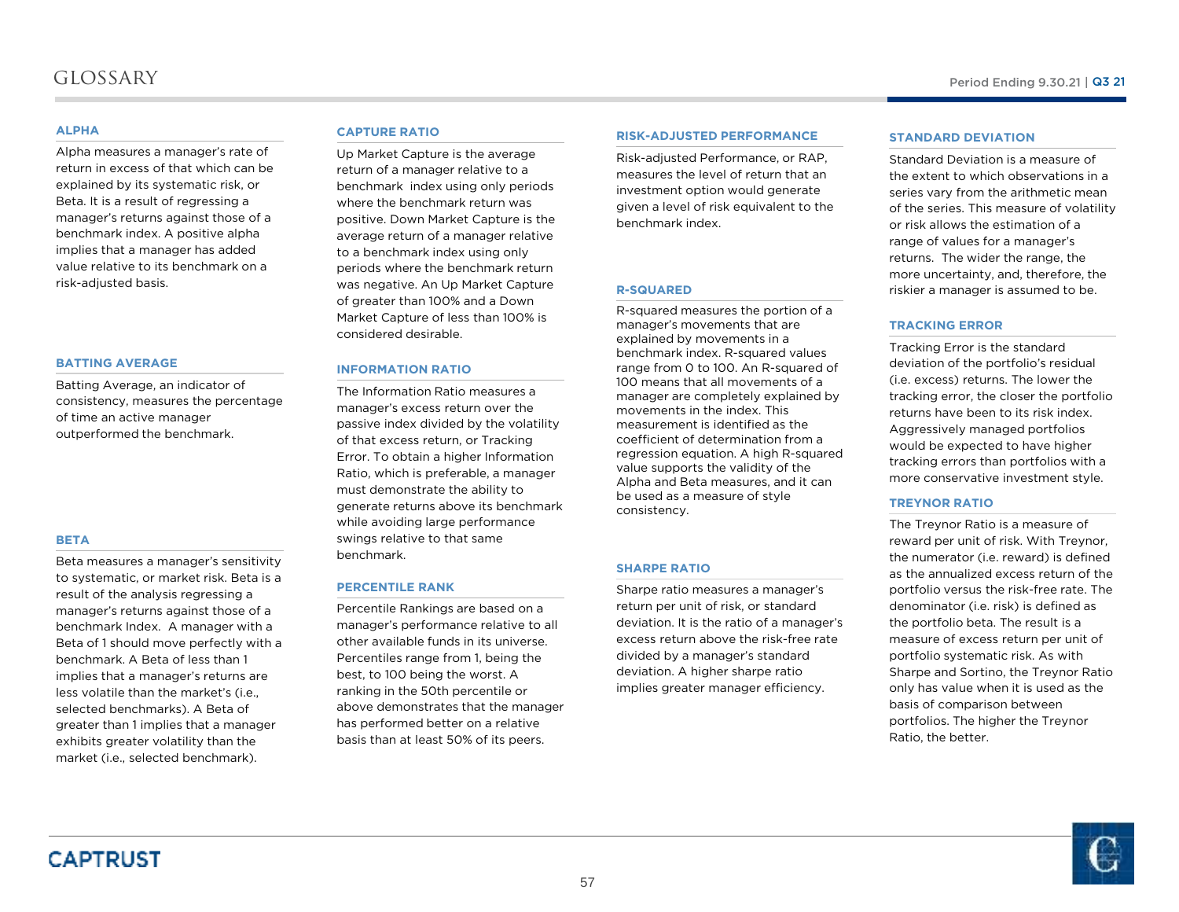# GLOSSARY

## ALPHA

Alpha measures a manager's rate of return in excess of that which can be explained by its systematic risk, or Beta. It is a result of regressing a manager's returns against those of a benchmark index. A positive alpha implies that a manager has added value relative to its benchmark on a risk-adjusted basis.

## BATTING AVERAGE

Batting Average, an indicator of consistency, measures the percentage of time an active manager outperformed the benchmark.

## BETA

Beta measures a manager's sensitivity to systematic, or market risk. Beta is a result of the analysis regressing a manager's returns against those of a benchmark Index. A manager with a Beta of 1 should move perfectly with a benchmark. A Beta of less than 1 implies that a manager's returns are less volatile than the market's (i.e., selected benchmarks). A Beta of greater than 1 implies that a manager exhibits greater volatility than the market (i.e., selected benchmark).

## CAPTURE RATIO

Up Market Capture is the average return of a manager relative to a benchmark index using only periods where the benchmark return was positive. Down Market Capture is the average return of a manager relative to a benchmark index using only periods where the benchmark return was negative. An Up Market Capture of greater than 100% and a Down Market Capture of less than 100% is considered desirable.

## INFORMATION RATIO

The Information Ratio measures a manager's excess return over the passive index divided by the volatility of that excess return, or Tracking Error. To obtain a higher Information Ratio, which is preferable, a manager must demonstrate the ability to generate returns above its benchmark while avoiding large performance swings relative to that same benchmark.

## PERCENTILE RANK

Percentile Rankings are based on a manager's performance relative to all other available funds in its universe. Percentiles range from 1, being the best, to 100 being the worst. A ranking in the 50th percentile or above demonstrates that the manager has performed better on a relative basis than at least 50% of its peers.

## RISK-ADJUSTED PERFORMANCE

Risk-adjusted Performance, or RAP, measures the level of return that an investment option would generate given a level of risk equivalent to the benchmark index.

## R-SQUARED

R-squared measures the portion of a manager's movements that are explained by movements in a benchmark index. R-squared values range from 0 to 100. An R-squared of 100 means that all movements of a manager are completely explained by movements in the index. This measurement is identified as the coefficient of determination from a regression equation. A high R-squared value supports the validity of the Alpha and Beta measures, and it can be used as a measure of style consistency.

## SHARPE RATIO

Sharpe ratio measures a manager's return per unit of risk, or standard deviation. It is the ratio of a manager's excess return above the risk-free rate divided by a manager's standard deviation. A higher sharpe ratio implies greater manager efficiency.

## STANDARD DEVIATION

Standard Deviation is a measure of the extent to which observations in a series vary from the arithmetic mean of the series. This measure of volatility or risk allows the estimation of a range of values for a manager's returns. The wider the range, the more uncertainty, and, therefore, the riskier a manager is assumed to be.

## TRACKING ERROR

Tracking Error is the standard deviation of the portfolio's residual (i.e. excess) returns. The lower the tracking error, the closer the portfolio returns have been to its risk index. Aggressively managed portfolios would be expected to have higher tracking errors than portfolios with a more conservative investment style.

## TREYNOR RATIO

The Treynor Ratio is a measure of reward per unit of risk. With Treynor, the numerator (i.e. reward) is defined as the annualized excess return of the portfolio versus the risk-free rate. The denominator (i.e. risk) is defined as the portfolio beta. The result is a measure of excess return per unit of portfolio systematic risk. As with Sharpe and Sortino, the Treynor Ratio only has value when it is used as the basis of comparison between portfolios. The higher the Treynor Ratio, the better.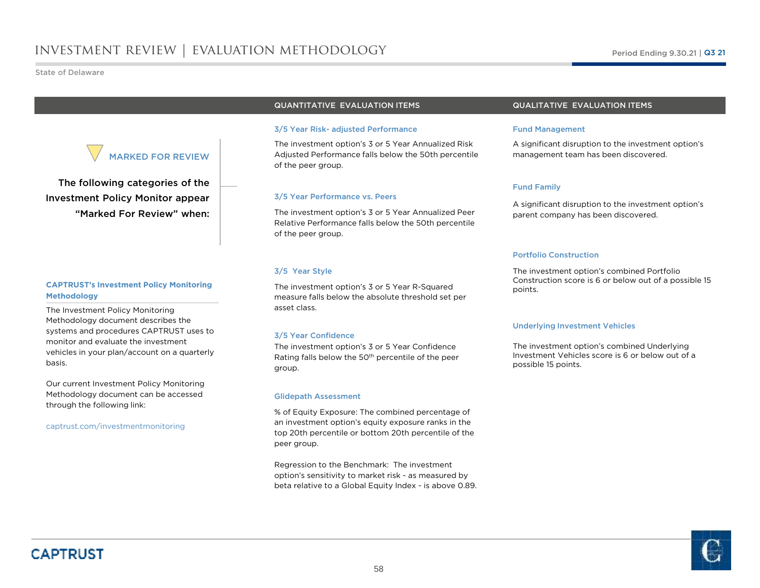# INVESTMENT REVIEW | EVALUATION METHODOLOGY

State of Delaware

**MARKED FOR REVIEW**

**The following categories of the Investment Policy Monitor appear "Marked For Review" when:**

## QUANTITATIVE EVALUATION ITEMS

### 3/5 Year Risk- adjusted Performance

The investment option's 3 or 5 Year Annualized Risk Adjusted Performance falls below the 50th percentile of the peer group.

### 3/5 Year Performance vs. Peers

The investment option's 3 or 5 Year Annualized Peer Relative Performance falls below the 50th percentile of the peer group.

### 3/5 Year Style

The investment option's 3 or 5 Year R-Squared measure falls below the absolute threshold set per asset class.

### 3/5 Year Confidence

The investment option's 3 or 5 Year Confidence Rating falls below the 50th percentile of the peer group.

### Glidepath Assessment

% of Equity Exposure: The combined percentage of an investment option's equity exposure ranks in the top 20th percentile or bottom 20th percentile of the peer group.

Regression to the Benchmark: The investment option's sensitivity to market risk - as measured by beta relative to a Global Equity Index - is above 0.89.

## QUALITATIVE EVALUATION ITEMS

### Fund Management

A significant disruption to the investment option's management team has been discovered.

### Fund Family

A significant disruption to the investment option's parent company has been discovered.

### Portfolio Construction

The investment option's combined Portfolio Construction score is 6 or below out of a possible 15 points.

### Underlying Investment Vehicles

The investment option's combined Underlying Investment Vehicles score is 6 or below out of a possible 15 points.

**CAPTRUST's Investment Policy Monitoring Methodology**

The Investment Policy Monitoring Methodology document describes the systems and procedures CAPTRUST uses to monitor and evaluate the investment vehicles in your plan/account on a quarterly basis.

Our current Investment Policy Monitoring Methodology document can be accessed through the following link:

captrust.com/investmentmonitoring